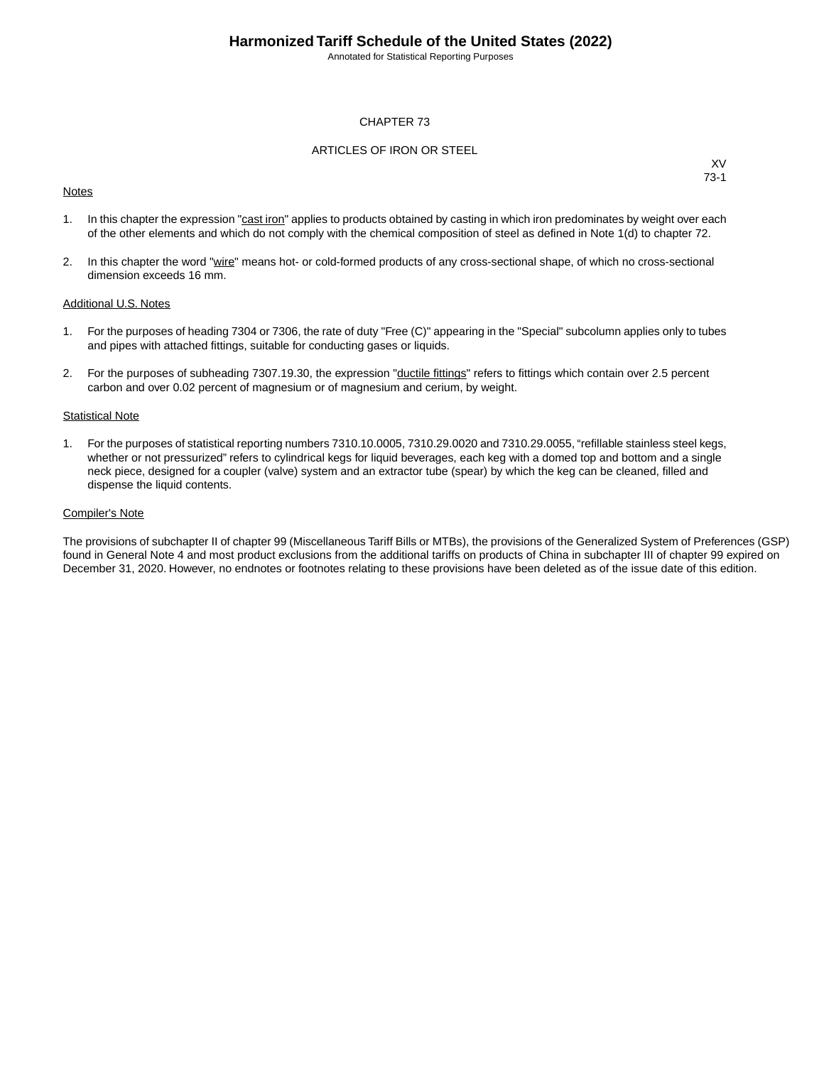# Harmonized Tariff Schedule of the United States (2022)

Annotated for Statistical Reporting Purposes

## CHAPTER 73

## ARTICLES OF IRON OR STEEL

XV
73-1

Notes

1. In this chapter the expression "cast iron" applies to products obtained by casting in which iron predominates by weight over each of the other elements and which do not comply with the chemical composition of steel as defined in Note 1(d) to chapter 72.

2. In this chapter the word "wire" means hot- or cold-formed products of any cross-sectional shape, of which no cross-sectional dimension exceeds 16 mm.

Additional U.S. Notes

1. For the purposes of heading 7304 or 7306, the rate of duty "Free (C)" appearing in the "Special" subcolumn applies only to tubes and pipes with attached fittings, suitable for conducting gases or liquids.

2. For the purposes of subheading 7307.19.30, the expression "ductile fittings" refers to fittings which contain over 2.5 percent carbon and over 0.02 percent of magnesium or of magnesium and cerium, by weight.

Statistical Note

1. For the purposes of statistical reporting numbers 7310.10.0005, 7310.29.0020 and 7310.29.0055, “refillable stainless steel kegs, whether or not pressurized” refers to cylindrical kegs for liquid beverages, each keg with a domed top and bottom and a single neck piece, designed for a coupler (valve) system and an extractor tube (spear) by which the keg can be cleaned, filled and dispense the liquid contents.

Compiler's Note

The provisions of subchapter II of chapter 99 (Miscellaneous Tariff Bills or MTBs), the provisions of the Generalized System of Preferences (GSP) found in General Note 4 and most product exclusions from the additional tariffs on products of China in subchapter III of chapter 99 expired on December 31, 2020. However, no endnotes or footnotes relating to these provisions have been deleted as of the issue date of this edition.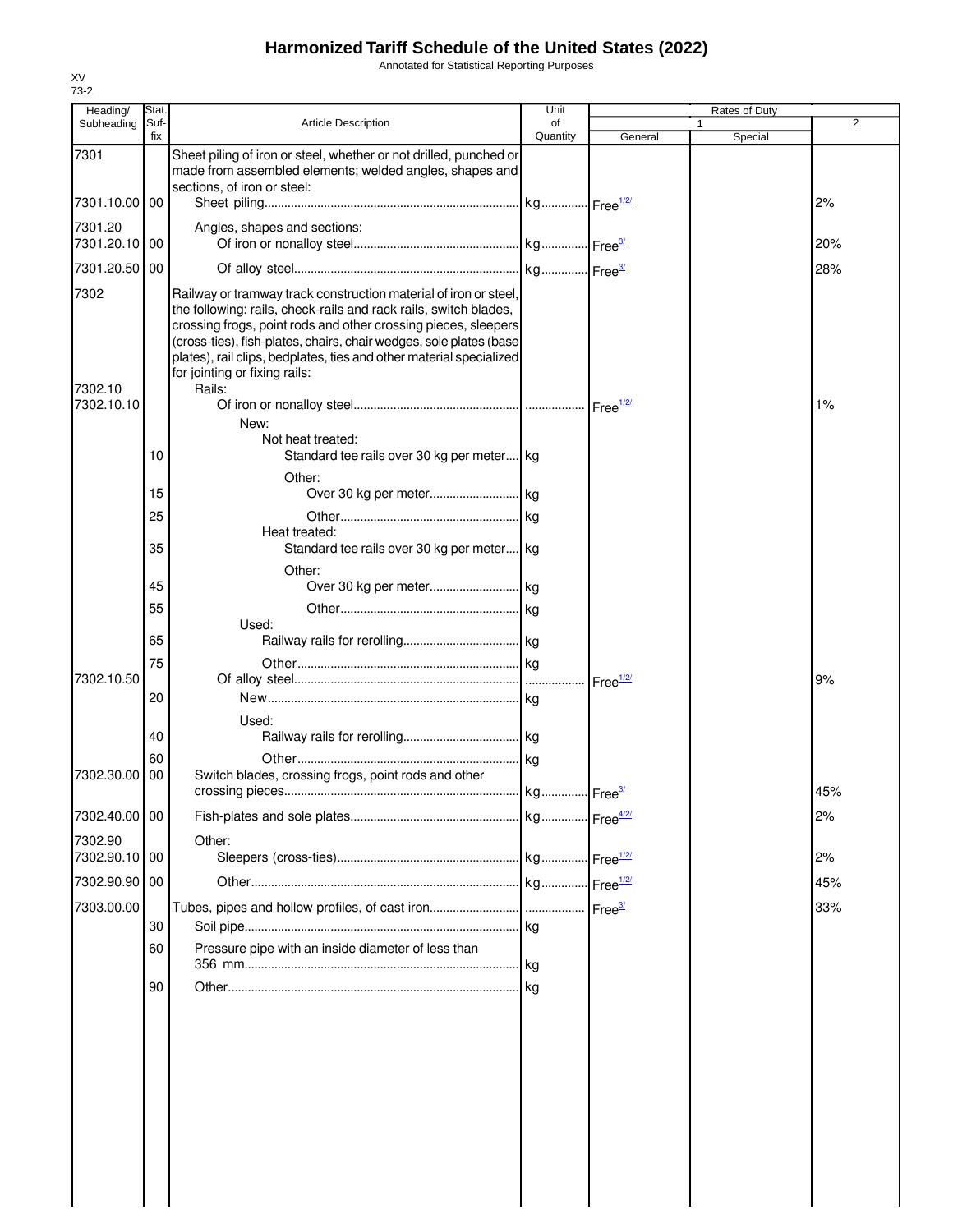# Harmonized Tariff Schedule of the United States (2022)

Annotated for Statistical Reporting Purposes

XV
73-2

| Heading/ Subheading | Stat. Suf-fix | Article Description | Unit of Quantity | Rates of Duty 1 General | Special | 2 |
|---|---|---|---|---|---|---|
| 7301 | | Sheet piling of iron or steel, whether or not drilled, punched or made from assembled elements; welded angles, shapes and sections, of iron or steel: | | | | |
| 7301.10.00 | 00 | Sheet piling | kg | Free[1/2/] | | 2% |
| 7301.20 | | Angles, shapes and sections: | | | | |
| 7301.20.10 | 00 | Of iron or nonalloy steel | kg | Free[3/] | | 20% |
| 7301.20.50 | 00 | Of alloy steel | kg | Free[3/] | | 28% |
| 7302 | | Railway or tramway track construction material of iron or steel, the following: rails, check-rails and rack rails, switch blades, crossing frogs, point rods and other crossing pieces, sleepers (cross-ties), fish-plates, chairs, chair wedges, sole plates (base plates), rail clips, bedplates, ties and other material specialized for jointing or fixing rails: | | | | |
| 7302.10 | | Rails: | | | | |
| 7302.10.10 | | Of iron or nonalloy steel | | Free[1/2/] | | 1% |
| | | New: | | | | |
| | | Not heat treated: | | | | |
| | 10 | Standard tee rails over 30 kg per meter | kg | | | |
| | | Other: | | | | |
| | 15 | Over 30 kg per meter | kg | | | |
| | 25 | Other | kg | | | |
| | | Heat treated: | | | | |
| | 35 | Standard tee rails over 30 kg per meter | kg | | | |
| | | Other: | | | | |
| | 45 | Over 30 kg per meter | kg | | | |
| | 55 | Other | kg | | | |
| | | Used: | | | | |
| | 65 | Railway rails for rerolling | kg | | | |
| | 75 | Other | kg | | | |
| 7302.10.50 | | Of alloy steel | | Free[1/2/] | | 9% |
| | 20 | New | kg | | | |
| | | Used: | | | | |
| | 40 | Railway rails for rerolling | kg | | | |
| | 60 | Other | kg | | | |
| 7302.30.00 | 00 | Switch blades, crossing frogs, point rods and other crossing pieces | kg | Free[3/] | | 45% |
| 7302.40.00 | 00 | Fish-plates and sole plates | kg | Free[4/2/] | | 2% |
| 7302.90 | | Other: | | | | |
| 7302.90.10 | 00 | Sleepers (cross-ties) | kg | Free[1/2/] | | 2% |
| 7302.90.90 | 00 | Other | kg | Free[1/2/] | | 45% |
| 7303.00.00 | | Tubes, pipes and hollow profiles, of cast iron | | Free[3/] | | 33% |
| | 30 | Soil pipe | kg | | | |
| | 60 | Pressure pipe with an inside diameter of less than 356 mm | kg | | | |
| | 90 | Other | kg | | | |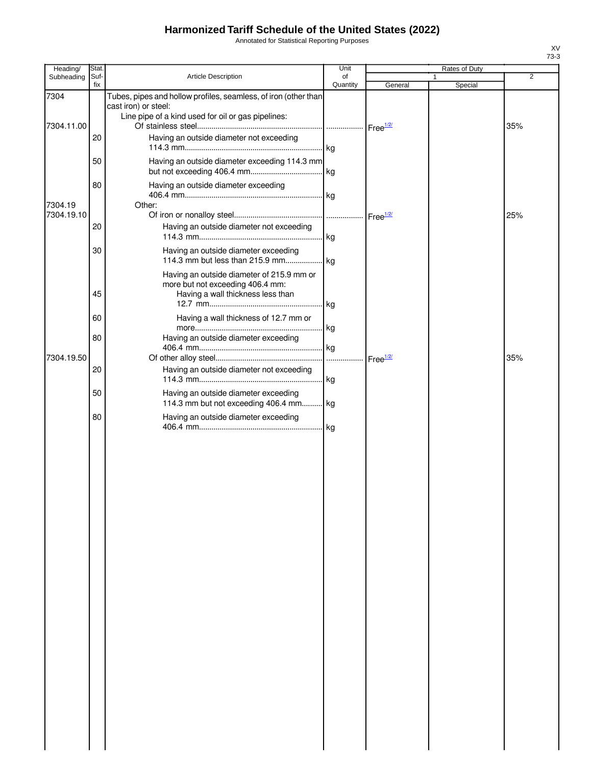# Harmonized Tariff Schedule of the United States (2022)

Annotated for Statistical Reporting Purposes

XV
73-3

| Heading/ Subheading | Stat. Suf- fix | Article Description | Unit of Quantity | Rates of Duty 1 General | Special | 2 |
|---|---|---|---|---|---|---|
| 7304 | | Tubes, pipes and hollow profiles, seamless, of iron (other than cast iron) or steel: | | | | |
| | | Line pipe of a kind used for oil or gas pipelines: | | | | |
| 7304.11.00 | | Of stainless steel | | Free[1/2/] | | 35% |
| | 20 | Having an outside diameter not exceeding 114.3 mm | kg | | | |
| | 50 | Having an outside diameter exceeding 114.3 mm but not exceeding 406.4 mm | kg | | | |
| | 80 | Having an outside diameter exceeding 406.4 mm | kg | | | |
| 7304.19 | | Other: | | | | |
| 7304.19.10 | | Of iron or nonalloy steel | | Free[1/2/] | | 25% |
| | 20 | Having an outside diameter not exceeding 114.3 mm | kg | | | |
| | 30 | Having an outside diameter exceeding 114.3 mm but less than 215.9 mm | kg | | | |
| | | Having an outside diameter of 215.9 mm or more but not exceeding 406.4 mm: | | | | |
| | 45 | Having a wall thickness less than 12.7 mm | kg | | | |
| | 60 | Having a wall thickness of 12.7 mm or more | kg | | | |
| | 80 | Having an outside diameter exceeding 406.4 mm | kg | | | |
| 7304.19.50 | | Of other alloy steel | | Free[1/2/] | | 35% |
| | 20 | Having an outside diameter not exceeding 114.3 mm | kg | | | |
| | 50 | Having an outside diameter exceeding 114.3 mm but not exceeding 406.4 mm | kg | | | |
| | 80 | Having an outside diameter exceeding 406.4 mm | kg | | | |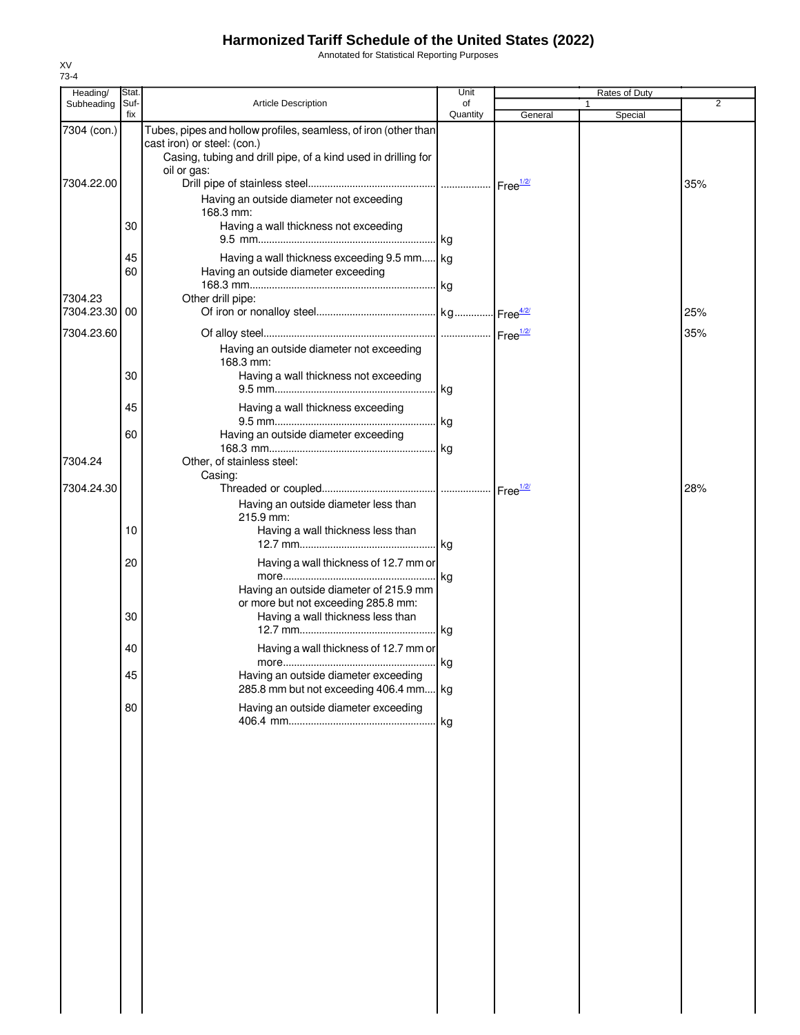# Harmonized Tariff Schedule of the United States (2022)

Annotated for Statistical Reporting Purposes

XV
73-4

| Heading/ Subheading | Stat. Suf- fix | Article Description | Unit of Quantity | Rates of Duty 1 General | Special | 2 |
|---|---|---|---|---|---|---|
| 7304 (con.) | | Tubes, pipes and hollow profiles, seamless, of iron (other than cast iron) or steel: (con.) | | | | |
| | | Casing, tubing and drill pipe, of a kind used in drilling for oil or gas: | | | | |
| 7304.22.00 | | Drill pipe of stainless steel | | Free[1/2/] | | 35% |
| | | Having an outside diameter not exceeding 168.3 mm: | | | | |
| | 30 | Having a wall thickness not exceeding 9.5 mm | kg | | | |
| | 45 | Having a wall thickness exceeding 9.5 mm | kg | | | |
| | 60 | Having an outside diameter exceeding 168.3 mm | kg | | | |
| 7304.23 | | Other drill pipe: | | | | |
| 7304.23.30 | 00 | Of iron or nonalloy steel | kg | Free[4/2/] | | 25% |
| 7304.23.60 | | Of alloy steel | | Free[1/2/] | | 35% |
| | | Having an outside diameter not exceeding 168.3 mm: | | | | |
| | 30 | Having a wall thickness not exceeding 9.5 mm | kg | | | |
| | 45 | Having a wall thickness exceeding 9.5 mm | kg | | | |
| | 60 | Having an outside diameter exceeding 168.3 mm | kg | | | |
| 7304.24 | | Other, of stainless steel: | | | | |
| | | Casing: | | | | |
| 7304.24.30 | | Threaded or coupled | | Free[1/2/] | | 28% |
| | | Having an outside diameter less than 215.9 mm: | | | | |
| | 10 | Having a wall thickness less than 12.7 mm | kg | | | |
| | 20 | Having a wall thickness of 12.7 mm or more | kg | | | |
| | | Having an outside diameter of 215.9 mm or more but not exceeding 285.8 mm: | | | | |
| | 30 | Having a wall thickness less than 12.7 mm | kg | | | |
| | 40 | Having a wall thickness of 12.7 mm or more | kg | | | |
| | 45 | Having an outside diameter exceeding 285.8 mm but not exceeding 406.4 mm | kg | | | |
| | 80 | Having an outside diameter exceeding 406.4 mm | kg | | | |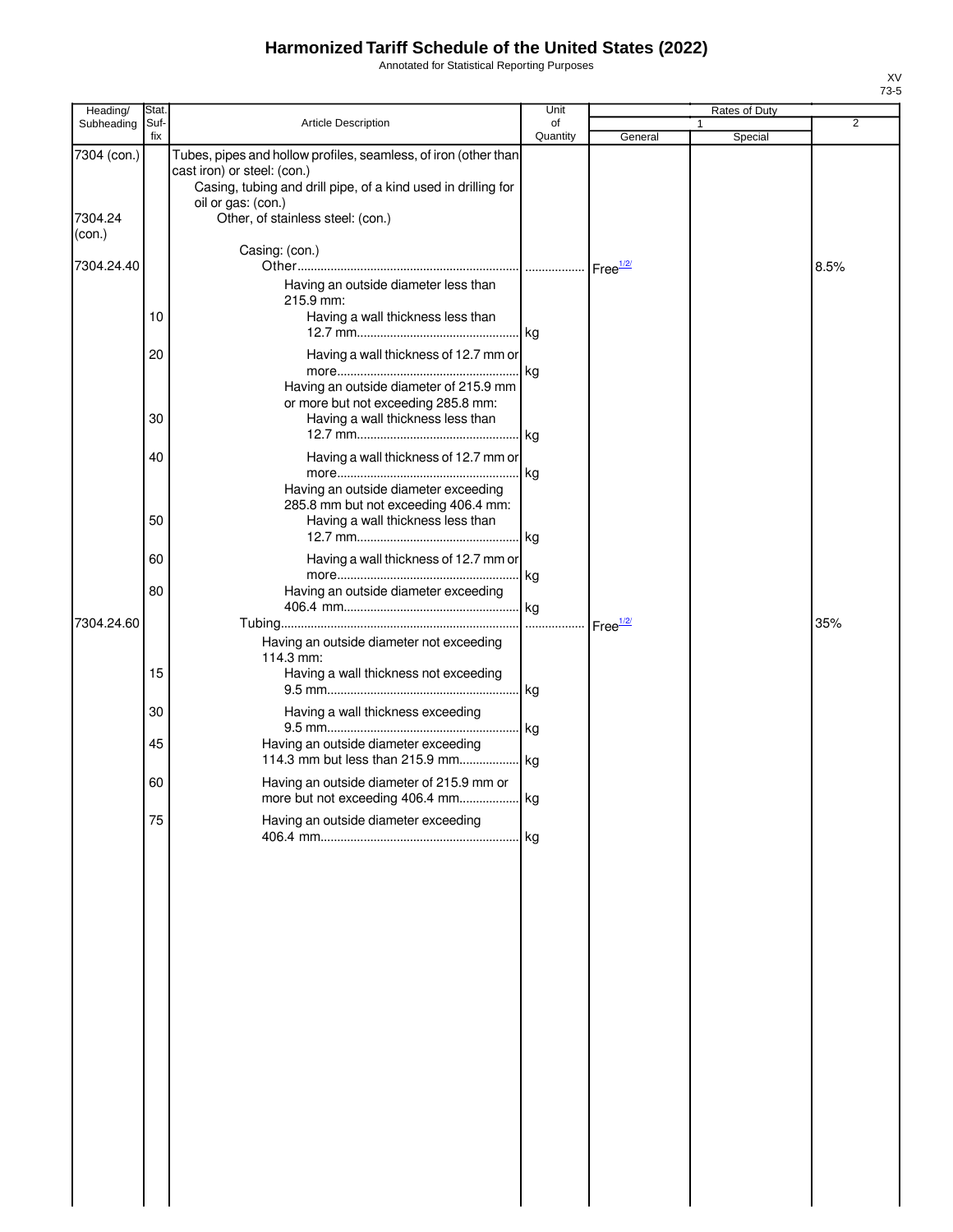# Harmonized Tariff Schedule of the United States (2022)

Annotated for Statistical Reporting Purposes

XV
73-5

| Heading/ Subheading | Stat. Suf- fix | Article Description | Unit of Quantity | Rates of Duty 1 General | Special | 2 |
|---|---|---|---|---|---|---|
| 7304 (con.) | | Tubes, pipes and hollow profiles, seamless, of iron (other than cast iron) or steel: (con.) | | | | |
| | | Casing, tubing and drill pipe, of a kind used in drilling for oil or gas: (con.) | | | | |
| 7304.24 (con.) | | Other, of stainless steel: (con.) | | | | |
| | | Casing: (con.) | | | | |
| 7304.24.40 | | Other | | Free[1/2/] | | 8.5% |
| | | Having an outside diameter less than 215.9 mm: | | | | |
| | 10 | Having a wall thickness less than 12.7 mm | kg | | | |
| | 20 | Having a wall thickness of 12.7 mm or more | kg | | | |
| | | Having an outside diameter of 215.9 mm or more but not exceeding 285.8 mm: | | | | |
| | 30 | Having a wall thickness less than 12.7 mm | kg | | | |
| | 40 | Having a wall thickness of 12.7 mm or more | kg | | | |
| | | Having an outside diameter exceeding 285.8 mm but not exceeding 406.4 mm: | | | | |
| | 50 | Having a wall thickness less than 12.7 mm | kg | | | |
| | 60 | Having a wall thickness of 12.7 mm or more | kg | | | |
| | 80 | Having an outside diameter exceeding 406.4 mm | kg | | | |
| 7304.24.60 | | Tubing | | Free[1/2/] | | 35% |
| | | Having an outside diameter not exceeding 114.3 mm: | | | | |
| | 15 | Having a wall thickness not exceeding 9.5 mm | kg | | | |
| | 30 | Having a wall thickness exceeding 9.5 mm | kg | | | |
| | 45 | Having an outside diameter exceeding 114.3 mm but less than 215.9 mm | kg | | | |
| | 60 | Having an outside diameter of 215.9 mm or more but not exceeding 406.4 mm | kg | | | |
| | 75 | Having an outside diameter exceeding 406.4 mm | kg | | | |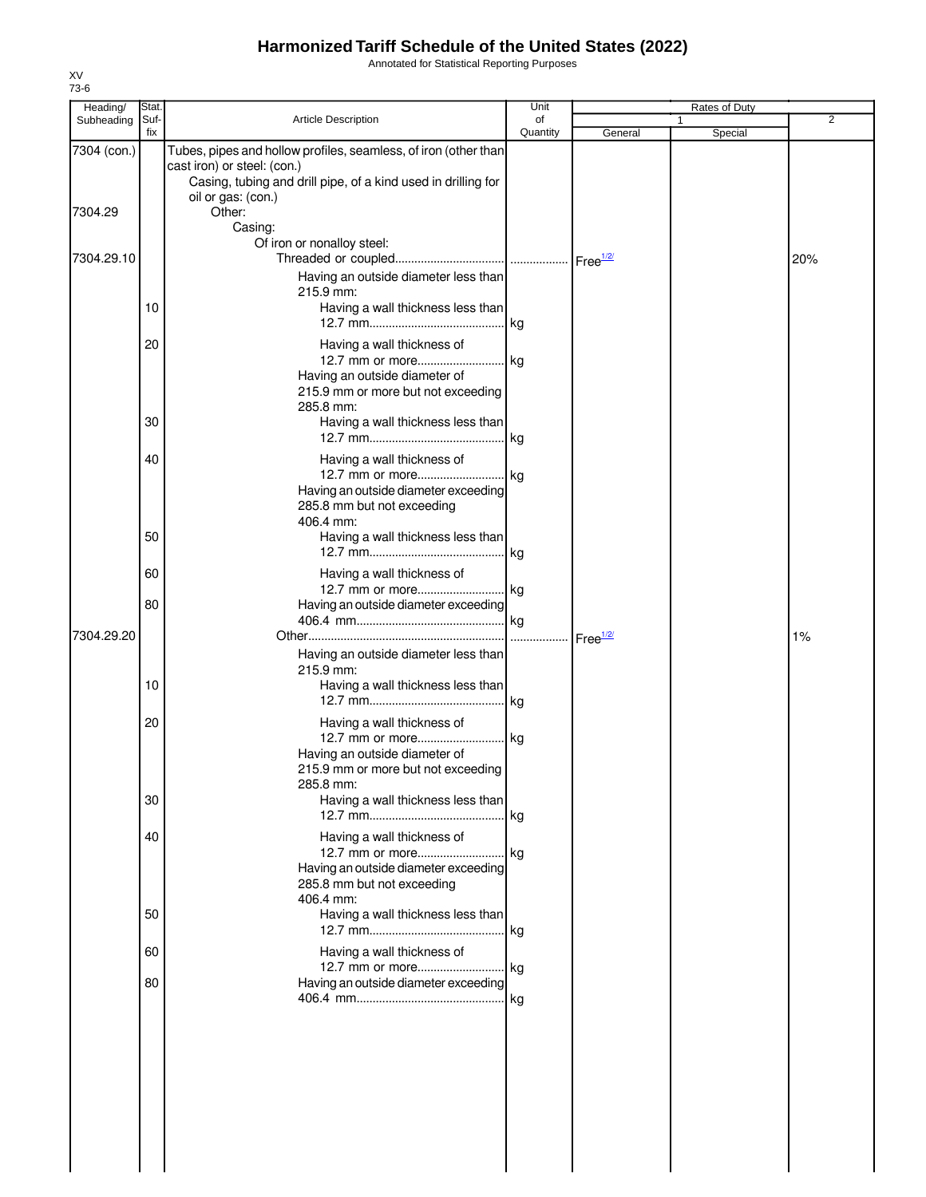# Harmonized Tariff Schedule of the United States (2022)

Annotated for Statistical Reporting Purposes

XV
73-6

| Heading/ Subheading | Stat. Suf- fix | Article Description | Unit of Quantity | Rates of Duty 1 General | Rates of Duty 1 Special | Rates of Duty 2 |
|---|---|---|---|---|---|---|
| 7304 (con.) | | Tubes, pipes and hollow profiles, seamless, of iron (other than cast iron) or steel: (con.) | | | | |
| | | Casing, tubing and drill pipe, of a kind used in drilling for oil or gas: (con.) | | | | |
| 7304.29 | | Other: | | | | |
| | | Casing: | | | | |
| | | Of iron or nonalloy steel: | | | | |
| 7304.29.10 | | Threaded or coupled | | Free[1/2/] | | 20% |
| | | Having an outside diameter less than 215.9 mm: | | | | |
| | 10 | Having a wall thickness less than 12.7 mm | kg | | | |
| | 20 | Having a wall thickness of 12.7 mm or more | kg | | | |
| | | Having an outside diameter of 215.9 mm or more but not exceeding 285.8 mm: | | | | |
| | 30 | Having a wall thickness less than 12.7 mm | kg | | | |
| | 40 | Having a wall thickness of 12.7 mm or more | kg | | | |
| | | Having an outside diameter exceeding 285.8 mm but not exceeding 406.4 mm: | | | | |
| | 50 | Having a wall thickness less than 12.7 mm | kg | | | |
| | 60 | Having a wall thickness of 12.7 mm or more | kg | | | |
| | 80 | Having an outside diameter exceeding 406.4 mm | kg | | | |
| 7304.29.20 | | Other | | Free[1/2/] | | 1% |
| | | Having an outside diameter less than 215.9 mm: | | | | |
| | 10 | Having a wall thickness less than 12.7 mm | kg | | | |
| | 20 | Having a wall thickness of 12.7 mm or more | kg | | | |
| | | Having an outside diameter of 215.9 mm or more but not exceeding 285.8 mm: | | | | |
| | 30 | Having a wall thickness less than 12.7 mm | kg | | | |
| | 40 | Having a wall thickness of 12.7 mm or more | kg | | | |
| | | Having an outside diameter exceeding 285.8 mm but not exceeding 406.4 mm: | | | | |
| | 50 | Having a wall thickness less than 12.7 mm | kg | | | |
| | 60 | Having a wall thickness of 12.7 mm or more | kg | | | |
| | 80 | Having an outside diameter exceeding 406.4 mm | kg | | | |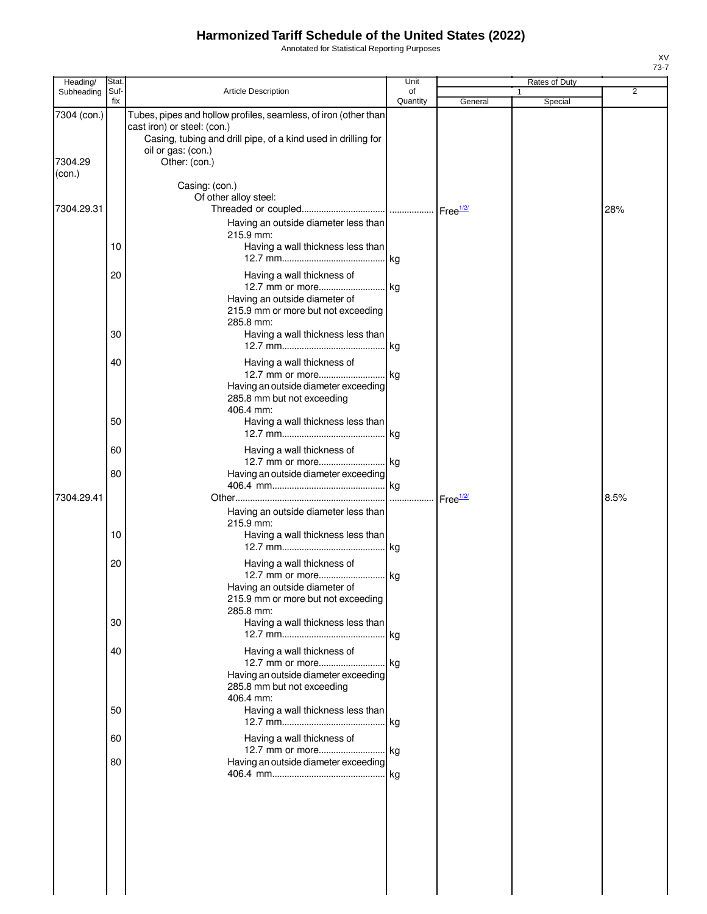# Harmonized Tariff Schedule of the United States (2022)

Annotated for Statistical Reporting Purposes

XV
73-7

| Heading/ Subheading | Stat. Suf- fix | Article Description | Unit of Quantity | Rates of Duty 1 General | Special | 2 |
|---|---|---|---|---|---|---|
| 7304 (con.) | | Tubes, pipes and hollow profiles, seamless, of iron (other than cast iron) or steel: (con.) | | | | |
| | | Casing, tubing and drill pipe, of a kind used in drilling for oil or gas: (con.) | | | | |
| 7304.29 (con.) | | Other: (con.) | | | | |
| | | Casing: (con.) | | | | |
| | | Of other alloy steel: | | | | |
| 7304.29.31 | | Threaded or coupled | | Free[1/2/] | | 28% |
| | | Having an outside diameter less than 215.9 mm: | | | | |
| | 10 | Having a wall thickness less than 12.7 mm | kg | | | |
| | 20 | Having a wall thickness of 12.7 mm or more | kg | | | |
| | | Having an outside diameter of 215.9 mm or more but not exceeding 285.8 mm: | | | | |
| | 30 | Having a wall thickness less than 12.7 mm | kg | | | |
| | 40 | Having a wall thickness of 12.7 mm or more | kg | | | |
| | | Having an outside diameter exceeding 285.8 mm but not exceeding 406.4 mm: | | | | |
| | 50 | Having a wall thickness less than 12.7 mm | kg | | | |
| | 60 | Having a wall thickness of 12.7 mm or more | kg | | | |
| | 80 | Having an outside diameter exceeding 406.4 mm | kg | | | |
| 7304.29.41 | | Other | | Free[1/2/] | | 8.5% |
| | | Having an outside diameter less than 215.9 mm: | | | | |
| | 10 | Having a wall thickness less than 12.7 mm | kg | | | |
| | 20 | Having a wall thickness of 12.7 mm or more | kg | | | |
| | | Having an outside diameter of 215.9 mm or more but not exceeding 285.8 mm: | | | | |
| | 30 | Having a wall thickness less than 12.7 mm | kg | | | |
| | 40 | Having a wall thickness of 12.7 mm or more | kg | | | |
| | | Having an outside diameter exceeding 285.8 mm but not exceeding 406.4 mm: | | | | |
| | 50 | Having a wall thickness less than 12.7 mm | kg | | | |
| | 60 | Having a wall thickness of 12.7 mm or more | kg | | | |
| | 80 | Having an outside diameter exceeding 406.4 mm | kg | | | |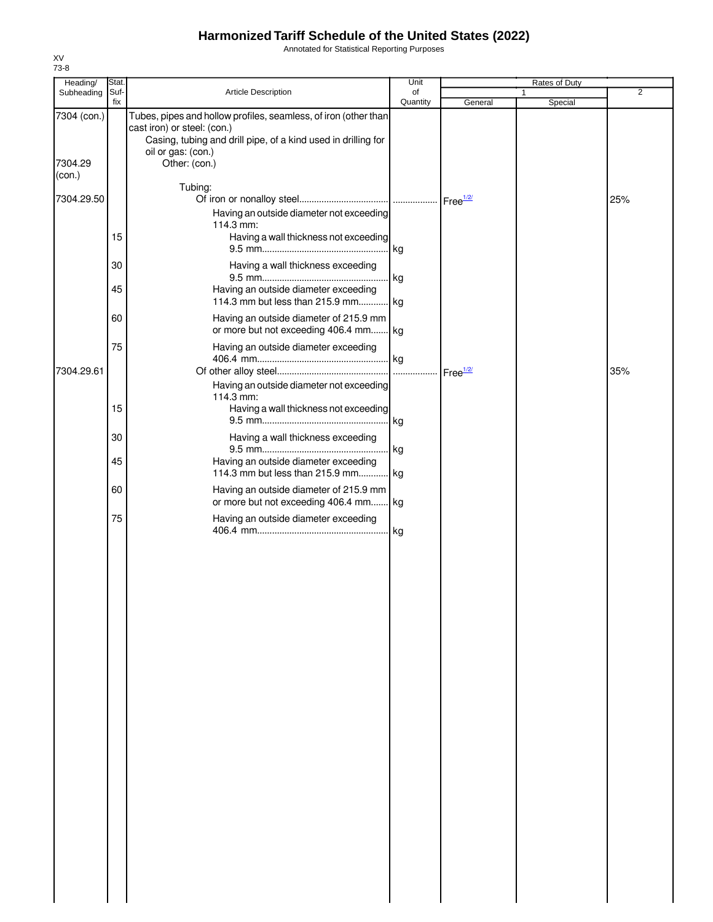# Harmonized Tariff Schedule of the United States (2022)

Annotated for Statistical Reporting Purposes

XV
73-8

| Heading/ Subheading | Stat. Suf- fix | Article Description | Unit of Quantity | Rates of Duty 1 General | Rates of Duty 1 Special | Rates of Duty 2 |
|---|---|---|---|---|---|---|
| 7304 (con.) | | Tubes, pipes and hollow profiles, seamless, of iron (other than cast iron) or steel: (con.) | | | | |
| | | Casing, tubing and drill pipe, of a kind used in drilling for oil or gas: (con.) | | | | |
| 7304.29 (con.) | | Other: (con.) | | | | |
| | | Tubing: | | | | |
| 7304.29.50 | | Of iron or nonalloy steel | | Free1/2/ | | 25% |
| | | Having an outside diameter not exceeding 114.3 mm: | | | | |
| | 15 | Having a wall thickness not exceeding 9.5 mm | kg | | | |
| | 30 | Having a wall thickness exceeding 9.5 mm | kg | | | |
| | 45 | Having an outside diameter exceeding 114.3 mm but less than 215.9 mm | kg | | | |
| | 60 | Having an outside diameter of 215.9 mm or more but not exceeding 406.4 mm | kg | | | |
| | 75 | Having an outside diameter exceeding 406.4 mm | kg | | | |
| 7304.29.61 | | Of other alloy steel | | Free1/2/ | | 35% |
| | | Having an outside diameter not exceeding 114.3 mm: | | | | |
| | 15 | Having a wall thickness not exceeding 9.5 mm | kg | | | |
| | 30 | Having a wall thickness exceeding 9.5 mm | kg | | | |
| | 45 | Having an outside diameter exceeding 114.3 mm but less than 215.9 mm | kg | | | |
| | 60 | Having an outside diameter of 215.9 mm or more but not exceeding 406.4 mm | kg | | | |
| | 75 | Having an outside diameter exceeding 406.4 mm | kg | | | |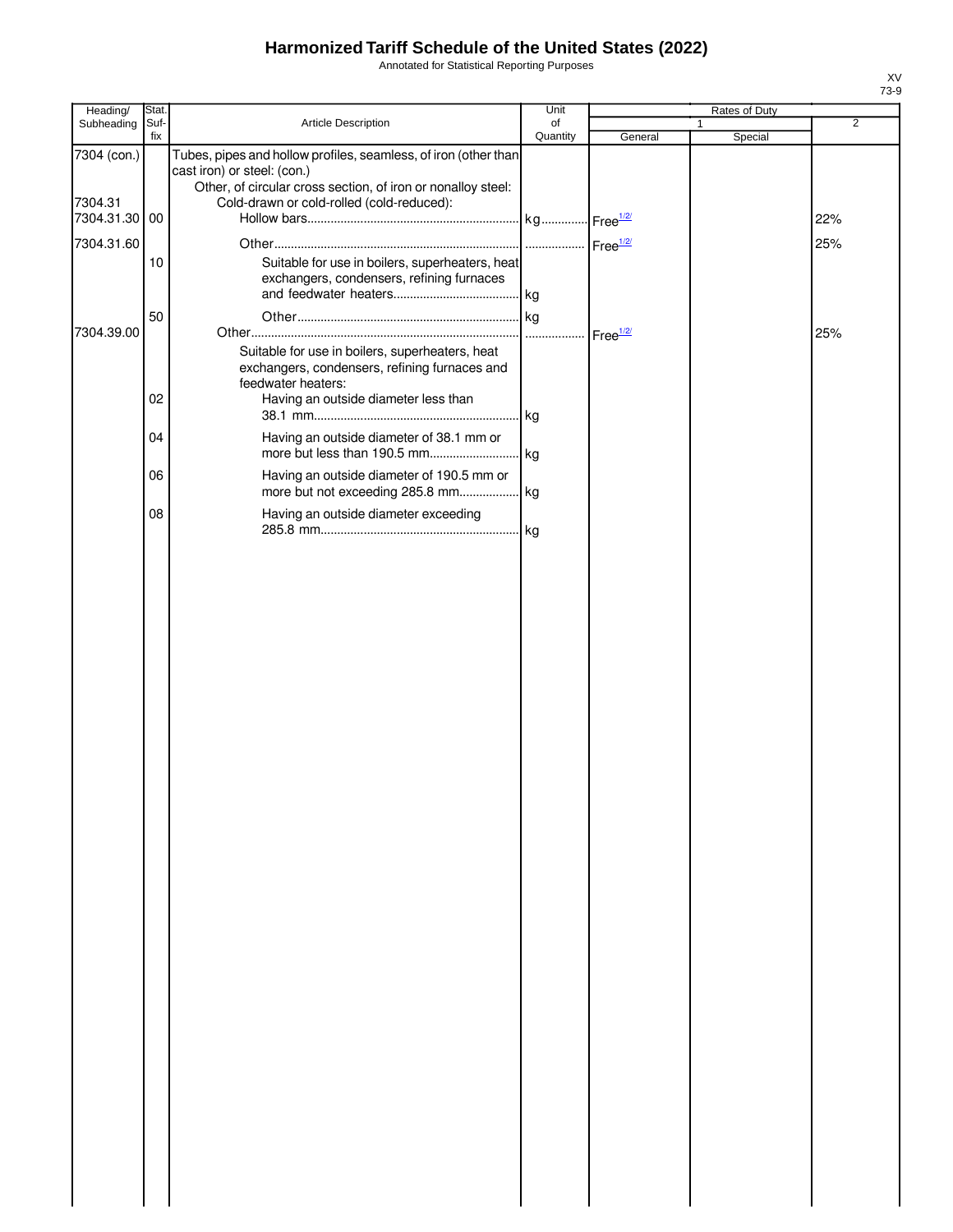# Harmonized Tariff Schedule of the United States (2022)

Annotated for Statistical Reporting Purposes

| Heading/ Subheading | Stat. Suf- fix | Article Description | Unit of Quantity | Rates of Duty | | |
|---|---|---|---|---|---|---|
| | | | | 1 | | 2 |
| | | | | General | Special | |
| 7304 (con.) | | Tubes, pipes and hollow profiles, seamless, of iron (other than cast iron) or steel: (con.) | | | | |
| | | Other, of circular cross section, of iron or nonalloy steel: | | | | |
| 7304.31 | | Cold-drawn or cold-rolled (cold-reduced): | | | | |
| 7304.31.30 | 00 | Hollow bars | kg | Free[1/2/] | | 22% |
| 7304.31.60 | | Other | | Free[1/2/] | | 25% |
| | 10 | Suitable for use in boilers, superheaters, heat exchangers, condensers, refining furnaces and feedwater heaters | kg | | | |
| | 50 | Other | kg | | | |
| 7304.39.00 | | Other | | Free[1/2/] | | 25% |
| | | Suitable for use in boilers, superheaters, heat exchangers, condensers, refining furnaces and feedwater heaters: | | | | |
| | 02 | Having an outside diameter less than 38.1 mm | kg | | | |
| | 04 | Having an outside diameter of 38.1 mm or more but less than 190.5 mm | kg | | | |
| | 06 | Having an outside diameter of 190.5 mm or more but not exceeding 285.8 mm | kg | | | |
| | 08 | Having an outside diameter exceeding 285.8 mm | kg | | | |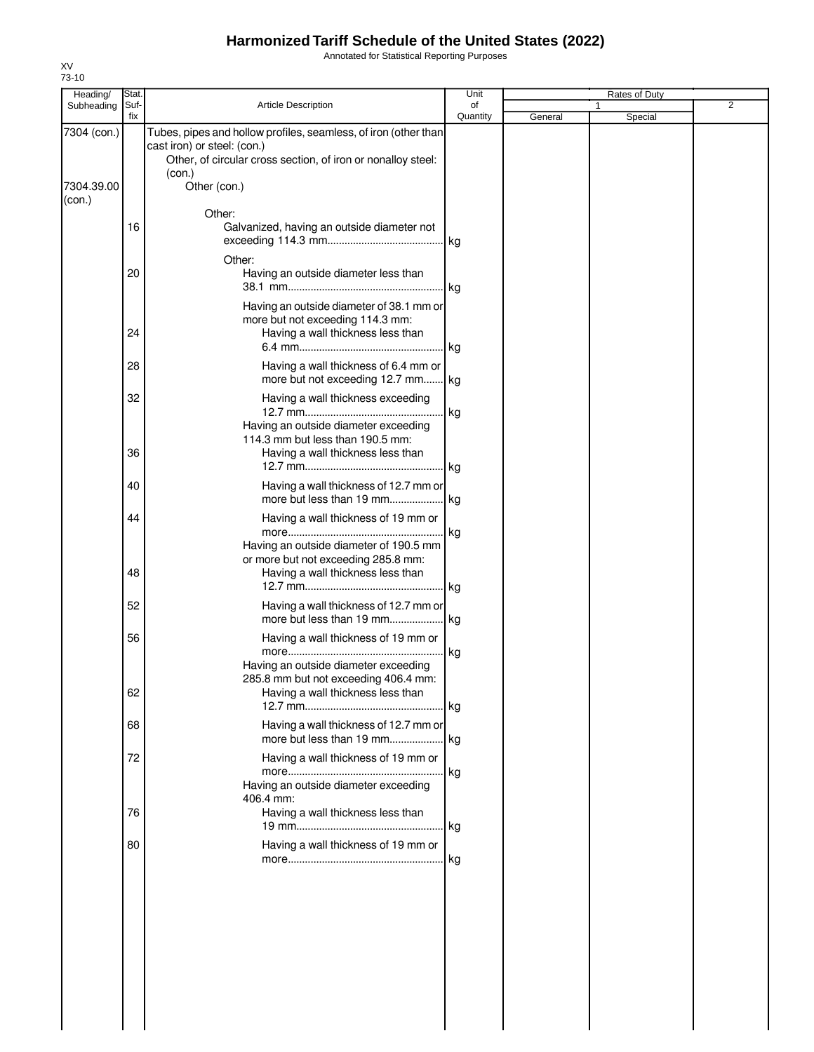# Harmonized Tariff Schedule of the United States (2022)

Annotated for Statistical Reporting Purposes

XV
73-10

| Heading/ Subheading | Stat. Suf- fix | Article Description | Unit of Quantity | Rates of Duty 1 General | Special | 2 |
|---|---|---|---|---|---|---|
| 7304 (con.) | | Tubes, pipes and hollow profiles, seamless, of iron (other than cast iron) or steel: (con.) | | | | |
| | | Other, of circular cross section, of iron or nonalloy steel: (con.) | | | | |
| 7304.39.00 (con.) | | Other (con.) | | | | |
| | | Other: | | | | |
| | 16 | Galvanized, having an outside diameter not exceeding 114.3 mm | kg | | | |
| | | Other: | | | | |
| | 20 | Having an outside diameter less than 38.1 mm | kg | | | |
| | | Having an outside diameter of 38.1 mm or more but not exceeding 114.3 mm: | | | | |
| | 24 | Having a wall thickness less than 6.4 mm | kg | | | |
| | 28 | Having a wall thickness of 6.4 mm or more but not exceeding 12.7 mm | kg | | | |
| | 32 | Having a wall thickness exceeding 12.7 mm | kg | | | |
| | | Having an outside diameter exceeding 114.3 mm but less than 190.5 mm: | | | | |
| | 36 | Having a wall thickness less than 12.7 mm | kg | | | |
| | 40 | Having a wall thickness of 12.7 mm or more but less than 19 mm | kg | | | |
| | 44 | Having a wall thickness of 19 mm or more | kg | | | |
| | | Having an outside diameter of 190.5 mm or more but not exceeding 285.8 mm: | | | | |
| | 48 | Having a wall thickness less than 12.7 mm | kg | | | |
| | 52 | Having a wall thickness of 12.7 mm or more but less than 19 mm | kg | | | |
| | 56 | Having a wall thickness of 19 mm or more | kg | | | |
| | | Having an outside diameter exceeding 285.8 mm but not exceeding 406.4 mm: | | | | |
| | 62 | Having a wall thickness less than 12.7 mm | kg | | | |
| | 68 | Having a wall thickness of 12.7 mm or more but less than 19 mm | kg | | | |
| | 72 | Having a wall thickness of 19 mm or more | kg | | | |
| | | Having an outside diameter exceeding 406.4 mm: | | | | |
| | 76 | Having a wall thickness less than 19 mm | kg | | | |
| | 80 | Having a wall thickness of 19 mm or more | kg | | | |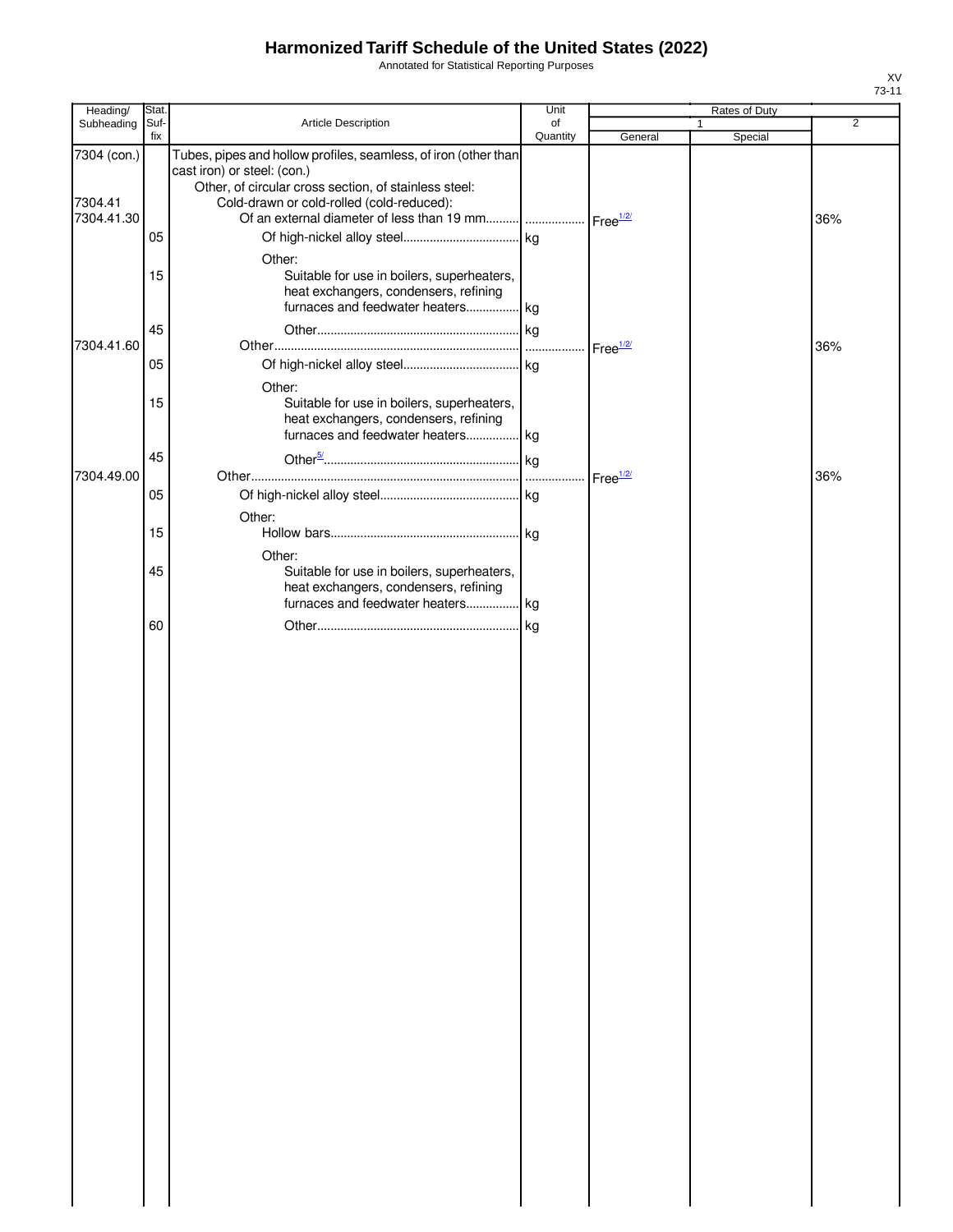# Harmonized Tariff Schedule of the United States (2022)

Annotated for Statistical Reporting Purposes

XV
73-11

| Heading/ Subheading | Stat. Suf-fix | Article Description | Unit of Quantity | Rates of Duty 1 General | Special | 2 |
|---|---|---|---|---|---|---|
| 7304 (con.) | | Tubes, pipes and hollow profiles, seamless, of iron (other than cast iron) or steel: (con.) | | | | |
| | | Other, of circular cross section, of stainless steel: | | | | |
| 7304.41 | | Cold-drawn or cold-rolled (cold-reduced): | | | | |
| 7304.41.30 | | Of an external diameter of less than 19 mm | | Free[1/2/] | | 36% |
| | 05 | Of high-nickel alloy steel | kg | | | |
| | | Other: | | | | |
| | 15 | Suitable for use in boilers, superheaters, heat exchangers, condensers, refining furnaces and feedwater heaters | kg | | | |
| | 45 | Other | kg | | | |
| 7304.41.60 | | Other | | Free[1/2/] | | 36% |
| | 05 | Of high-nickel alloy steel | kg | | | |
| | | Other: | | | | |
| | 15 | Suitable for use in boilers, superheaters, heat exchangers, condensers, refining furnaces and feedwater heaters | kg | | | |
| | 45 | Other[5/] | kg | | | |
| 7304.49.00 | | Other | | Free[1/2/] | | 36% |
| | 05 | Of high-nickel alloy steel | kg | | | |
| | | Other: | | | | |
| | 15 | Hollow bars | kg | | | |
| | | Other: | | | | |
| | 45 | Suitable for use in boilers, superheaters, heat exchangers, condensers, refining furnaces and feedwater heaters | kg | | | |
| | 60 | Other | kg | | | |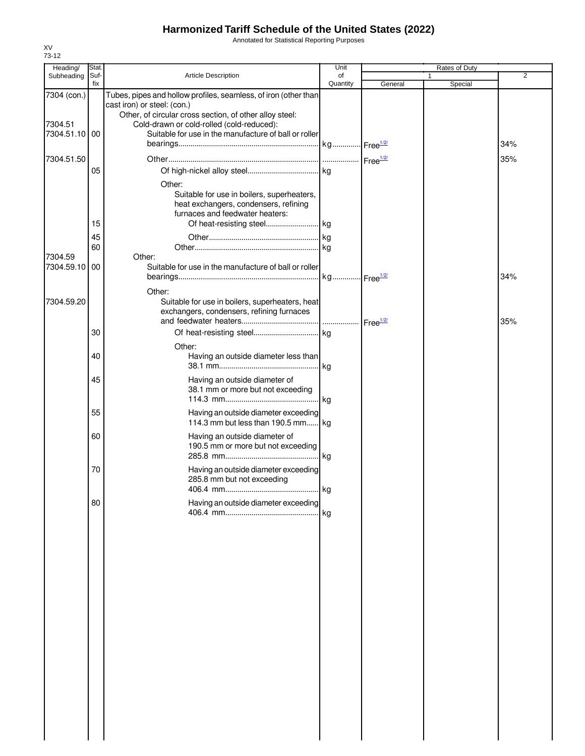# Harmonized Tariff Schedule of the United States (2022)

Annotated for Statistical Reporting Purposes

XV
73-12

| Heading/ Subheading | Stat. Suf- fix | Article Description | Unit of Quantity | Rates of Duty 1 General | Rates of Duty 1 Special | Rates of Duty 2 |
|---|---|---|---|---|---|---|
| 7304 (con.) | | Tubes, pipes and hollow profiles, seamless, of iron (other than cast iron) or steel: (con.) | | | | |
| | | Other, of circular cross section, of other alloy steel: | | | | |
| 7304.51 | | Cold-drawn or cold-rolled (cold-reduced): | | | | |
| 7304.51.10 | 00 | Suitable for use in the manufacture of ball or roller bearings | kg | Free1/2/ | | 34% |
| 7304.51.50 | | Other | | Free1/2/ | | 35% |
| | 05 | Of high-nickel alloy steel | kg | | | |
| | | Other: | | | | |
| | | Suitable for use in boilers, superheaters, heat exchangers, condensers, refining furnaces and feedwater heaters: | | | | |
| | 15 | Of heat-resisting steel | kg | | | |
| | 45 | Other | kg | | | |
| | 60 | Other | kg | | | |
| 7304.59 | | Other: | | | | |
| 7304.59.10 | 00 | Suitable for use in the manufacture of ball or roller bearings | kg | Free1/2/ | | 34% |
| | | Other: | | | | |
| 7304.59.20 | | Suitable for use in boilers, superheaters, heat exchangers, condensers, refining furnaces and feedwater heaters | | Free1/2/ | | 35% |
| | 30 | Of heat-resisting steel | kg | | | |
| | | Other: | | | | |
| | 40 | Having an outside diameter less than 38.1 mm | kg | | | |
| | 45 | Having an outside diameter of 38.1 mm or more but not exceeding 114.3 mm | kg | | | |
| | 55 | Having an outside diameter exceeding 114.3 mm but less than 190.5 mm | kg | | | |
| | 60 | Having an outside diameter of 190.5 mm or more but not exceeding 285.8 mm | kg | | | |
| | 70 | Having an outside diameter exceeding 285.8 mm but not exceeding 406.4 mm | kg | | | |
| | 80 | Having an outside diameter exceeding 406.4 mm | kg | | | |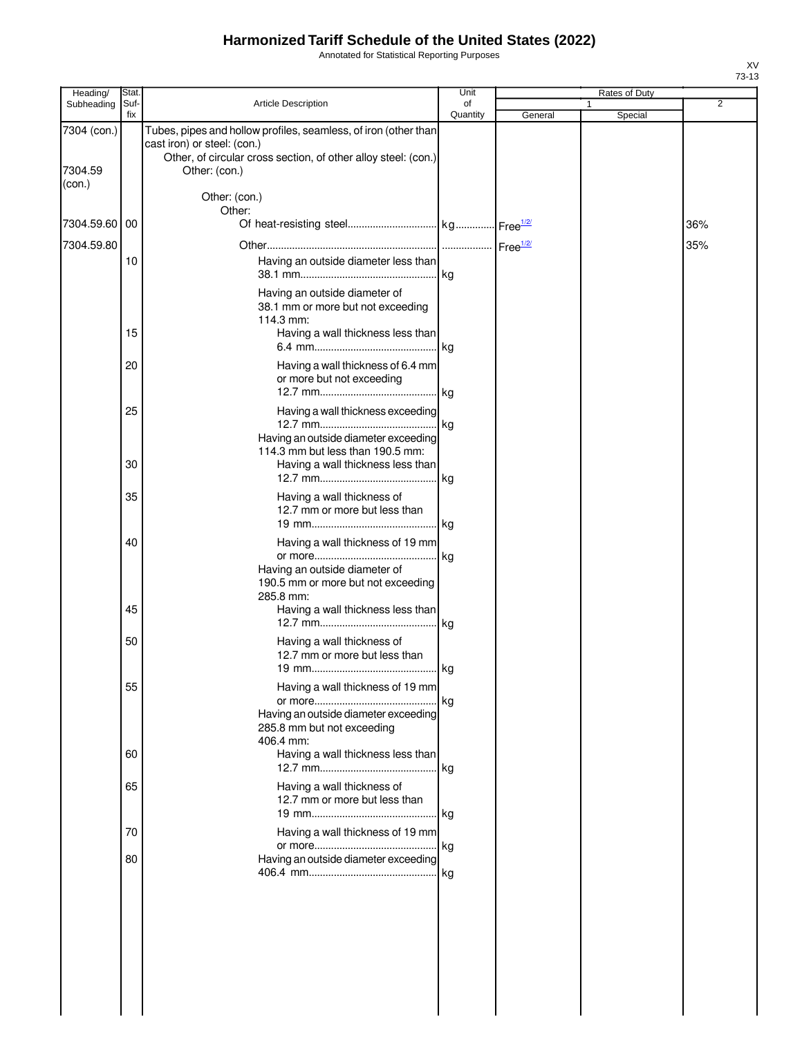# Harmonized Tariff Schedule of the United States (2022)

Annotated for Statistical Reporting Purposes

XV
73-13

| Heading/ Subheading | Stat. Suf- fix | Article Description | Unit of Quantity | Rates of Duty 1 General | Special | 2 |
|---|---|---|---|---|---|---|
| 7304 (con.) | | Tubes, pipes and hollow profiles, seamless, of iron (other than cast iron) or steel: (con.) | | | | |
| | | Other, of circular cross section, of other alloy steel: (con.) | | | | |
| 7304.59 (con.) | | Other: (con.) | | | | |
| | | Other: (con.) | | | | |
| | | Other: | | | | |
| 7304.59.60 | 00 | Of heat-resisting steel | kg | Free[1/2/] | | 36% |
| 7304.59.80 | | Other | | Free[1/2/] | | 35% |
| | 10 | Having an outside diameter less than 38.1 mm | kg | | | |
| | | Having an outside diameter of 38.1 mm or more but not exceeding 114.3 mm: | | | | |
| | 15 | Having a wall thickness less than 6.4 mm | kg | | | |
| | 20 | Having a wall thickness of 6.4 mm or more but not exceeding 12.7 mm | kg | | | |
| | 25 | Having a wall thickness exceeding 12.7 mm | kg | | | |
| | | Having an outside diameter exceeding 114.3 mm but less than 190.5 mm: | | | | |
| | 30 | Having a wall thickness less than 12.7 mm | kg | | | |
| | 35 | Having a wall thickness of 12.7 mm or more but less than 19 mm | kg | | | |
| | 40 | Having a wall thickness of 19 mm or more | kg | | | |
| | | Having an outside diameter of 190.5 mm or more but not exceeding 285.8 mm: | | | | |
| | 45 | Having a wall thickness less than 12.7 mm | kg | | | |
| | 50 | Having a wall thickness of 12.7 mm or more but less than 19 mm | kg | | | |
| | 55 | Having a wall thickness of 19 mm or more | kg | | | |
| | | Having an outside diameter exceeding 285.8 mm but not exceeding 406.4 mm: | | | | |
| | 60 | Having a wall thickness less than 12.7 mm | kg | | | |
| | 65 | Having a wall thickness of 12.7 mm or more but less than 19 mm | kg | | | |
| | 70 | Having a wall thickness of 19 mm or more | kg | | | |
| | 80 | Having an outside diameter exceeding 406.4 mm | kg | | | |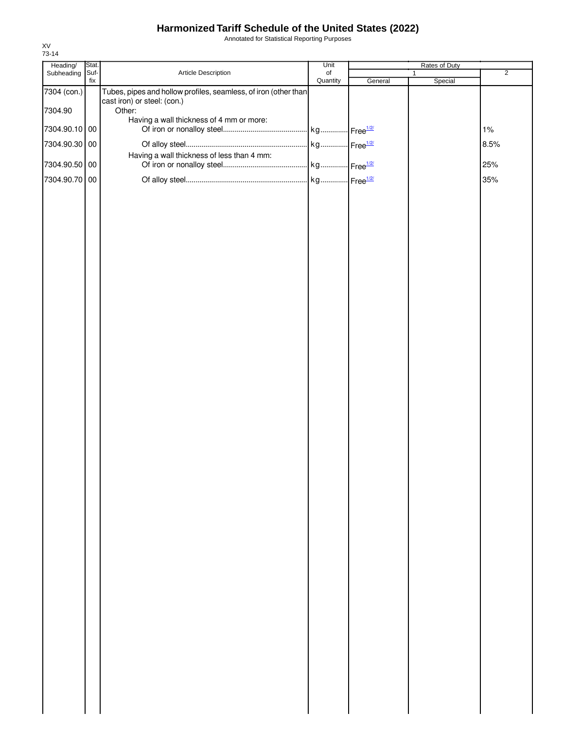# Harmonized Tariff Schedule of the United States (2022)

Annotated for Statistical Reporting Purposes

XV
73-14

| Heading/ Subheading | Stat. Suf- fix | Article Description | Unit of Quantity | Rates of Duty 1 General | Special | 2 |
|---|---|---|---|---|---|---|
| 7304 (con.) | | Tubes, pipes and hollow profiles, seamless, of iron (other than cast iron) or steel: (con.) | | | | |
| 7304.90 | | Other: | | | | |
| | | Having a wall thickness of 4 mm or more: | | | | |
| 7304.90.10 | 00 | Of iron or nonalloy steel | kg | Free[1/2/] | | 1% |
| 7304.90.30 | 00 | Of alloy steel | kg | Free[1/2/] | | 8.5% |
| | | Having a wall thickness of less than 4 mm: | | | | |
| 7304.90.50 | 00 | Of iron or nonalloy steel | kg | Free[1/2/] | | 25% |
| 7304.90.70 | 00 | Of alloy steel | kg | Free[1/2/] | | 35% |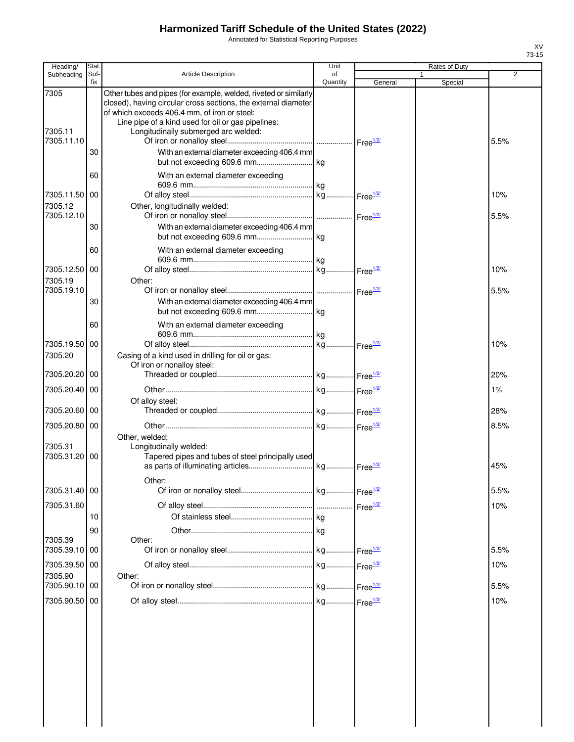# Harmonized Tariff Schedule of the United States (2022)

Annotated for Statistical Reporting Purposes

XV
73-15

| Heading/ Subheading | Stat. Suf- fix | Article Description | Unit of Quantity | Rates of Duty 1 General | Special | 2 |
|---|---|---|---|---|---|---|
| 7305 | | Other tubes and pipes (for example, welded, riveted or similarly closed), having circular cross sections, the external diameter of which exceeds 406.4 mm, of iron or steel: | | | | |
| | | Line pipe of a kind used for oil or gas pipelines: | | | | |
| 7305.11 | | Longitudinally submerged arc welded: | | | | |
| 7305.11.10 | | Of iron or nonalloy steel | | Free1/2/ | | 5.5% |
| | 30 | With an external diameter exceeding 406.4 mm but not exceeding 609.6 mm | kg | | | |
| | 60 | With an external diameter exceeding 609.6 mm | kg | | | |
| 7305.11.50 | 00 | Of alloy steel | kg | Free1/2/ | | 10% |
| 7305.12 | | Other, longitudinally welded: | | | | |
| 7305.12.10 | | Of iron or nonalloy steel | | Free1/2/ | | 5.5% |
| | 30 | With an external diameter exceeding 406.4 mm but not exceeding 609.6 mm | kg | | | |
| | 60 | With an external diameter exceeding 609.6 mm | kg | | | |
| 7305.12.50 | 00 | Of alloy steel | kg | Free1/2/ | | 10% |
| 7305.19 | | Other: | | | | |
| 7305.19.10 | | Of iron or nonalloy steel | | Free1/2/ | | 5.5% |
| | 30 | With an external diameter exceeding 406.4 mm but not exceeding 609.6 mm | kg | | | |
| | 60 | With an external diameter exceeding 609.6 mm | kg | | | |
| 7305.19.50 | 00 | Of alloy steel | kg | Free1/2/ | | 10% |
| 7305.20 | | Casing of a kind used in drilling for oil or gas: | | | | |
| | | Of iron or nonalloy steel: | | | | |
| 7305.20.20 | 00 | Threaded or coupled | kg | Free1/2/ | | 20% |
| 7305.20.40 | 00 | Other | kg | Free1/2/ | | 1% |
| | | Of alloy steel: | | | | |
| 7305.20.60 | 00 | Threaded or coupled | kg | Free1/2/ | | 28% |
| 7305.20.80 | 00 | Other | kg | Free1/2/ | | 8.5% |
| | | Other, welded: | | | | |
| 7305.31 | | Longitudinally welded: | | | | |
| 7305.31.20 | 00 | Tapered pipes and tubes of steel principally used as parts of illuminating articles | kg | Free1/2/ | | 45% |
| | | Other: | | | | |
| 7305.31.40 | 00 | Of iron or nonalloy steel | kg | Free1/2/ | | 5.5% |
| 7305.31.60 | | Of alloy steel | | Free1/2/ | | 10% |
| | 10 | Of stainless steel | kg | | | |
| | 90 | Other | kg | | | |
| 7305.39 | | Other: | | | | |
| 7305.39.10 | 00 | Of iron or nonalloy steel | kg | Free1/2/ | | 5.5% |
| 7305.39.50 | 00 | Of alloy steel | kg | Free1/2/ | | 10% |
| 7305.90 | | Other: | | | | |
| 7305.90.10 | 00 | Of iron or nonalloy steel | kg | Free1/2/ | | 5.5% |
| 7305.90.50 | 00 | Of alloy steel | kg | Free1/2/ | | 10% |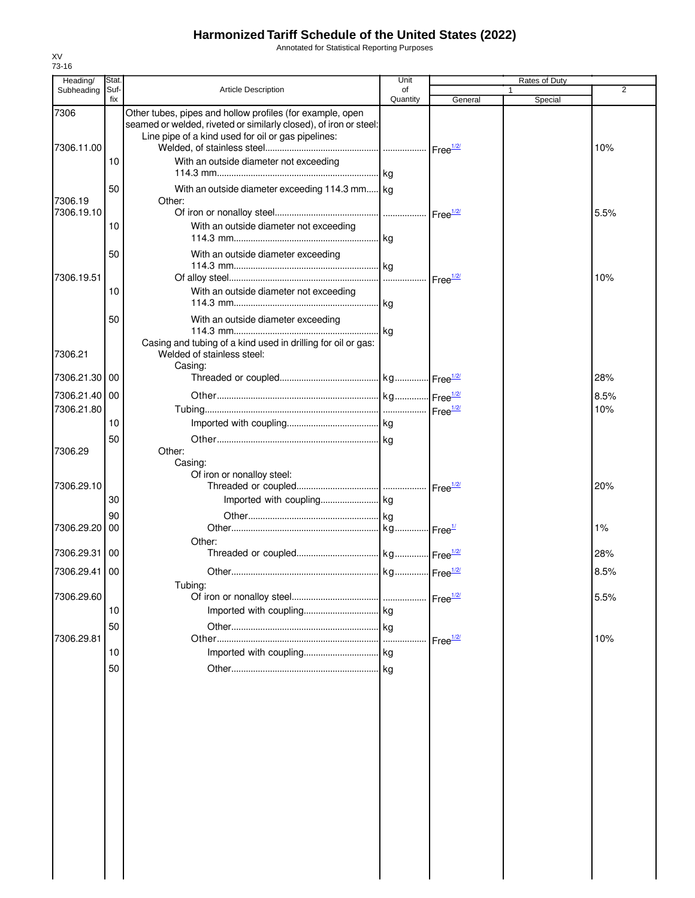# Harmonized Tariff Schedule of the United States (2022)

Annotated for Statistical Reporting Purposes

XV
73-16

| Heading/ Subheading | Stat. Suf-fix | Article Description | Unit of Quantity | Rates of Duty 1 General | Rates of Duty 1 Special | Rates of Duty 2 |
|---|---|---|---|---|---|---|
| 7306 | | Other tubes, pipes and hollow profiles (for example, open seamed or welded, riveted or similarly closed), of iron or steel: | | | | |
| | | Line pipe of a kind used for oil or gas pipelines: | | | | |
| 7306.11.00 | | Welded, of stainless steel | | Free1/2/ | | 10% |
| | 10 | With an outside diameter not exceeding 114.3 mm | kg | | | |
| | 50 | With an outside diameter exceeding 114.3 mm | kg | | | |
| 7306.19 | | Other: | | | | |
| 7306.19.10 | | Of iron or nonalloy steel | | Free1/2/ | | 5.5% |
| | 10 | With an outside diameter not exceeding 114.3 mm | kg | | | |
| | 50 | With an outside diameter exceeding 114.3 mm | kg | | | |
| 7306.19.51 | | Of alloy steel | | Free1/2/ | | 10% |
| | 10 | With an outside diameter not exceeding 114.3 mm | kg | | | |
| | 50 | With an outside diameter exceeding 114.3 mm | kg | | | |
| | | Casing and tubing of a kind used in drilling for oil or gas: | | | | |
| 7306.21 | | Welded of stainless steel: | | | | |
| | | Casing: | | | | |
| 7306.21.30 | 00 | Threaded or coupled | kg | Free1/2/ | | 28% |
| 7306.21.40 | 00 | Other | kg | Free1/2/ | | 8.5% |
| 7306.21.80 | | Tubing | | Free1/2/ | | 10% |
| | 10 | Imported with coupling | kg | | | |
| | 50 | Other | kg | | | |
| 7306.29 | | Other: | | | | |
| | | Casing: | | | | |
| | | Of iron or nonalloy steel: | | | | |
| 7306.29.10 | | Threaded or coupled | | Free1/2/ | | 20% |
| | 30 | Imported with coupling | kg | | | |
| | 90 | Other | kg | | | |
| 7306.29.20 | 00 | Other | kg | Free1/ | | 1% |
| | | Other: | | | | |
| 7306.29.31 | 00 | Threaded or coupled | kg | Free1/2/ | | 28% |
| 7306.29.41 | 00 | Other | kg | Free1/2/ | | 8.5% |
| | | Tubing: | | | | |
| 7306.29.60 | | Of iron or nonalloy steel | | Free1/2/ | | 5.5% |
| | 10 | Imported with coupling | kg | | | |
| | 50 | Other | kg | | | |
| 7306.29.81 | | Other | | Free1/2/ | | 10% |
| | 10 | Imported with coupling | kg | | | |
| | 50 | Other | kg | | | |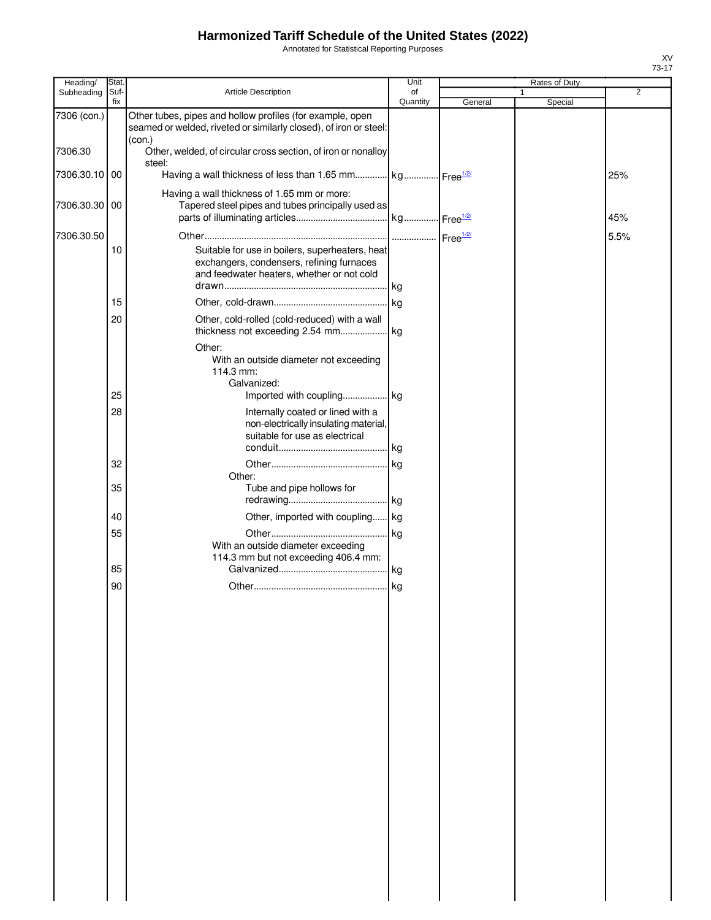# Harmonized Tariff Schedule of the United States (2022)

Annotated for Statistical Reporting Purposes

XV
73-17

| Heading/ Subheading | Stat. Suf- fix | Article Description | Unit of Quantity | Rates of Duty 1 General | Special | 2 |
|---|---|---|---|---|---|---|
| 7306 (con.) | | Other tubes, pipes and hollow profiles (for example, open seamed or welded, riveted or similarly closed), of iron or steel: (con.) | | | | |
| 7306.30 | | Other, welded, of circular cross section, of iron or nonalloy steel: | | | | |
| 7306.30.10 | 00 | Having a wall thickness of less than 1.65 mm | kg | Free[1/2/] | | 25% |
| | | Having a wall thickness of 1.65 mm or more: | | | | |
| 7306.30.30 | 00 | Tapered steel pipes and tubes principally used as parts of illuminating articles | kg | Free[1/2/] | | 45% |
| 7306.30.50 | | Other | | Free[1/2/] | | 5.5% |
| | 10 | Suitable for use in boilers, superheaters, heat exchangers, condensers, refining furnaces and feedwater heaters, whether or not cold drawn | kg | | | |
| | 15 | Other, cold-drawn | kg | | | |
| | 20 | Other, cold-rolled (cold-reduced) with a wall thickness not exceeding 2.54 mm | kg | | | |
| | | Other: | | | | |
| | | With an outside diameter not exceeding 114.3 mm: | | | | |
| | | Galvanized: | | | | |
| | 25 | Imported with coupling | kg | | | |
| | 28 | Internally coated or lined with a non-electrically insulating material, suitable for use as electrical conduit | kg | | | |
| | 32 | Other | kg | | | |
| | | Other: | | | | |
| | 35 | Tube and pipe hollows for redrawing | kg | | | |
| | 40 | Other, imported with coupling | kg | | | |
| | 55 | Other | kg | | | |
| | | With an outside diameter exceeding 114.3 mm but not exceeding 406.4 mm: | | | | |
| | 85 | Galvanized | kg | | | |
| | 90 | Other | kg | | | |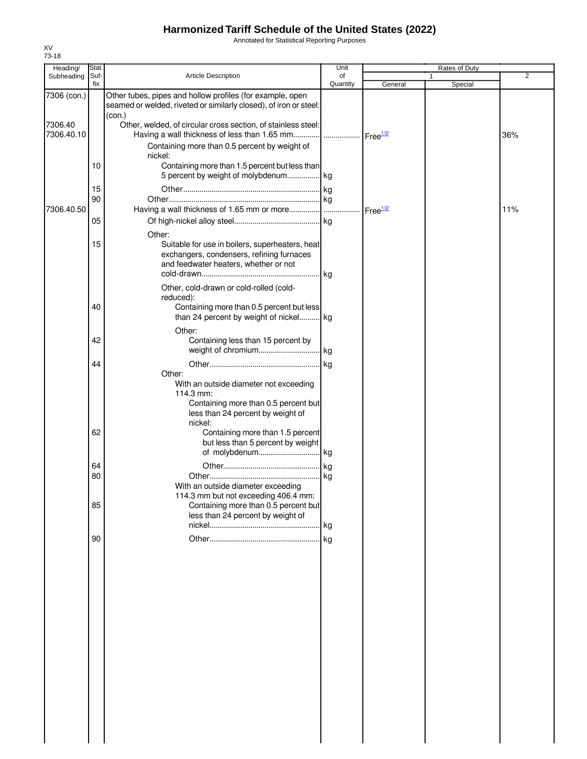# Harmonized Tariff Schedule of the United States (2022)

Annotated for Statistical Reporting Purposes

XV
73-18

| Heading/ Subheading | Stat. Suf- fix | Article Description | Unit of Quantity | Rates of Duty 1 General | Special | 2 |
|---|---|---|---|---|---|---|
| 7306 (con.) | | Other tubes, pipes and hollow profiles (for example, open seamed or welded, riveted or similarly closed), of iron or steel: (con.) | | | | |
| 7306.40 | | Other, welded, of circular cross section, of stainless steel: | | | | |
| 7306.40.10 | | Having a wall thickness of less than 1.65 mm | | Free[1/2/] | | 36% |
| | | Containing more than 0.5 percent by weight of nickel: | | | | |
| | 10 | Containing more than 1.5 percent but less than 5 percent by weight of molybdenum | kg | | | |
| | 15 | Other | kg | | | |
| | 90 | Other | kg | | | |
| 7306.40.50 | | Having a wall thickness of 1.65 mm or more | | Free[1/2/] | | 11% |
| | 05 | Of high-nickel alloy steel | kg | | | |
| | | Other: | | | | |
| | 15 | Suitable for use in boilers, superheaters, heat exchangers, condensers, refining furnaces and feedwater heaters, whether or not cold-drawn | kg | | | |
| | | Other, cold-drawn or cold-rolled (cold-reduced): | | | | |
| | 40 | Containing more than 0.5 percent but less than 24 percent by weight of nickel | kg | | | |
| | | Other: | | | | |
| | 42 | Containing less than 15 percent by weight of chromium | kg | | | |
| | 44 | Other | kg | | | |
| | | Other: | | | | |
| | | With an outside diameter not exceeding 114.3 mm: | | | | |
| | | Containing more than 0.5 percent but less than 24 percent by weight of nickel: | | | | |
| | 62 | Containing more than 1.5 percent but less than 5 percent by weight of molybdenum | kg | | | |
| | 64 | Other | kg | | | |
| | 80 | Other | kg | | | |
| | | With an outside diameter exceeding 114.3 mm but not exceeding 406.4 mm: | | | | |
| | 85 | Containing more than 0.5 percent but less than 24 percent by weight of nickel | kg | | | |
| | 90 | Other | kg | | | |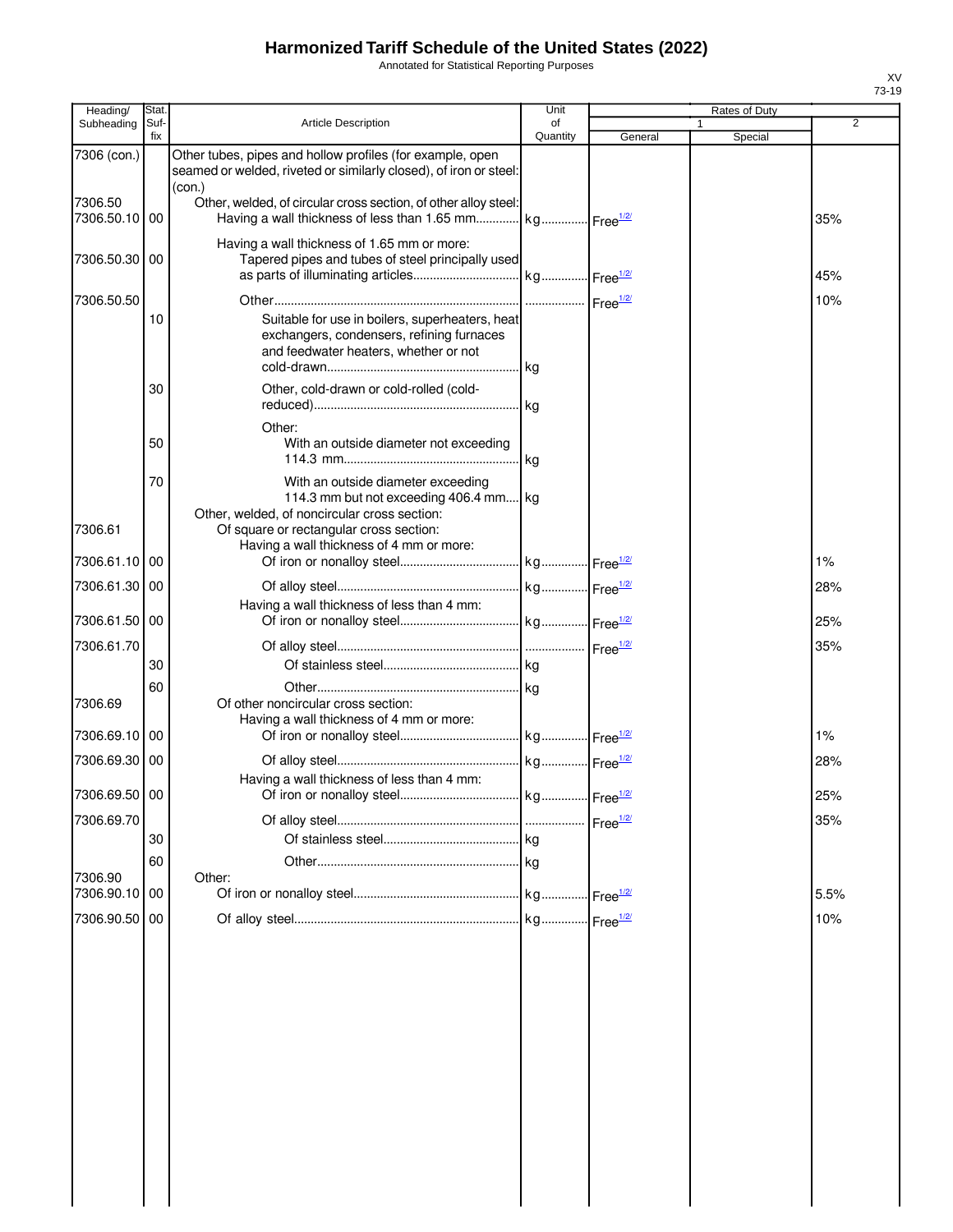# Harmonized Tariff Schedule of the United States (2022)

Annotated for Statistical Reporting Purposes

XV
73-19

| Heading/ Subheading | Stat. Suf- fix | Article Description | Unit of Quantity | Rates of Duty 1 General | Special | 2 |
|---|---|---|---|---|---|---|
| 7306 (con.) | | Other tubes, pipes and hollow profiles (for example, open seamed or welded, riveted or similarly closed), of iron or steel: (con.) | | | | |
| 7306.50 | | Other, welded, of circular cross section, of other alloy steel: | | | | |
| 7306.50.10 | 00 | Having a wall thickness of less than 1.65 mm | kg | Free1/2/ | | 35% |
| | | Having a wall thickness of 1.65 mm or more: | | | | |
| 7306.50.30 | 00 | Tapered pipes and tubes of steel principally used as parts of illuminating articles | kg | Free1/2/ | | 45% |
| 7306.50.50 | | Other | | Free1/2/ | | 10% |
| | 10 | Suitable for use in boilers, superheaters, heat exchangers, condensers, refining furnaces and feedwater heaters, whether or not cold-drawn | kg | | | |
| | 30 | Other, cold-drawn or cold-rolled (cold-reduced) | kg | | | |
| | | Other: | | | | |
| | 50 | With an outside diameter not exceeding 114.3 mm | kg | | | |
| | 70 | With an outside diameter exceeding 114.3 mm but not exceeding 406.4 mm | kg | | | |
| | | Other, welded, of noncircular cross section: | | | | |
| 7306.61 | | Of square or rectangular cross section: | | | | |
| | | Having a wall thickness of 4 mm or more: | | | | |
| 7306.61.10 | 00 | Of iron or nonalloy steel | kg | Free1/2/ | | 1% |
| 7306.61.30 | 00 | Of alloy steel | kg | Free1/2/ | | 28% |
| | | Having a wall thickness of less than 4 mm: | | | | |
| 7306.61.50 | 00 | Of iron or nonalloy steel | kg | Free1/2/ | | 25% |
| 7306.61.70 | | Of alloy steel | | Free1/2/ | | 35% |
| | 30 | Of stainless steel | kg | | | |
| | 60 | Other | kg | | | |
| 7306.69 | | Of other noncircular cross section: | | | | |
| | | Having a wall thickness of 4 mm or more: | | | | |
| 7306.69.10 | 00 | Of iron or nonalloy steel | kg | Free1/2/ | | 1% |
| 7306.69.30 | 00 | Of alloy steel | kg | Free1/2/ | | 28% |
| | | Having a wall thickness of less than 4 mm: | | | | |
| 7306.69.50 | 00 | Of iron or nonalloy steel | kg | Free1/2/ | | 25% |
| 7306.69.70 | | Of alloy steel | | Free1/2/ | | 35% |
| | 30 | Of stainless steel | kg | | | |
| | 60 | Other | kg | | | |
| 7306.90 | | Other: | | | | |
| 7306.90.10 | 00 | Of iron or nonalloy steel | kg | Free1/2/ | | 5.5% |
| 7306.90.50 | 00 | Of alloy steel | kg | Free1/2/ | | 10% |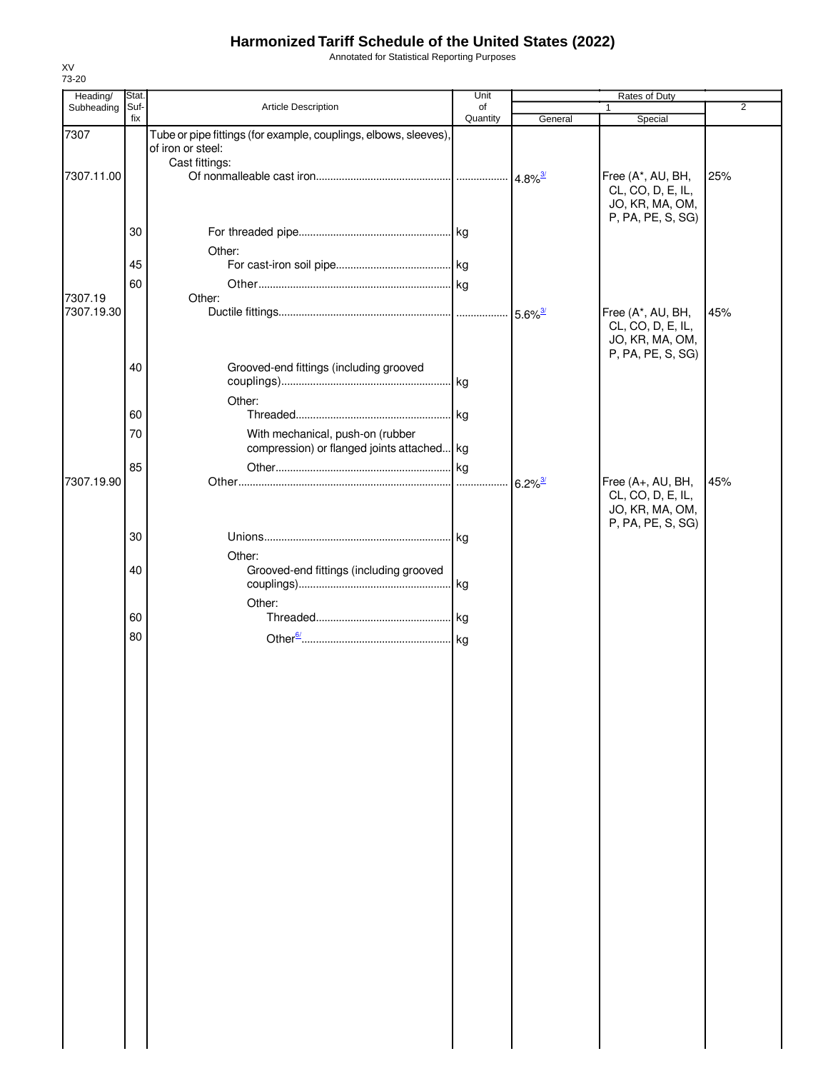# Harmonized Tariff Schedule of the United States (2022)

Annotated for Statistical Reporting Purposes

XV
73-20

| Heading/ Subheading | Stat. Suf- fix | Article Description | Unit of Quantity | Rates of Duty 1 General | Special | 2 |
|---|---|---|---|---|---|---|
| 7307 | | Tube or pipe fittings (for example, couplings, elbows, sleeves), of iron or steel: | | | | |
| | | Cast fittings: | | | | |
| 7307.11.00 | | Of nonmalleable cast iron | | 4.8% [3/] | Free (A*, AU, BH, CL, CO, D, E, IL, JO, KR, MA, OM, P, PA, PE, S, SG) | 25% |
| | 30 | For threaded pipe | kg | | | |
| | | Other: | | | | |
| | 45 | For cast-iron soil pipe | kg | | | |
| | 60 | Other | kg | | | |
| 7307.19 | | Other: | | | | |
| 7307.19.30 | | Ductile fittings | | 5.6% [3/] | Free (A*, AU, BH, CL, CO, D, E, IL, JO, KR, MA, OM, P, PA, PE, S, SG) | 45% |
| | 40 | Grooved-end fittings (including grooved couplings) | kg | | | |
| | | Other: | | | | |
| | 60 | Threaded | kg | | | |
| | 70 | With mechanical, push-on (rubber compression) or flanged joints attached | kg | | | |
| | 85 | Other | kg | | | |
| 7307.19.90 | | Other | | 6.2% [3/] | Free (A+, AU, BH, CL, CO, D, E, IL, JO, KR, MA, OM, P, PA, PE, S, SG) | 45% |
| | 30 | Unions | kg | | | |
| | | Other: | | | | |
| | 40 | Grooved-end fittings (including grooved couplings) | kg | | | |
| | | Other: | | | | |
| | 60 | Threaded | kg | | | |
| | 80 | Other [6/] | kg | | | |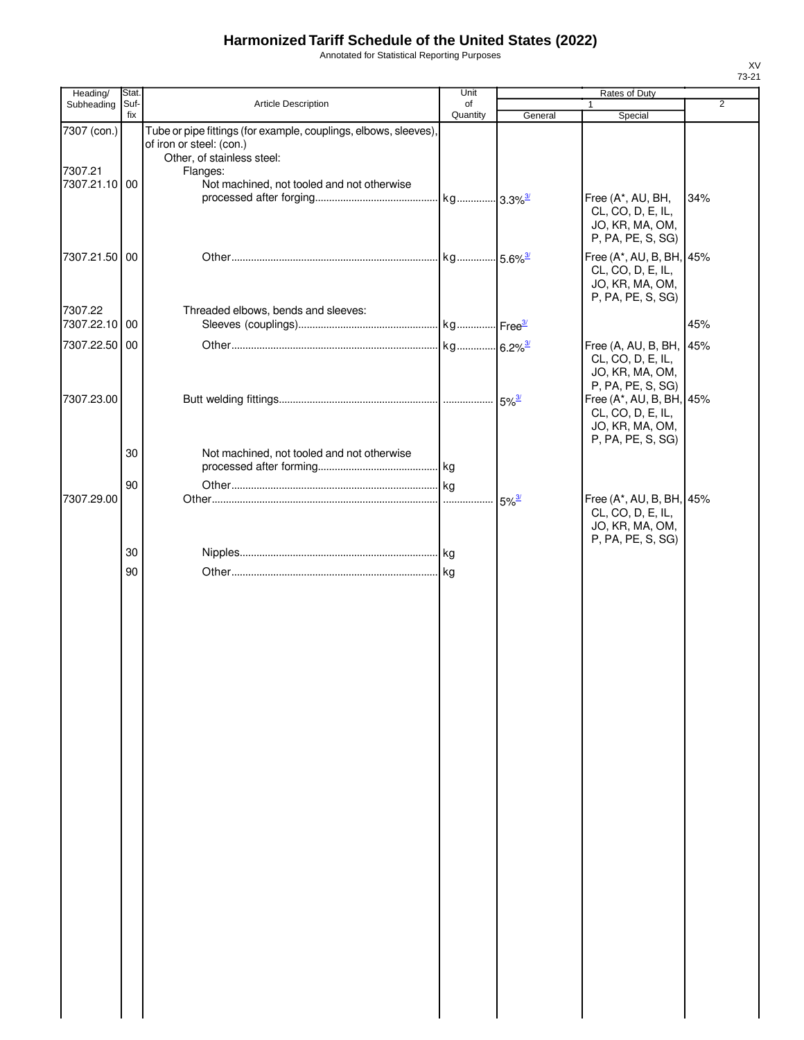# Harmonized Tariff Schedule of the United States (2022)

Annotated for Statistical Reporting Purposes

XV
73-21

| Heading/ Subheading | Stat. Suf- fix | Article Description | Unit of Quantity | Rates of Duty 1 General | Special | 2 |
|---|---|---|---|---|---|---|
| 7307 (con.) | | Tube or pipe fittings (for example, couplings, elbows, sleeves), of iron or steel: (con.) | | | | |
| | | Other, of stainless steel: | | | | |
| 7307.21 | | Flanges: | | | | |
| 7307.21.10 | 00 | Not machined, not tooled and not otherwise processed after forging | kg | 3.3%[3/] | Free (A*, AU, BH, CL, CO, D, E, IL, JO, KR, MA, OM, P, PA, PE, S, SG) | 34% |
| 7307.21.50 | 00 | Other | kg | 5.6%[3/] | Free (A*, AU, B, BH, CL, CO, D, E, IL, JO, KR, MA, OM, P, PA, PE, S, SG) | 45% |
| 7307.22 | | Threaded elbows, bends and sleeves: | | | | |
| 7307.22.10 | 00 | Sleeves (couplings) | kg | Free[3/] | | 45% |
| 7307.22.50 | 00 | Other | kg | 6.2%[3/] | Free (A, AU, B, BH, CL, CO, D, E, IL, JO, KR, MA, OM, P, PA, PE, S, SG) | 45% |
| 7307.23.00 | | Butt welding fittings | | 5%[3/] | Free (A*, AU, B, BH, CL, CO, D, E, IL, JO, KR, MA, OM, P, PA, PE, S, SG) | 45% |
| | 30 | Not machined, not tooled and not otherwise processed after forming | kg | | | |
| | 90 | Other | kg | | | |
| 7307.29.00 | | Other | | 5%[3/] | Free (A*, AU, B, BH, CL, CO, D, E, IL, JO, KR, MA, OM, P, PA, PE, S, SG) | 45% |
| | 30 | Nipples | kg | | | |
| | 90 | Other | kg | | | |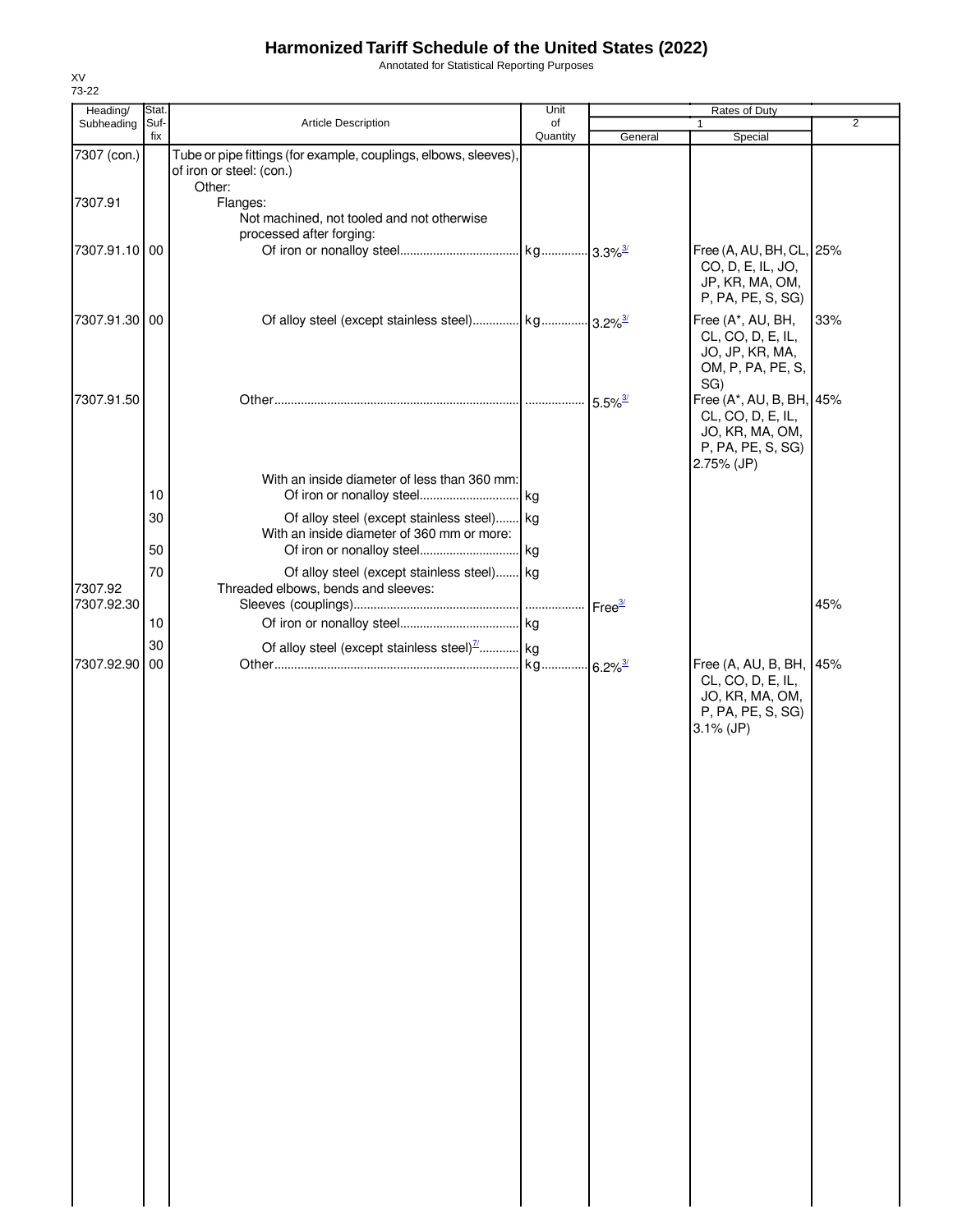# Harmonized Tariff Schedule of the United States (2022)

Annotated for Statistical Reporting Purposes

XV
73-22

| Heading/ Subheading | Stat. Suf- fix | Article Description | Unit of Quantity | Rates of Duty 1 General | Special | 2 |
|---|---|---|---|---|---|---|
| 7307 (con.) | | Tube or pipe fittings (for example, couplings, elbows, sleeves), of iron or steel: (con.) | | | | |
| | | Other: | | | | |
| 7307.91 | | Flanges: | | | | |
| | | Not machined, not tooled and not otherwise processed after forging: | | | | |
| 7307.91.10 | 00 | Of iron or nonalloy steel | kg | 3.3%[3/] | Free (A, AU, BH, CL, CO, D, E, IL, JO, JP, KR, MA, OM, P, PA, PE, S, SG) | 25% |
| 7307.91.30 | 00 | Of alloy steel (except stainless steel) | kg | 3.2%[3/] | Free (A*, AU, BH, CL, CO, D, E, IL, JO, JP, KR, MA, OM, P, PA, PE, S, SG) | 33% |
| 7307.91.50 | | Other | | 5.5%[3/] | Free (A*, AU, B, BH, CL, CO, D, E, IL, JO, KR, MA, OM, P, PA, PE, S, SG) 2.75% (JP) | 45% |
| | | With an inside diameter of less than 360 mm: | | | | |
| | 10 | Of iron or nonalloy steel | kg | | | |
| | 30 | Of alloy steel (except stainless steel) | kg | | | |
| | | With an inside diameter of 360 mm or more: | | | | |
| | 50 | Of iron or nonalloy steel | kg | | | |
| | 70 | Of alloy steel (except stainless steel) | kg | | | |
| 7307.92 | | Threaded elbows, bends and sleeves: | | | | |
| 7307.92.30 | | Sleeves (couplings) | | Free[3/] | | 45% |
| | 10 | Of iron or nonalloy steel | kg | | | |
| | 30 | Of alloy steel (except stainless steel)[7/] | kg | | | |
| 7307.92.90 | 00 | Other | kg | 6.2%[3/] | Free (A, AU, B, BH, CL, CO, D, E, IL, JO, KR, MA, OM, P, PA, PE, S, SG) 3.1% (JP) | 45% |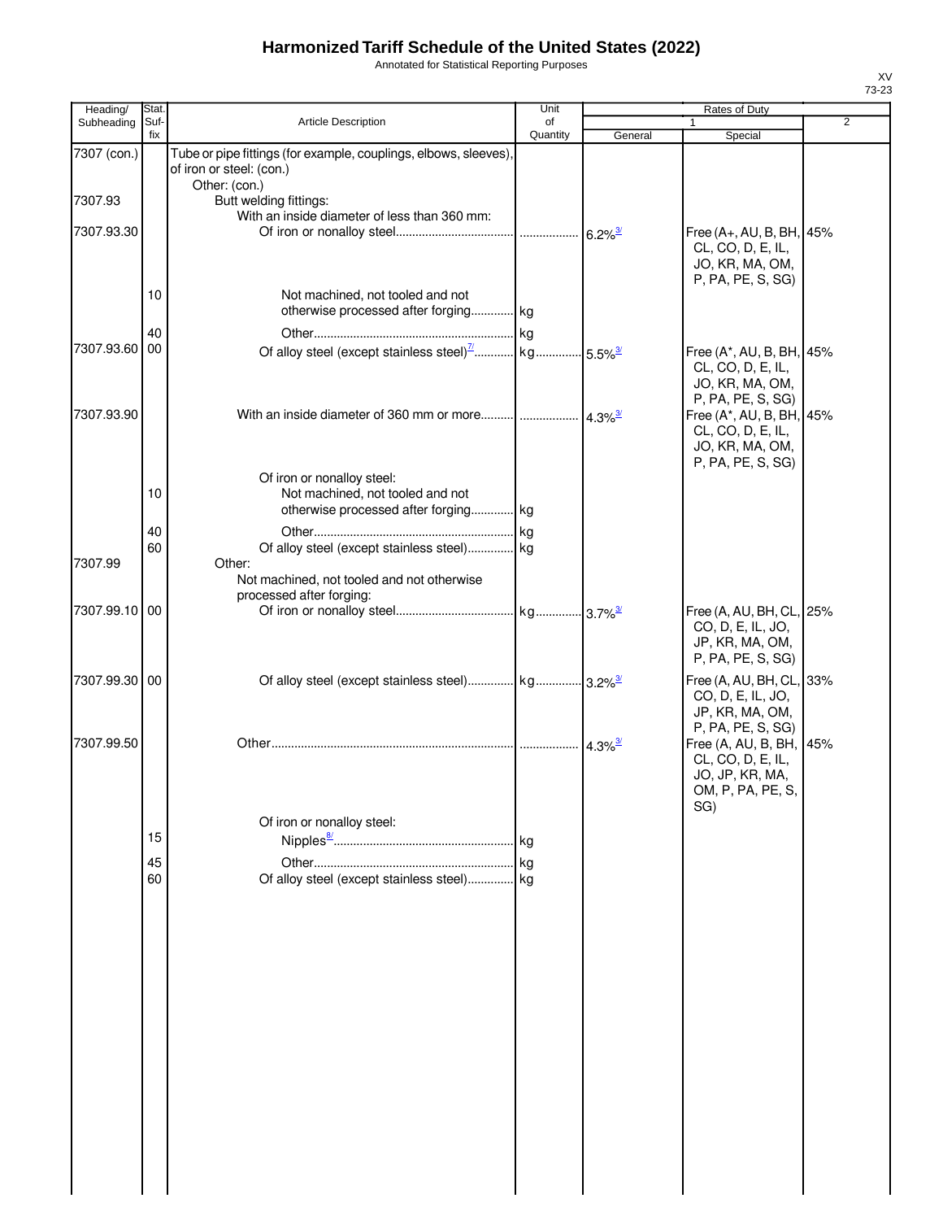# Harmonized Tariff Schedule of the United States (2022)

Annotated for Statistical Reporting Purposes

XV
73-23

| Heading/ Subheading | Stat. Suf- fix | Article Description | Unit of Quantity | Rates of Duty 1 General | Special | 2 |
|---|---|---|---|---|---|---|
| 7307 (con.) | | Tube or pipe fittings (for example, couplings, elbows, sleeves), of iron or steel: (con.) | | | | |
| | | Other: (con.) | | | | |
| 7307.93 | | Butt welding fittings: | | | | |
| | | With an inside diameter of less than 360 mm: | | | | |
| 7307.93.30 | | Of iron or nonalloy steel | | 6.2% [3/] | Free (A+, AU, B, BH, CL, CO, D, E, IL, JO, KR, MA, OM, P, PA, PE, S, SG) | 45% |
| | 10 | Not machined, not tooled and not otherwise processed after forging | kg | | | |
| | 40 | Other | kg | | | |
| 7307.93.60 | 00 | Of alloy steel (except stainless steel) [7/] | kg | 5.5% [3/] | Free (A*, AU, B, BH, CL, CO, D, E, IL, JO, KR, MA, OM, P, PA, PE, S, SG) | 45% |
| 7307.93.90 | | With an inside diameter of 360 mm or more | | 4.3% [3/] | Free (A*, AU, B, BH, CL, CO, D, E, IL, JO, KR, MA, OM, P, PA, PE, S, SG) | 45% |
| | | Of iron or nonalloy steel: | | | | |
| | 10 | Not machined, not tooled and not otherwise processed after forging | kg | | | |
| | 40 | Other | kg | | | |
| | 60 | Of alloy steel (except stainless steel) | kg | | | |
| 7307.99 | | Other: | | | | |
| | | Not machined, not tooled and not otherwise processed after forging: | | | | |
| 7307.99.10 | 00 | Of iron or nonalloy steel | kg | 3.7% [3/] | Free (A, AU, BH, CL, CO, D, E, IL, JO, JP, KR, MA, OM, P, PA, PE, S, SG) | 25% |
| 7307.99.30 | 00 | Of alloy steel (except stainless steel) | kg | 3.2% [3/] | Free (A, AU, BH, CL, CO, D, E, IL, JO, JP, KR, MA, OM, P, PA, PE, S, SG) | 33% |
| 7307.99.50 | | Other | | 4.3% [3/] | Free (A, AU, B, BH, CL, CO, D, E, IL, JO, JP, KR, MA, OM, P, PA, PE, S, SG) | 45% |
| | | Of iron or nonalloy steel: | | | | |
| | 15 | Nipples [8/] | kg | | | |
| | 45 | Other | kg | | | |
| | 60 | Of alloy steel (except stainless steel) | kg | | | |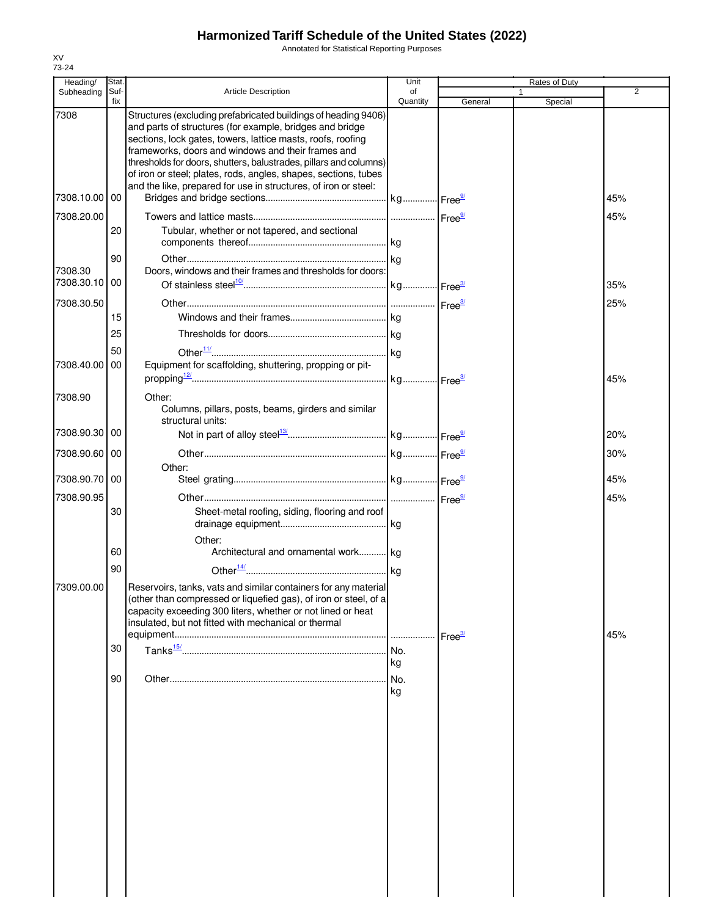# Harmonized Tariff Schedule of the United States (2022)

Annotated for Statistical Reporting Purposes

XV
73-24

| Heading/ Subheading | Stat. Suf- fix | Article Description | Unit of Quantity | Rates of Duty 1 General | Special | 2 |
|---|---|---|---|---|---|---|
| 7308 | | Structures (excluding prefabricated buildings of heading 9406) and parts of structures (for example, bridges and bridge sections, lock gates, towers, lattice masts, roofs, roofing frameworks, doors and windows and their frames and thresholds for doors, shutters, balustrades, pillars and columns) of iron or steel; plates, rods, angles, shapes, sections, tubes and the like, prepared for use in structures, of iron or steel: | | | | |
| 7308.10.00 | 00 | Bridges and bridge sections | kg | Free[9/] | | 45% |
| 7308.20.00 | | Towers and lattice masts | | Free[9/] | | 45% |
| | 20 | Tubular, whether or not tapered, and sectional components thereof | kg | | | |
| | 90 | Other | kg | | | |
| 7308.30 | | Doors, windows and their frames and thresholds for doors: | | | | |
| 7308.30.10 | 00 | Of stainless steel[10/] | kg | Free[3/] | | 35% |
| 7308.30.50 | | Other | | Free[3/] | | 25% |
| | 15 | Windows and their frames | kg | | | |
| | 25 | Thresholds for doors | kg | | | |
| | 50 | Other[11/] | kg | | | |
| 7308.40.00 | 00 | Equipment for scaffolding, shuttering, propping or pit-propping[12/] | kg | Free[3/] | | 45% |
| 7308.90 | | Other: | | | | |
| | | Columns, pillars, posts, beams, girders and similar structural units: | | | | |
| 7308.90.30 | 00 | Not in part of alloy steel[13/] | kg | Free[9/] | | 20% |
| 7308.90.60 | 00 | Other | kg | Free[9/] | | 30% |
| | | Other: | | | | |
| 7308.90.70 | 00 | Steel grating | kg | Free[9/] | | 45% |
| 7308.90.95 | | Other | | Free[9/] | | 45% |
| | 30 | Sheet-metal roofing, siding, flooring and roof drainage equipment | kg | | | |
| | | Other: | | | | |
| | 60 | Architectural and ornamental work | kg | | | |
| | 90 | Other[14/] | kg | | | |
| 7309.00.00 | | Reservoirs, tanks, vats and similar containers for any material (other than compressed or liquefied gas), of iron or steel, of a capacity exceeding 300 liters, whether or not lined or heat insulated, but not fitted with mechanical or thermal equipment | | Free[3/] | | 45% |
| | 30 | Tanks[15/] | No. kg | | | |
| | 90 | Other | No. kg | | | |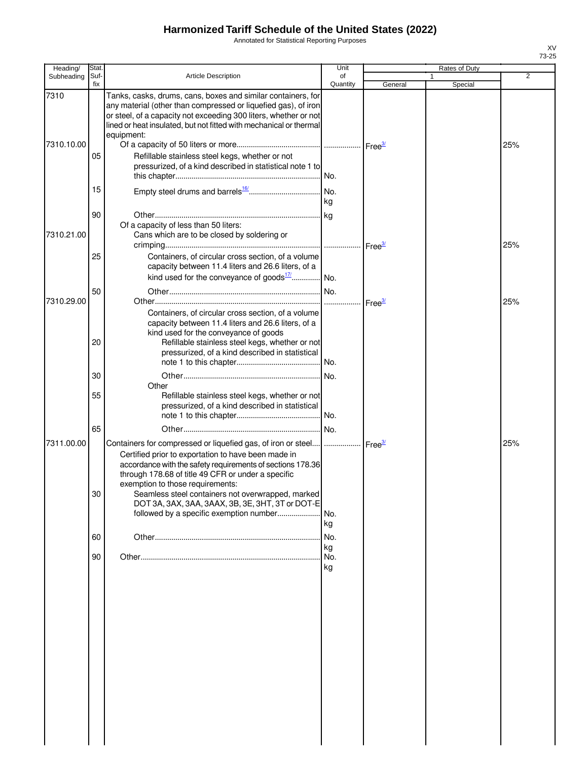# Harmonized Tariff Schedule of the United States (2022)

Annotated for Statistical Reporting Purposes

XV
73-25

| Heading/ Subheading | Stat. Suf- fix | Article Description | Unit of Quantity | Rates of Duty 1 General | Rates of Duty 1 Special | Rates of Duty 2 |
|---|---|---|---|---|---|---|
| 7310 | | Tanks, casks, drums, cans, boxes and similar containers, for any material (other than compressed or liquefied gas), of iron or steel, of a capacity not exceeding 300 liters, whether or not lined or heat insulated, but not fitted with mechanical or thermal equipment: | | | | |
| 7310.10.00 | | Of a capacity of 50 liters or more | | Free[3/] | | 25% |
| | 05 | Refillable stainless steel kegs, whether or not pressurized, of a kind described in statistical note 1 to this chapter | No. | | | |
| | 15 | Empty steel drums and barrels[16/] | No. kg | | | |
| | 90 | Other | kg | | | |
| | | Of a capacity of less than 50 liters: | | | | |
| 7310.21.00 | | Cans which are to be closed by soldering or crimping | | Free[3/] | | 25% |
| | 25 | Containers, of circular cross section, of a volume capacity between 11.4 liters and 26.6 liters, of a kind used for the conveyance of goods[17/] | No. | | | |
| | 50 | Other | No. | | | |
| 7310.29.00 | | Other | | Free[3/] | | 25% |
| | | Containers, of circular cross section, of a volume capacity between 11.4 liters and 26.6 liters, of a kind used for the conveyance of goods | | | | |
| | 20 | Refillable stainless steel kegs, whether or not pressurized, of a kind described in statistical note 1 to this chapter | No. | | | |
| | 30 | Other | No. | | | |
| | | Other | | | | |
| | 55 | Refillable stainless steel kegs, whether or not pressurized, of a kind described in statistical note 1 to this chapter | No. | | | |
| | 65 | Other | No. | | | |
| 7311.00.00 | | Containers for compressed or liquefied gas, of iron or steel | | Free[3/] | | 25% |
| | | Certified prior to exportation to have been made in accordance with the safety requirements of sections 178.36 through 178.68 of title 49 CFR or under a specific exemption to those requirements: | | | | |
| | 30 | Seamless steel containers not overwrapped, marked DOT 3A, 3AX, 3AA, 3AAX, 3B, 3E, 3HT, 3T or DOT-E followed by a specific exemption number | No. kg | | | |
| | 60 | Other | No. kg | | | |
| | 90 | Other | No. kg | | | |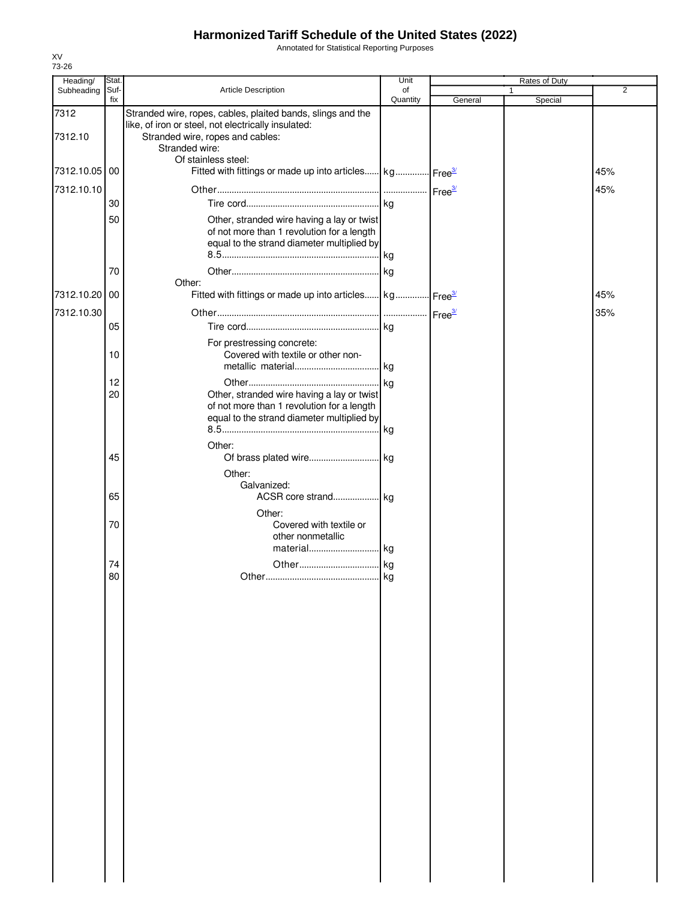# Harmonized Tariff Schedule of the United States (2022)

Annotated for Statistical Reporting Purposes

XV
73-26

| Heading/ Subheading | Stat. Suf- fix | Article Description | Unit of Quantity | Rates of Duty 1 General | Special | 2 |
|---|---|---|---|---|---|---|
| 7312 | | Stranded wire, ropes, cables, plaited bands, slings and the like, of iron or steel, not electrically insulated: | | | | |
| 7312.10 | | Stranded wire, ropes and cables: | | | | |
| | | Stranded wire: | | | | |
| | | Of stainless steel: | | | | |
| 7312.10.05 | 00 | Fitted with fittings or made up into articles | kg | Free[3/] | | 45% |
| 7312.10.10 | | Other | | Free[3/] | | 45% |
| | 30 | Tire cord | kg | | | |
| | 50 | Other, stranded wire having a lay or twist of not more than 1 revolution for a length equal to the strand diameter multiplied by 8.5 | kg | | | |
| | 70 | Other | kg | | | |
| | | Other: | | | | |
| 7312.10.20 | 00 | Fitted with fittings or made up into articles | kg | Free[3/] | | 45% |
| 7312.10.30 | | Other | | Free[3/] | | 35% |
| | 05 | Tire cord | kg | | | |
| | | For prestressing concrete: | | | | |
| | 10 | Covered with textile or other non-metallic material | kg | | | |
| | 12 | Other | kg | | | |
| | 20 | Other, stranded wire having a lay or twist of not more than 1 revolution for a length equal to the strand diameter multiplied by 8.5 | kg | | | |
| | | Other: | | | | |
| | 45 | Of brass plated wire | kg | | | |
| | | Other: | | | | |
| | | Galvanized: | | | | |
| | 65 | ACSR core strand | kg | | | |
| | | Other: | | | | |
| | 70 | Covered with textile or other nonmetallic material | kg | | | |
| | 74 | Other | kg | | | |
| | 80 | Other | kg | | | |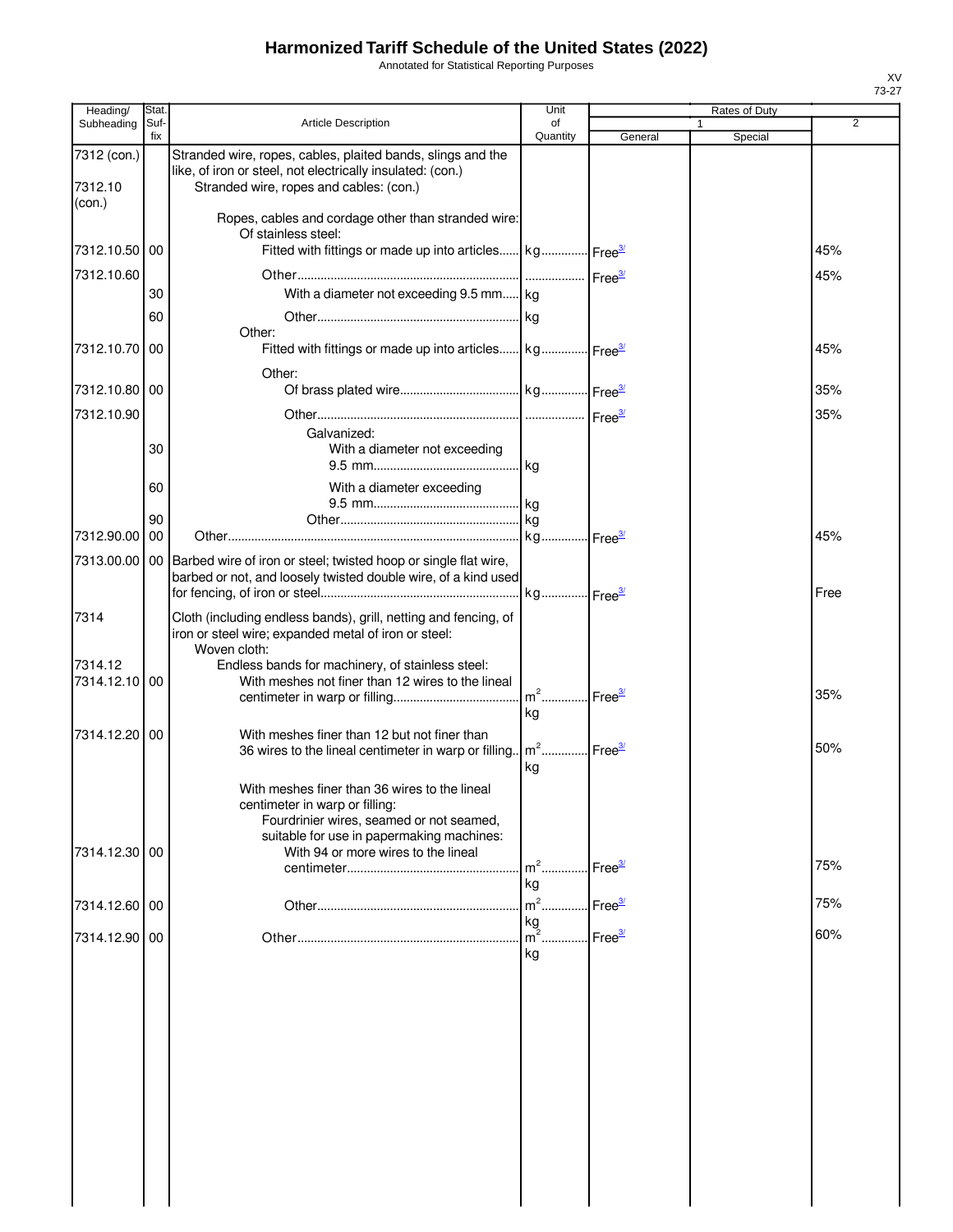# Harmonized Tariff Schedule of the United States (2022)

Annotated for Statistical Reporting Purposes

XV
73-27

| Heading/ Subheading | Stat. Suf- fix | Article Description | Unit of Quantity | Rates of Duty 1 General | Special | 2 |
|---|---|---|---|---|---|---|
| 7312 (con.) | | Stranded wire, ropes, cables, plaited bands, slings and the like, of iron or steel, not electrically insulated: (con.) | | | | |
| 7312.10 (con.) | | Stranded wire, ropes and cables: (con.) | | | | |
| | | Ropes, cables and cordage other than stranded wire: | | | | |
| | | Of stainless steel: | | | | |
| 7312.10.50 | 00 | Fitted with fittings or made up into articles | kg | Free[3/] | | 45% |
| 7312.10.60 | | Other | | Free[3/] | | 45% |
| | 30 | With a diameter not exceeding 9.5 mm | kg | | | |
| | 60 | Other | kg | | | |
| | | Other: | | | | |
| 7312.10.70 | 00 | Fitted with fittings or made up into articles | kg | Free[3/] | | 45% |
| | | Other: | | | | |
| 7312.10.80 | 00 | Of brass plated wire | kg | Free[3/] | | 35% |
| 7312.10.90 | | Other | | Free[3/] | | 35% |
| | | Galvanized: | | | | |
| | 30 | With a diameter not exceeding 9.5 mm | kg | | | |
| | 60 | With a diameter exceeding 9.5 mm | kg | | | |
| | 90 | Other | kg | | | |
| 7312.90.00 | 00 | Other | kg | Free[3/] | | 45% |
| 7313.00.00 | 00 | Barbed wire of iron or steel; twisted hoop or single flat wire, barbed or not, and loosely twisted double wire, of a kind used for fencing, of iron or steel | kg | Free[3/] | | Free |
| 7314 | | Cloth (including endless bands), grill, netting and fencing, of iron or steel wire; expanded metal of iron or steel: | | | | |
| | | Woven cloth: | | | | |
| 7314.12 | | Endless bands for machinery, of stainless steel: | | | | |
| 7314.12.10 | 00 | With meshes not finer than 12 wires to the lineal centimeter in warp or filling | $m^2$ kg | Free[3/] | | 35% |
| 7314.12.20 | 00 | With meshes finer than 12 but not finer than 36 wires to the lineal centimeter in warp or filling | $m^2$ kg | Free[3/] | | 50% |
| | | With meshes finer than 36 wires to the lineal centimeter in warp or filling: | | | | |
| | | Fourdrinier wires, seamed or not seamed, suitable for use in papermaking machines: | | | | |
| 7314.12.30 | 00 | With 94 or more wires to the lineal centimeter | $m^2$ kg | Free[3/] | | 75% |
| 7314.12.60 | 00 | Other | $m^2$ kg | Free[3/] | | 75% |
| 7314.12.90 | 00 | Other | $m^2$ kg | Free[3/] | | 60% |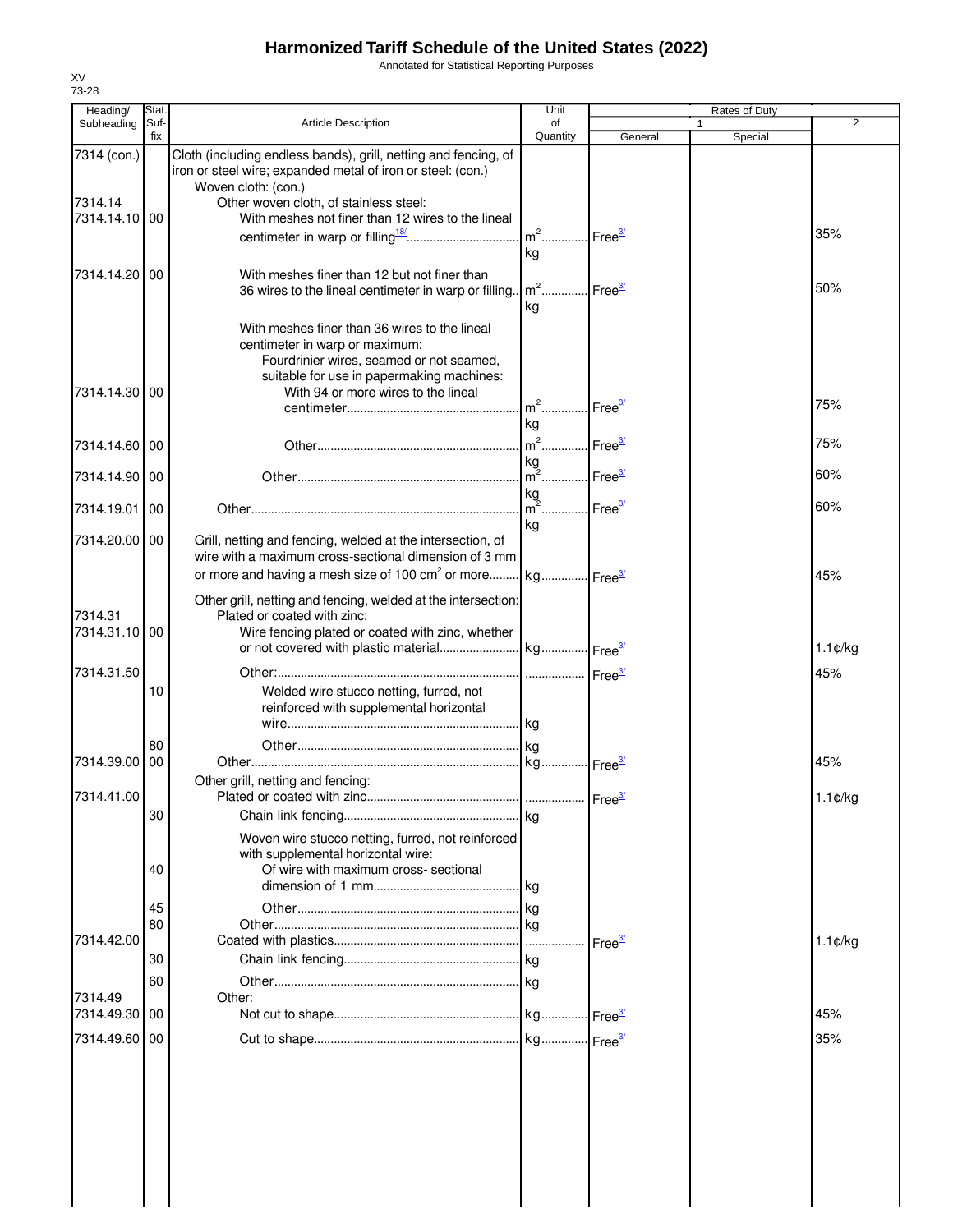# Harmonized Tariff Schedule of the United States (2022)

Annotated for Statistical Reporting Purposes

XV
73-28

| Heading/ Subheading | Stat. Suf- fix | Article Description | Unit of Quantity | Rates of Duty 1 General | Special | 2 |
|---|---|---|---|---|---|---|
| 7314 (con.) | | Cloth (including endless bands), grill, netting and fencing, of iron or steel wire; expanded metal of iron or steel: (con.) | | | | |
| | | Woven cloth: (con.) | | | | |
| 7314.14 | | Other woven cloth, of stainless steel: | | | | |
| 7314.14.10 | 00 | With meshes not finer than 12 wires to the lineal centimeter in warp or filling[18/] | $m^2$ kg | Free[3/] | | 35% |
| 7314.14.20 | 00 | With meshes finer than 12 but not finer than 36 wires to the lineal centimeter in warp or filling | $m^2$ kg | Free[3/] | | 50% |
| | | With meshes finer than 36 wires to the lineal centimeter in warp or maximum: | | | | |
| | | Fourdrinier wires, seamed or not seamed, suitable for use in papermaking machines: | | | | |
| 7314.14.30 | 00 | With 94 or more wires to the lineal centimeter | $m^2$ kg | Free[3/] | | 75% |
| 7314.14.60 | 00 | Other | $m^2$ kg | Free[3/] | | 75% |
| 7314.14.90 | 00 | Other | $m^2$ kg | Free[3/] | | 60% |
| 7314.19.01 | 00 | Other | $m^2$ kg | Free[3/] | | 60% |
| 7314.20.00 | 00 | Grill, netting and fencing, welded at the intersection, of wire with a maximum cross-sectional dimension of 3 mm or more and having a mesh size of 100 $cm^2$ or more | kg | Free[3/] | | 45% |
| | | Other grill, netting and fencing, welded at the intersection: | | | | |
| 7314.31 | | Plated or coated with zinc: | | | | |
| 7314.31.10 | 00 | Wire fencing plated or coated with zinc, whether or not covered with plastic material | kg | Free[3/] | | 1.1¢/kg |
| 7314.31.50 | | Other: | | Free[3/] | | 45% |
| | 10 | Welded wire stucco netting, furred, not reinforced with supplemental horizontal wire | kg | | | |
| | 80 | Other | kg | | | |
| 7314.39.00 | 00 | Other | kg | Free[3/] | | 45% |
| | | Other grill, netting and fencing: | | | | |
| 7314.41.00 | | Plated or coated with zinc | | Free[3/] | | 1.1¢/kg |
| | 30 | Chain link fencing | kg | | | |
| | | Woven wire stucco netting, furred, not reinforced with supplemental horizontal wire: | | | | |
| | 40 | Of wire with maximum cross- sectional dimension of 1 mm | kg | | | |
| | 45 | Other | kg | | | |
| | 80 | Other | kg | | | |
| 7314.42.00 | | Coated with plastics | | Free[3/] | | 1.1¢/kg |
| | 30 | Chain link fencing | kg | | | |
| | 60 | Other | kg | | | |
| 7314.49 | | Other: | | | | |
| 7314.49.30 | 00 | Not cut to shape | kg | Free[3/] | | 45% |
| 7314.49.60 | 00 | Cut to shape | kg | Free[3/] | | 35% |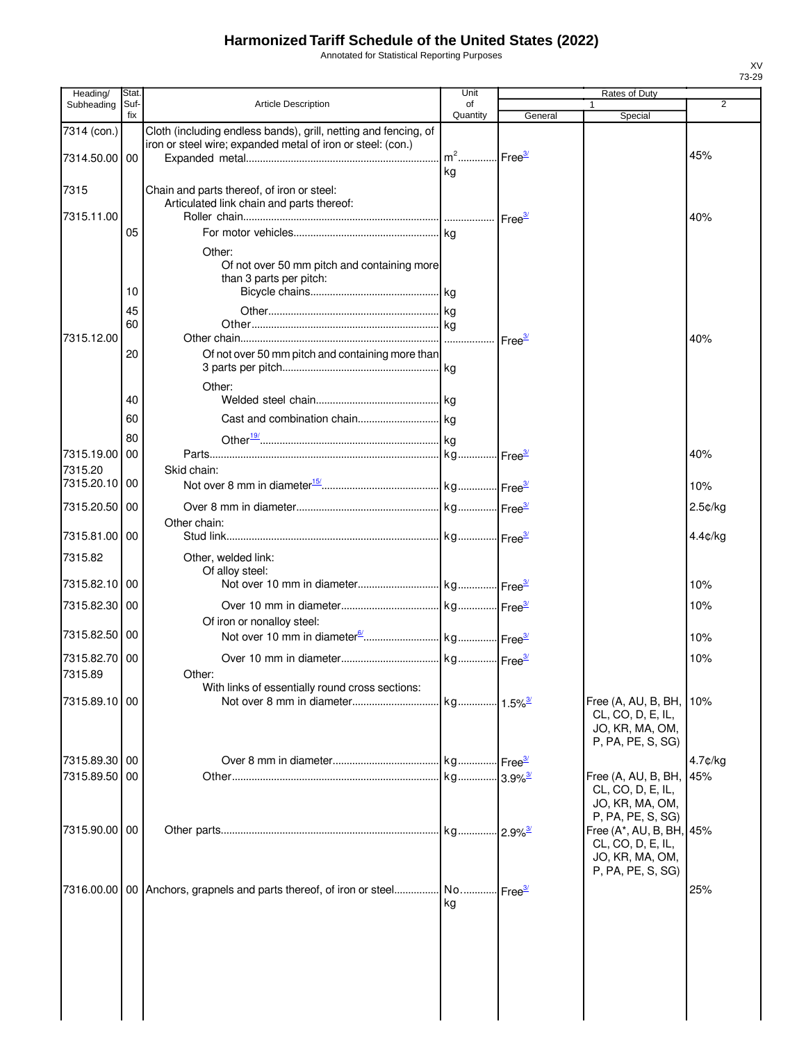# Harmonized Tariff Schedule of the United States (2022)

Annotated for Statistical Reporting Purposes

XV
73-29

| Heading/ Subheading | Stat. Suf-fix | Article Description | Unit of Quantity | Rates of Duty 1 General | Special | 2 |
|---|---|---|---|---|---|---|
| 7314 (con.) | | Cloth (including endless bands), grill, netting and fencing, of iron or steel wire; expanded metal of iron or steel: (con.) | | | | |
| 7314.50.00 | 00 | Expanded metal | m[2] kg | Free[3/] | | 45% |
| 7315 | | Chain and parts thereof, of iron or steel: | | | | |
| | | Articulated link chain and parts thereof: | | | | |
| 7315.11.00 | | Roller chain | | Free[3/] | | 40% |
| | 05 | For motor vehicles | kg | | | |
| | | Other: | | | | |
| | | Of not over 50 mm pitch and containing more than 3 parts per pitch: | | | | |
| | 10 | Bicycle chains | kg | | | |
| | 45 | Other | kg | | | |
| | 60 | Other | kg | | | |
| 7315.12.00 | | Other chain | | Free[3/] | | 40% |
| | 20 | Of not over 50 mm pitch and containing more than 3 parts per pitch | kg | | | |
| | | Other: | | | | |
| | 40 | Welded steel chain | kg | | | |
| | 60 | Cast and combination chain | kg | | | |
| | 80 | Other[19/] | kg | | | |
| 7315.19.00 | 00 | Parts | kg | Free[3/] | | 40% |
| 7315.20 | | Skid chain: | | | | |
| 7315.20.10 | 00 | Not over 8 mm in diameter[15/] | kg | Free[3/] | | 10% |
| 7315.20.50 | 00 | Over 8 mm in diameter | kg | Free[3/] | | 2.5¢/kg |
| | | Other chain: | | | | |
| 7315.81.00 | 00 | Stud link | kg | Free[3/] | | 4.4¢/kg |
| 7315.82 | | Other, welded link: | | | | |
| | | Of alloy steel: | | | | |
| 7315.82.10 | 00 | Not over 10 mm in diameter | kg | Free[3/] | | 10% |
| 7315.82.30 | 00 | Over 10 mm in diameter | kg | Free[3/] | | 10% |
| | | Of iron or nonalloy steel: | | | | |
| 7315.82.50 | 00 | Not over 10 mm in diameter[6/] | kg | Free[3/] | | 10% |
| 7315.82.70 | 00 | Over 10 mm in diameter | kg | Free[3/] | | 10% |
| 7315.89 | | Other: | | | | |
| | | With links of essentially round cross sections: | | | | |
| 7315.89.10 | 00 | Not over 8 mm in diameter | kg | 1.5%[3/] | Free (A, AU, B, BH, CL, CO, D, E, IL, JO, KR, MA, OM, P, PA, PE, S, SG) | 10% |
| 7315.89.30 | 00 | Over 8 mm in diameter | kg | Free[3/] | | 4.7¢/kg |
| 7315.89.50 | 00 | Other | kg | 3.9%[3/] | Free (A, AU, B, BH, CL, CO, D, E, IL, JO, KR, MA, OM, P, PA, PE, S, SG) | 45% |
| 7315.90.00 | 00 | Other parts | kg | 2.9%[3/] | Free (A*, AU, B, BH, CL, CO, D, E, IL, JO, KR, MA, OM, P, PA, PE, S, SG) | 45% |
| 7316.00.00 | 00 | Anchors, grapnels and parts thereof, of iron or steel | No. kg | Free[3/] | | 25% |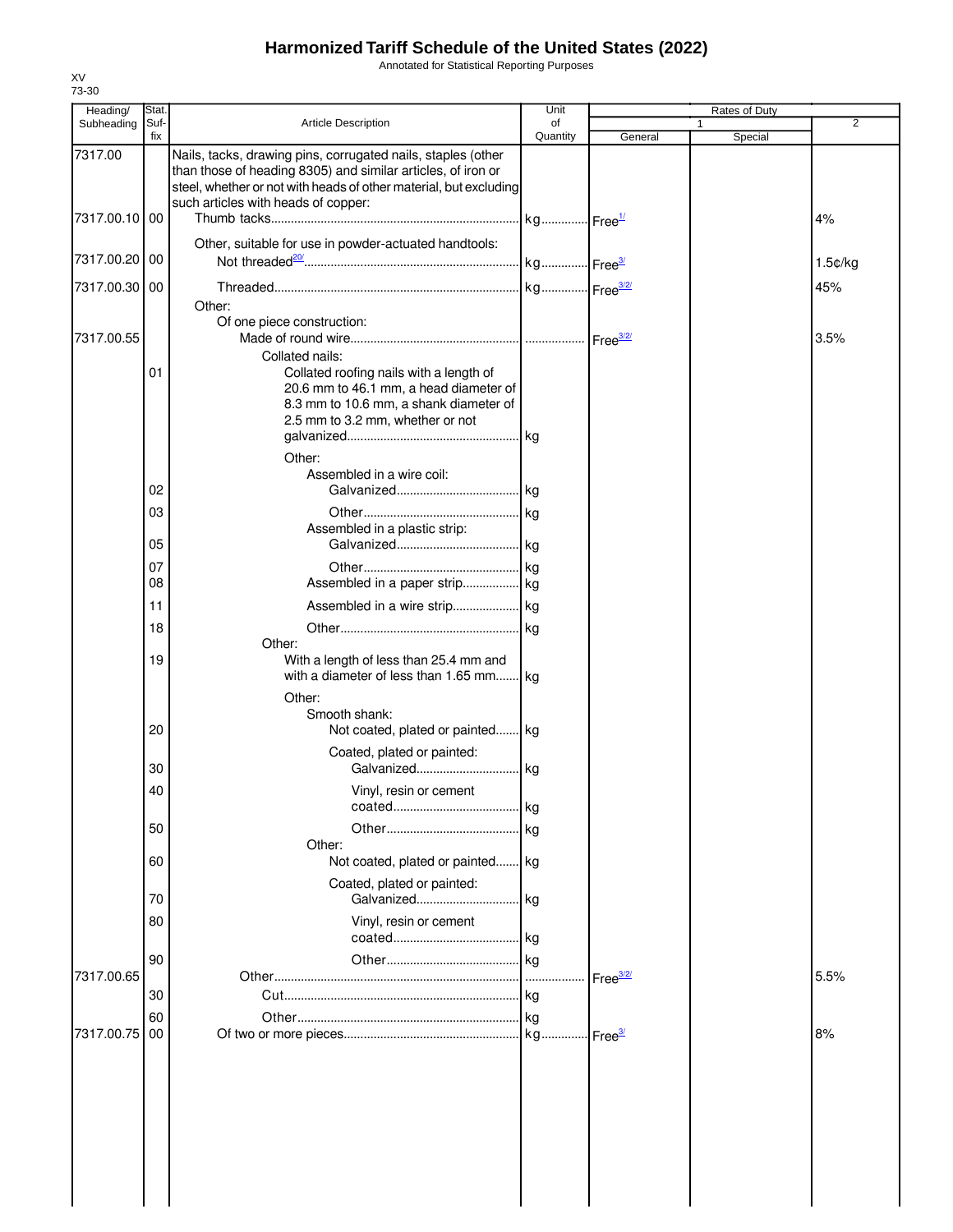# Harmonized Tariff Schedule of the United States (2022)

Annotated for Statistical Reporting Purposes

XV
73-30

| Heading/ Subheading | Stat. Suf- fix | Article Description | Unit of Quantity | Rates of Duty 1 General | Special | 2 |
|---|---|---|---|---|---|---|
| 7317.00 | | Nails, tacks, drawing pins, corrugated nails, staples (other than those of heading 8305) and similar articles, of iron or steel, whether or not with heads of other material, but excluding such articles with heads of copper: | | | | |
| 7317.00.10 | 00 | Thumb tacks | kg | Free[1/] | | 4% |
| | | Other, suitable for use in powder-actuated handtools: | | | | |
| 7317.00.20 | 00 | Not threaded[20/] | kg | Free[3/] | | 1.5¢/kg |
| 7317.00.30 | 00 | Threaded | kg | Free[3/2/] | | 45% |
| | | Other: | | | | |
| | | Of one piece construction: | | | | |
| 7317.00.55 | | Made of round wire | | Free[3/2/] | | 3.5% |
| | | Collated nails: | | | | |
| | 01 | Collated roofing nails with a length of 20.6 mm to 46.1 mm, a head diameter of 8.3 mm to 10.6 mm, a shank diameter of 2.5 mm to 3.2 mm, whether or not galvanized | kg | | | |
| | | Other: | | | | |
| | | Assembled in a wire coil: | | | | |
| | 02 | Galvanized | kg | | | |
| | 03 | Other | kg | | | |
| | | Assembled in a plastic strip: | | | | |
| | 05 | Galvanized | kg | | | |
| | 07 | Other | kg | | | |
| | 08 | Assembled in a paper strip | kg | | | |
| | 11 | Assembled in a wire strip | kg | | | |
| | 18 | Other | kg | | | |
| | | Other: | | | | |
| | 19 | With a length of less than 25.4 mm and with a diameter of less than 1.65 mm | kg | | | |
| | | Other: | | | | |
| | | Smooth shank: | | | | |
| | 20 | Not coated, plated or painted | kg | | | |
| | | Coated, plated or painted: | | | | |
| | 30 | Galvanized | kg | | | |
| | 40 | Vinyl, resin or cement coated | kg | | | |
| | 50 | Other | kg | | | |
| | | Other: | | | | |
| | 60 | Not coated, plated or painted | kg | | | |
| | | Coated, plated or painted: | | | | |
| | 70 | Galvanized | kg | | | |
| | 80 | Vinyl, resin or cement coated | kg | | | |
| | 90 | Other | kg | | | |
| 7317.00.65 | | Other | | Free[3/2/] | | 5.5% |
| | 30 | Cut | kg | | | |
| | 60 | Other | kg | | | |
| 7317.00.75 | 00 | Of two or more pieces | kg | Free[3/] | | 8% |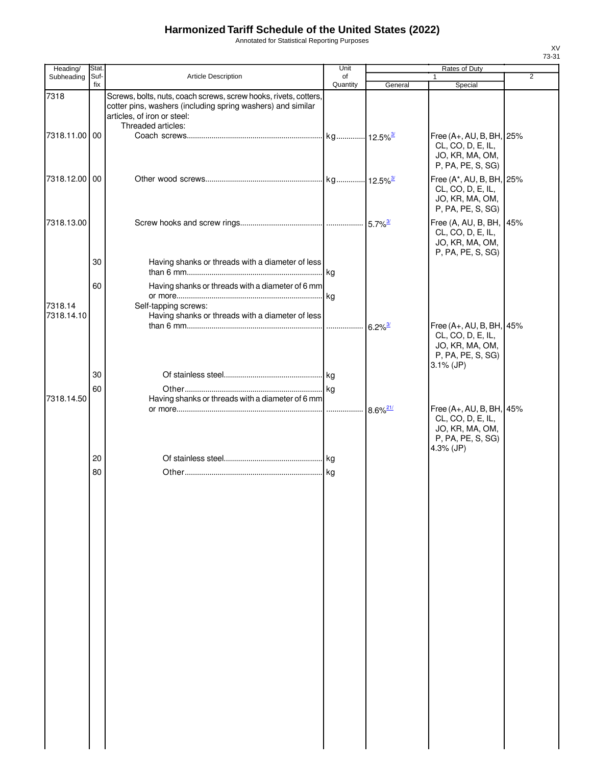# Harmonized Tariff Schedule of the United States (2022)

Annotated for Statistical Reporting Purposes

XV
73-31

| Heading/ Subheading | Stat. Suf- fix | Article Description | Unit of Quantity | Rates of Duty | | |
|---|---|---|---|---|---|---|
| | | | | 1 | | 2 |
| | | | | General | Special | |
| 7318 | | Screws, bolts, nuts, coach screws, screw hooks, rivets, cotters, cotter pins, washers (including spring washers) and similar articles, of iron or steel: | | | | |
| | | Threaded articles: | | | | |
| 7318.11.00 | 00 | Coach screws | kg | 12.5%[3/] | Free (A+, AU, B, BH, CL, CO, D, E, IL, JO, KR, MA, OM, P, PA, PE, S, SG) | 25% |
| 7318.12.00 | 00 | Other wood screws | kg | 12.5%[3/] | Free (A*, AU, B, BH, CL, CO, D, E, IL, JO, KR, MA, OM, P, PA, PE, S, SG) | 25% |
| 7318.13.00 | | Screw hooks and screw rings | | 5.7%[3/] | Free (A, AU, B, BH, CL, CO, D, E, IL, JO, KR, MA, OM, P, PA, PE, S, SG) | 45% |
| | 30 | Having shanks or threads with a diameter of less than 6 mm | kg | | | |
| | 60 | Having shanks or threads with a diameter of 6 mm or more | kg | | | |
| 7318.14 | | Self-tapping screws: | | | | |
| 7318.14.10 | | Having shanks or threads with a diameter of less than 6 mm | | 6.2%[3/] | Free (A+, AU, B, BH, CL, CO, D, E, IL, JO, KR, MA, OM, P, PA, PE, S, SG) 3.1% (JP) | 45% |
| | 30 | Of stainless steel | kg | | | |
| | 60 | Other | kg | | | |
| 7318.14.50 | | Having shanks or threads with a diameter of 6 mm or more | | 8.6%[21/] | Free (A+, AU, B, BH, CL, CO, D, E, IL, JO, KR, MA, OM, P, PA, PE, S, SG) 4.3% (JP) | 45% |
| | 20 | Of stainless steel | kg | | | |
| | 80 | Other | kg | | | |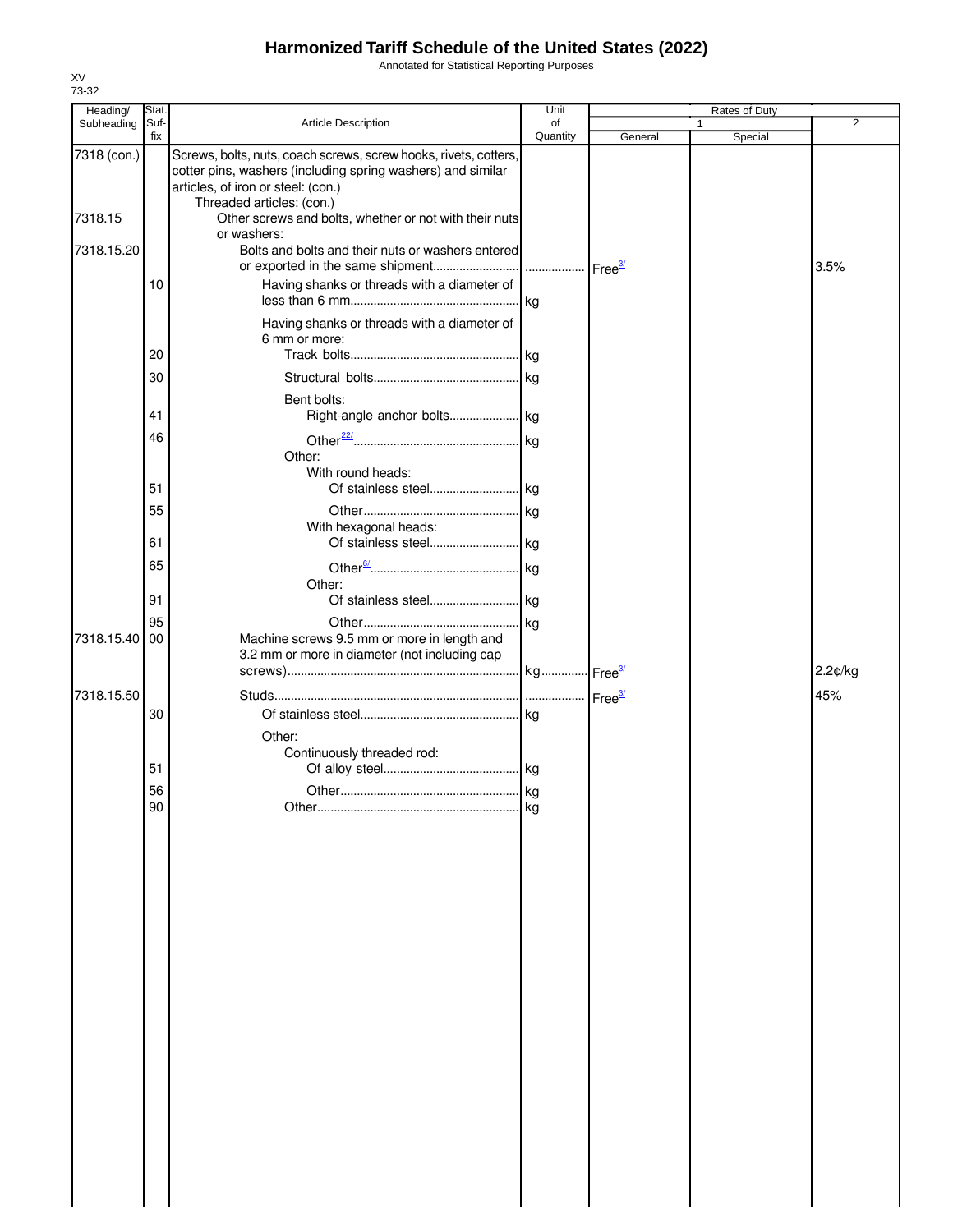# Harmonized Tariff Schedule of the United States (2022)

Annotated for Statistical Reporting Purposes

XV
73-32

| Heading/ Subheading | Stat. Suf- fix | Article Description | Unit of Quantity | Rates of Duty 1 General | Special | 2 |
|---|---|---|---|---|---|---|
| 7318 (con.) | | Screws, bolts, nuts, coach screws, screw hooks, rivets, cotters, cotter pins, washers (including spring washers) and similar articles, of iron or steel: (con.) | | | | |
| | | Threaded articles: (con.) | | | | |
| 7318.15 | | Other screws and bolts, whether or not with their nuts or washers: | | | | |
| 7318.15.20 | | Bolts and bolts and their nuts or washers entered or exported in the same shipment | | Free[3/] | | 3.5% |
| | 10 | Having shanks or threads with a diameter of less than 6 mm | kg | | | |
| | | Having shanks or threads with a diameter of 6 mm or more: | | | | |
| | 20 | Track bolts | kg | | | |
| | 30 | Structural bolts | kg | | | |
| | | Bent bolts: | | | | |
| | 41 | Right-angle anchor bolts | kg | | | |
| | 46 | Other[22/] | kg | | | |
| | | Other: | | | | |
| | | With round heads: | | | | |
| | 51 | Of stainless steel | kg | | | |
| | 55 | Other | kg | | | |
| | | With hexagonal heads: | | | | |
| | 61 | Of stainless steel | kg | | | |
| | 65 | Other[6/] | kg | | | |
| | | Other: | | | | |
| | 91 | Of stainless steel | kg | | | |
| | 95 | Other | kg | | | |
| 7318.15.40 | 00 | Machine screws 9.5 mm or more in length and 3.2 mm or more in diameter (not including cap screws) | kg | Free[3/] | | 2.2¢/kg |
| 7318.15.50 | | Studs | | Free[3/] | | 45% |
| | 30 | Of stainless steel | kg | | | |
| | | Other: | | | | |
| | | Continuously threaded rod: | | | | |
| | 51 | Of alloy steel | kg | | | |
| | 56 | Other | kg | | | |
| | 90 | Other | kg | | | |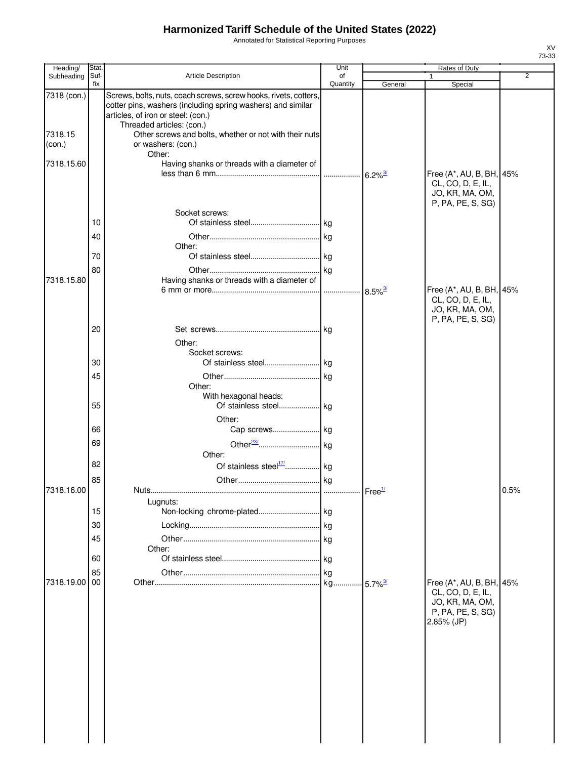# Harmonized Tariff Schedule of the United States (2022)

Annotated for Statistical Reporting Purposes

XV
73-33

| Heading/ Subheading | Stat. Suffix | Article Description | Unit of Quantity | Rates of Duty 1 General | Rates of Duty 1 Special | Rates of Duty 2 |
|---|---|---|---|---|---|---|
| 7318 (con.) | | Screws, bolts, nuts, coach screws, screw hooks, rivets, cotters, cotter pins, washers (including spring washers) and similar articles, of iron or steel: (con.) | | | | |
| | | Threaded articles: (con.) | | | | |
| 7318.15 (con.) | | Other screws and bolts, whether or not with their nuts or washers: (con.) | | | | |
| | | Other: | | | | |
| 7318.15.60 | | Having shanks or threads with a diameter of less than 6 mm | | 6.2%[3/] | Free (A*, AU, B, BH, CL, CO, D, E, IL, JO, KR, MA, OM, P, PA, PE, S, SG) | 45% |
| | | Socket screws: | | | | |
| | 10 | Of stainless steel | kg | | | |
| | 40 | Other | kg | | | |
| | | Other: | | | | |
| | 70 | Of stainless steel | kg | | | |
| | 80 | Other | kg | | | |
| 7318.15.80 | | Having shanks or threads with a diameter of 6 mm or more | | 8.5%[3/] | Free (A*, AU, B, BH, CL, CO, D, E, IL, JO, KR, MA, OM, P, PA, PE, S, SG) | 45% |
| | 20 | Set screws | kg | | | |
| | | Other: | | | | |
| | | Socket screws: | | | | |
| | 30 | Of stainless steel | kg | | | |
| | 45 | Other | kg | | | |
| | | Other: | | | | |
| | | With hexagonal heads: | | | | |
| | 55 | Of stainless steel | kg | | | |
| | | Other: | | | | |
| | 66 | Cap screws | kg | | | |
| | 69 | Other[23/] | kg | | | |
| | | Other: | | | | |
| | 82 | Of stainless steel[17/] | kg | | | |
| | 85 | Other | kg | | | |
| 7318.16.00 | | Nuts | | Free[1/] | | 0.5% |
| | | Lugnuts: | | | | |
| | 15 | Non-locking chrome-plated | kg | | | |
| | 30 | Locking | kg | | | |
| | 45 | Other | kg | | | |
| | | Other: | | | | |
| | 60 | Of stainless steel | kg | | | |
| | 85 | Other | kg | | | |
| 7318.19.00 | 00 | Other | kg | 5.7%[3/] | Free (A*, AU, B, BH, CL, CO, D, E, IL, JO, KR, MA, OM, P, PA, PE, S, SG) 2.85% (JP) | 45% |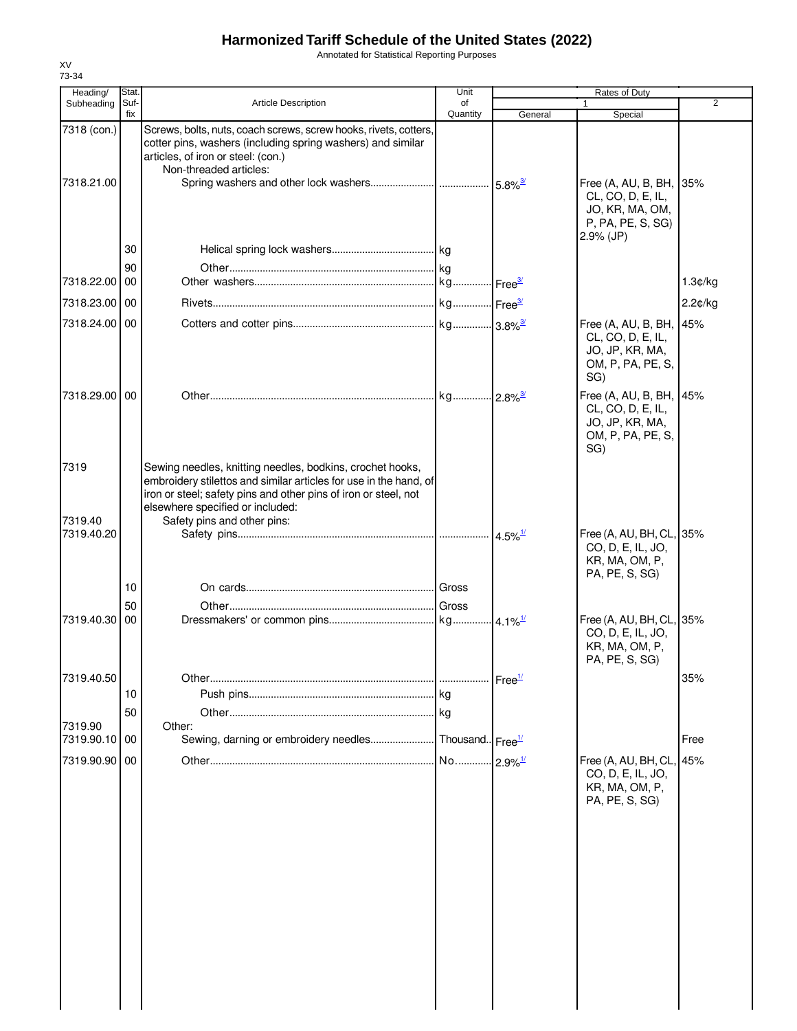# Harmonized Tariff Schedule of the United States (2022)

Annotated for Statistical Reporting Purposes

XV
73-34

| Heading/ Subheading | Stat. Suf-fix | Article Description | Unit of Quantity | Rates of Duty 1 General | Special | 2 |
|---|---|---|---|---|---|---|
| 7318 (con.) | | Screws, bolts, nuts, coach screws, screw hooks, rivets, cotters, cotter pins, washers (including spring washers) and similar articles, of iron or steel: (con.) | | | | |
| | | Non-threaded articles: | | | | |
| 7318.21.00 | | Spring washers and other lock washers | | 5.8%[3/] | Free (A, AU, B, BH, CL, CO, D, E, IL, JO, KR, MA, OM, P, PA, PE, S, SG) 2.9% (JP) | 35% |
| | 30 | Helical spring lock washers | kg | | | |
| | 90 | Other | kg | | | |
| 7318.22.00 | 00 | Other washers | kg | Free[3/] | | 1.3¢/kg |
| 7318.23.00 | 00 | Rivets | kg | Free[3/] | | 2.2¢/kg |
| 7318.24.00 | 00 | Cotters and cotter pins | kg | 3.8%[3/] | Free (A, AU, B, BH, CL, CO, D, E, IL, JO, JP, KR, MA, OM, P, PA, PE, S, SG) | 45% |
| 7318.29.00 | 00 | Other | kg | 2.8%[3/] | Free (A, AU, B, BH, CL, CO, D, E, IL, JO, JP, KR, MA, OM, P, PA, PE, S, SG) | 45% |
| 7319 | | Sewing needles, knitting needles, bodkins, crochet hooks, embroidery stilettos and similar articles for use in the hand, of iron or steel; safety pins and other pins of iron or steel, not elsewhere specified or included: | | | | |
| 7319.40 | | Safety pins and other pins: | | | | |
| 7319.40.20 | | Safety pins | | 4.5%[1/] | Free (A, AU, BH, CL, CO, D, E, IL, JO, KR, MA, OM, P, PA, PE, S, SG) | 35% |
| | 10 | On cards | Gross | | | |
| | 50 | Other | Gross | | | |
| 7319.40.30 | 00 | Dressmakers' or common pins | kg | 4.1%[1/] | Free (A, AU, BH, CL, CO, D, E, IL, JO, KR, MA, OM, P, PA, PE, S, SG) | 35% |
| 7319.40.50 | | Other | | Free[1/] | | 35% |
| | 10 | Push pins | kg | | | |
| | 50 | Other | kg | | | |
| 7319.90 | | Other: | | | | |
| 7319.90.10 | 00 | Sewing, darning or embroidery needles | Thousand | Free[1/] | | Free |
| 7319.90.90 | 00 | Other | No. | 2.9%[1/] | Free (A, AU, BH, CL, CO, D, E, IL, JO, KR, MA, OM, P, PA, PE, S, SG) | 45% |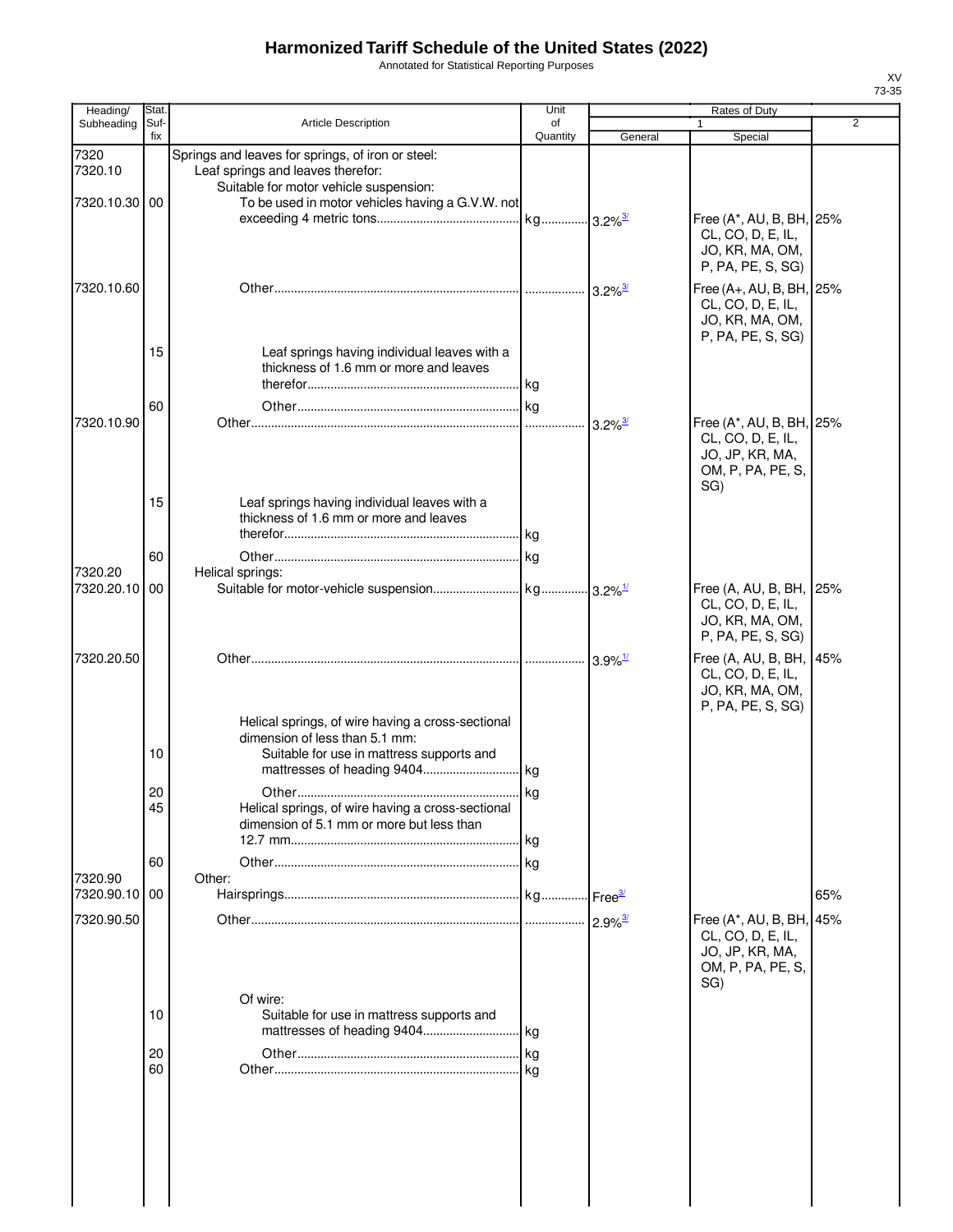# Harmonized Tariff Schedule of the United States (2022)

Annotated for Statistical Reporting Purposes

XV
73-35

| Heading/ Subheading | Stat. Suf- fix | Article Description | Unit of Quantity | Rates of Duty 1 General | Rates of Duty 1 Special | Rates of Duty 2 |
|---|---|---|---|---|---|---|
| 7320 | | Springs and leaves for springs, of iron or steel: | | | | |
| 7320.10 | | Leaf springs and leaves therefor: | | | | |
| | | Suitable for motor vehicle suspension: | | | | |
| 7320.10.30 | 00 | To be used in motor vehicles having a G.V.W. not exceeding 4 metric tons | kg | 3.2%[3/] | Free (A*, AU, B, BH, CL, CO, D, E, IL, JO, KR, MA, OM, P, PA, PE, S, SG) | 25% |
| 7320.10.60 | | Other | | 3.2%[3/] | Free (A+, AU, B, BH, CL, CO, D, E, IL, JO, KR, MA, OM, P, PA, PE, S, SG) | 25% |
| | 15 | Leaf springs having individual leaves with a thickness of 1.6 mm or more and leaves therefor | kg | | | |
| | 60 | Other | kg | | | |
| 7320.10.90 | | Other | | 3.2%[3/] | Free (A*, AU, B, BH, CL, CO, D, E, IL, JO, JP, KR, MA, OM, P, PA, PE, S, SG) | 25% |
| | 15 | Leaf springs having individual leaves with a thickness of 1.6 mm or more and leaves therefor | kg | | | |
| | 60 | Other | kg | | | |
| 7320.20 | | Helical springs: | | | | |
| 7320.20.10 | 00 | Suitable for motor-vehicle suspension | kg | 3.2%[1/] | Free (A, AU, B, BH, CL, CO, D, E, IL, JO, KR, MA, OM, P, PA, PE, S, SG) | 25% |
| 7320.20.50 | | Other | | 3.9%[1/] | Free (A, AU, B, BH, CL, CO, D, E, IL, JO, KR, MA, OM, P, PA, PE, S, SG) | 45% |
| | | Helical springs, of wire having a cross-sectional dimension of less than 5.1 mm: | | | | |
| | 10 | Suitable for use in mattress supports and mattresses of heading 9404 | kg | | | |
| | 20 | Other | kg | | | |
| | 45 | Helical springs, of wire having a cross-sectional dimension of 5.1 mm or more but less than 12.7 mm | kg | | | |
| | 60 | Other | kg | | | |
| 7320.90 | | Other: | | | | |
| 7320.90.10 | 00 | Hairsprings | kg | Free[3/] | | 65% |
| 7320.90.50 | | Other | | 2.9%[3/] | Free (A*, AU, B, BH, CL, CO, D, E, IL, JO, JP, KR, MA, OM, P, PA, PE, S, SG) | 45% |
| | | Of wire: | | | | |
| | 10 | Suitable for use in mattress supports and mattresses of heading 9404 | kg | | | |
| | 20 | Other | kg | | | |
| | 60 | Other | kg | | | |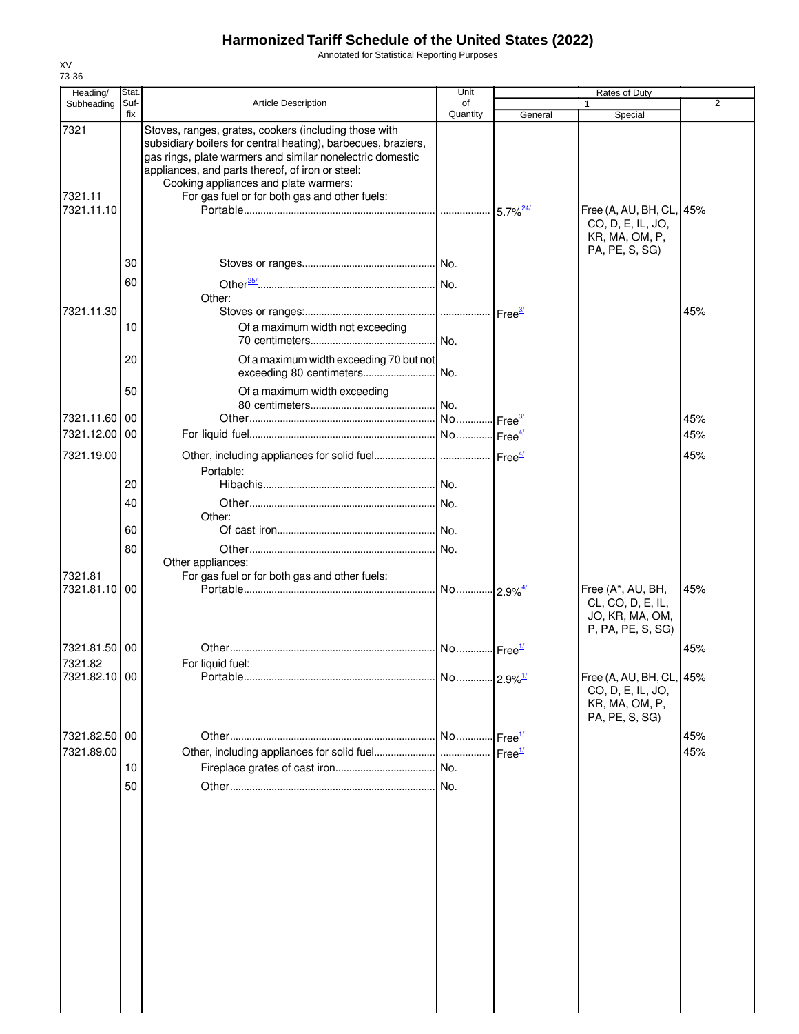# Harmonized Tariff Schedule of the United States (2022)

Annotated for Statistical Reporting Purposes

XV
73-36

| Heading/ Subheading | Stat. Suf- fix | Article Description | Unit of Quantity | Rates of Duty 1 General | Special | 2 |
|---|---|---|---|---|---|---|
| 7321 | | Stoves, ranges, grates, cookers (including those with subsidiary boilers for central heating), barbecues, braziers, gas rings, plate warmers and similar nonelectric domestic appliances, and parts thereof, of iron or steel: | | | | |
| | | Cooking appliances and plate warmers: | | | | |
| 7321.11 | | For gas fuel or for both gas and other fuels: | | | | |
| 7321.11.10 | | Portable | | 5.7%[24/] | Free (A, AU, BH, CL, CO, D, E, IL, JO, KR, MA, OM, P, PA, PE, S, SG) | 45% |
| | 30 | Stoves or ranges | No. | | | |
| | 60 | Other[25/] | No. | | | |
| | | Other: | | | | |
| 7321.11.30 | | Stoves or ranges: | | Free[3/] | | 45% |
| | 10 | Of a maximum width not exceeding 70 centimeters | No. | | | |
| | 20 | Of a maximum width exceeding 70 but not exceeding 80 centimeters | No. | | | |
| | 50 | Of a maximum width exceeding 80 centimeters | No. | | | |
| 7321.11.60 | 00 | Other | No. | Free[3/] | | 45% |
| 7321.12.00 | 00 | For liquid fuel | No. | Free[4/] | | 45% |
| 7321.19.00 | | Other, including appliances for solid fuel | | Free[4/] | | 45% |
| | | Portable: | | | | |
| | 20 | Hibachis | No. | | | |
| | 40 | Other | No. | | | |
| | | Other: | | | | |
| | 60 | Of cast iron | No. | | | |
| | 80 | Other | No. | | | |
| | | Other appliances: | | | | |
| 7321.81 | | For gas fuel or for both gas and other fuels: | | | | |
| 7321.81.10 | 00 | Portable | No. | 2.9%[4/] | Free (A*, AU, BH, CL, CO, D, E, IL, JO, KR, MA, OM, P, PA, PE, S, SG) | 45% |
| 7321.81.50 | 00 | Other | No. | Free[1/] | | 45% |
| 7321.82 | | For liquid fuel: | | | | |
| 7321.82.10 | 00 | Portable | No. | 2.9%[1/] | Free (A, AU, BH, CL, CO, D, E, IL, JO, KR, MA, OM, P, PA, PE, S, SG) | 45% |
| 7321.82.50 | 00 | Other | No. | Free[1/] | | 45% |
| 7321.89.00 | | Other, including appliances for solid fuel | | Free[1/] | | 45% |
| | 10 | Fireplace grates of cast iron | No. | | | |
| | 50 | Other | No. | | | |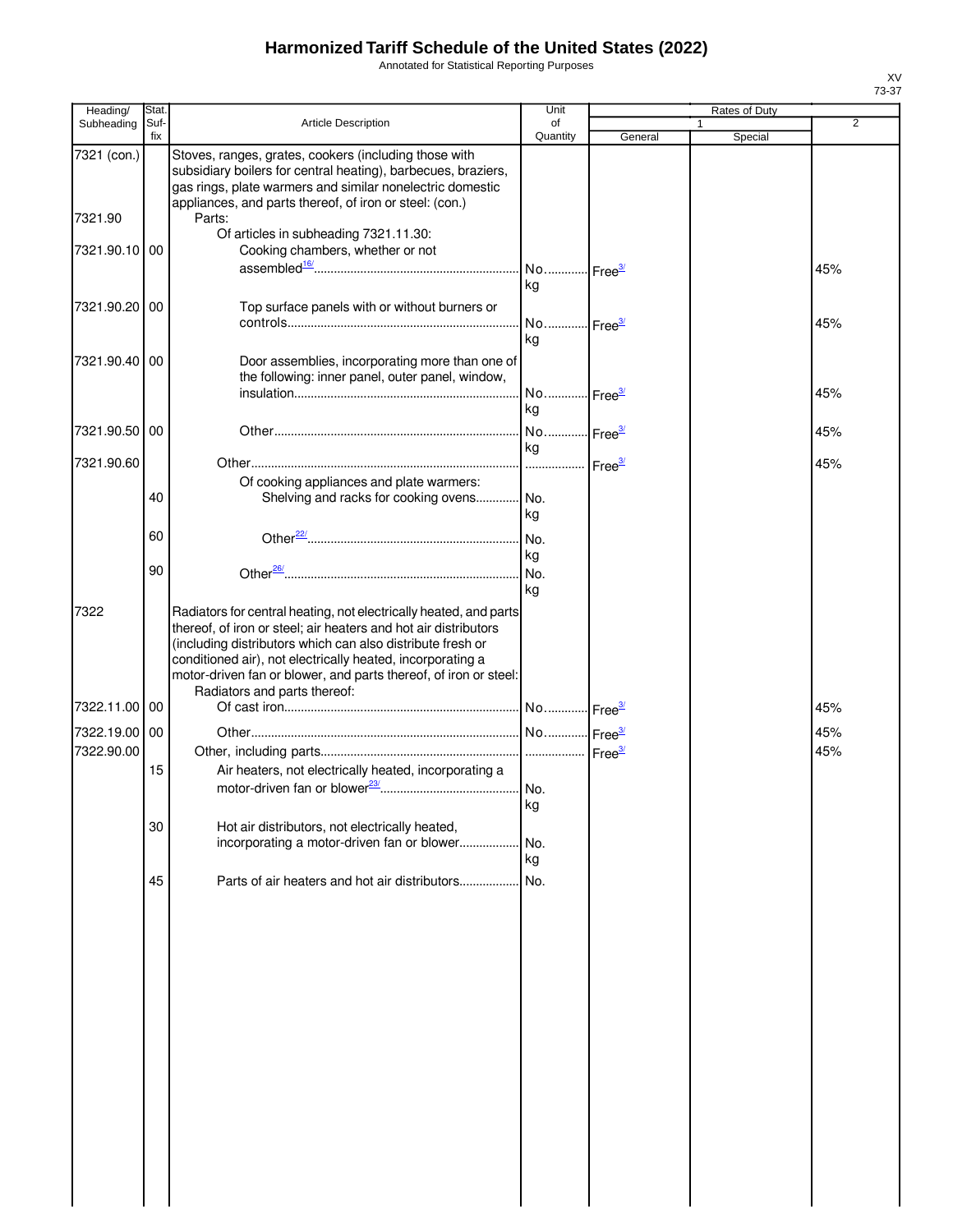# Harmonized Tariff Schedule of the United States (2022)

Annotated for Statistical Reporting Purposes

XV
73-37

| Heading/ Subheading | Stat. Suf- fix | Article Description | Unit of Quantity | Rates of Duty 1 General | Special | 2 |
|---|---|---|---|---|---|---|
| 7321 (con.) | | Stoves, ranges, grates, cookers (including those with subsidiary boilers for central heating), barbecues, braziers, gas rings, plate warmers and similar nonelectric domestic appliances, and parts thereof, of iron or steel: (con.) | | | | |
| 7321.90 | | Parts: | | | | |
| | | Of articles in subheading 7321.11.30: | | | | |
| 7321.90.10 | 00 | Cooking chambers, whether or not assembled[16/] | No. kg | Free[3/] | | 45% |
| 7321.90.20 | 00 | Top surface panels with or without burners or controls | No. kg | Free[3/] | | 45% |
| 7321.90.40 | 00 | Door assemblies, incorporating more than one of the following: inner panel, outer panel, window, insulation | No. kg | Free[3/] | | 45% |
| 7321.90.50 | 00 | Other | No. kg | Free[3/] | | 45% |
| 7321.90.60 | | Other | | Free[3/] | | 45% |
| | | Of cooking appliances and plate warmers: | | | | |
| | 40 | Shelving and racks for cooking ovens | No. kg | | | |
| | 60 | Other[22/] | No. kg | | | |
| | 90 | Other[26/] | No. kg | | | |
| 7322 | | Radiators for central heating, not electrically heated, and parts thereof, of iron or steel; air heaters and hot air distributors (including distributors which can also distribute fresh or conditioned air), not electrically heated, incorporating a motor-driven fan or blower, and parts thereof, of iron or steel: | | | | |
| | | Radiators and parts thereof: | | | | |
| 7322.11.00 | 00 | Of cast iron | No. | Free[3/] | | 45% |
| 7322.19.00 | 00 | Other | No. | Free[3/] | | 45% |
| 7322.90.00 | | Other, including parts | | Free[3/] | | 45% |
| | 15 | Air heaters, not electrically heated, incorporating a motor-driven fan or blower[23/] | No. kg | | | |
| | 30 | Hot air distributors, not electrically heated, incorporating a motor-driven fan or blower | No. kg | | | |
| | 45 | Parts of air heaters and hot air distributors | No. | | | |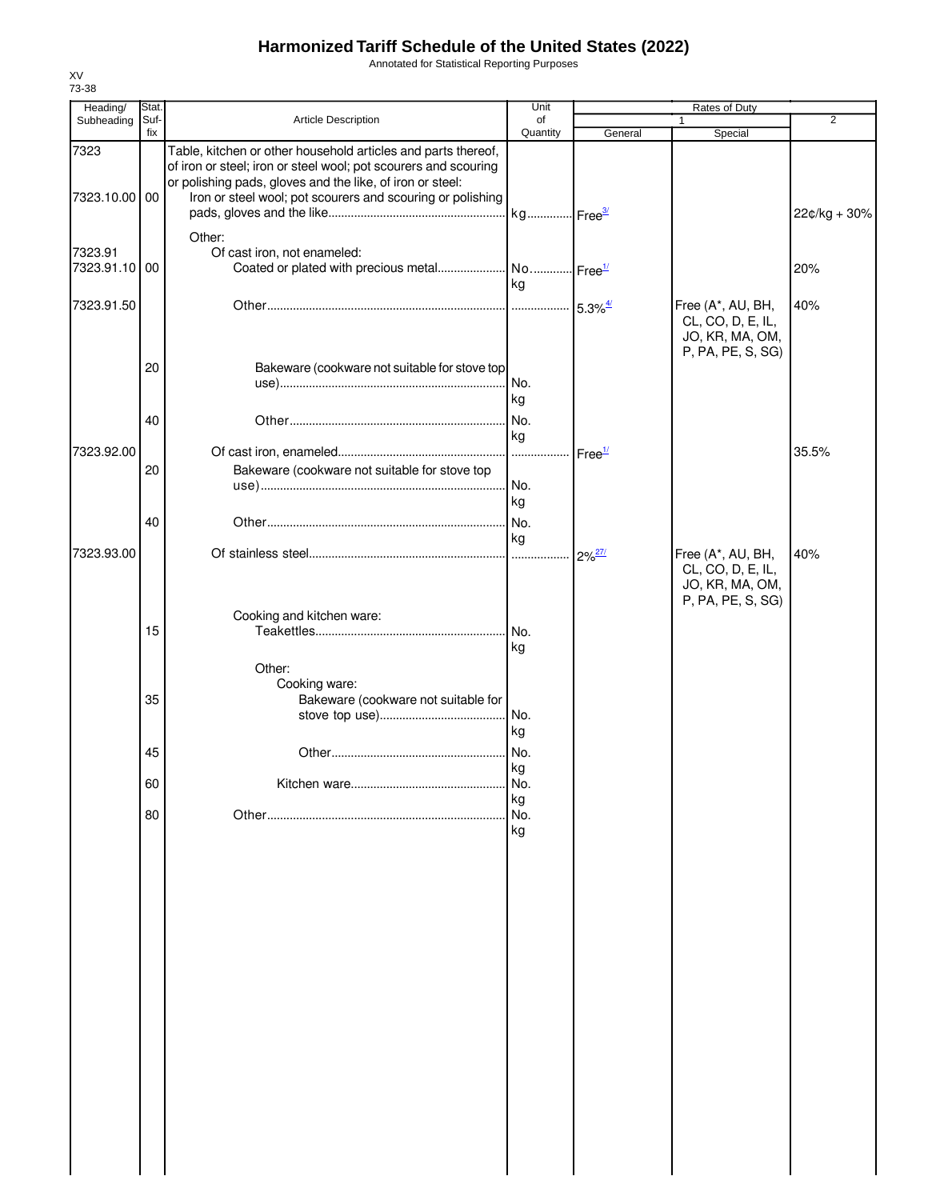# Harmonized Tariff Schedule of the United States (2022)

Annotated for Statistical Reporting Purposes

XV
73-38

| Heading/ Subheading | Stat. Suf- fix | Article Description | Unit of Quantity | Rates of Duty 1 General | Rates of Duty 1 Special | Rates of Duty 2 |
|---|---|---|---|---|---|---|
| 7323 | | Table, kitchen or other household articles and parts thereof, of iron or steel; iron or steel wool; pot scourers and scouring or polishing pads, gloves and the like, of iron or steel: | | | | |
| 7323.10.00 | 00 | Iron or steel wool; pot scourers and scouring or polishing pads, gloves and the like | kg | Free[3/] | | 22¢/kg + 30% |
| | | Other: | | | | |
| 7323.91 | | Of cast iron, not enameled: | | | | |
| 7323.91.10 | 00 | Coated or plated with precious metal | No. kg | Free[1/] | | 20% |
| 7323.91.50 | | Other | | 5.3%[4/] | Free (A*, AU, BH, CL, CO, D, E, IL, JO, KR, MA, OM, P, PA, PE, S, SG) | 40% |
| | 20 | Bakeware (cookware not suitable for stove top use) | No. kg | | | |
| | 40 | Other | No. kg | | | |
| 7323.92.00 | | Of cast iron, enameled | | Free[1/] | | 35.5% |
| | 20 | Bakeware (cookware not suitable for stove top use) | No. kg | | | |
| | 40 | Other | No. kg | | | |
| 7323.93.00 | | Of stainless steel | | 2%[27/] | Free (A*, AU, BH, CL, CO, D, E, IL, JO, KR, MA, OM, P, PA, PE, S, SG) | 40% |
| | | Cooking and kitchen ware: | | | | |
| | 15 | Teakettles | No. kg | | | |
| | | Other: | | | | |
| | | Cooking ware: | | | | |
| | 35 | Bakeware (cookware not suitable for stove top use) | No. kg | | | |
| | 45 | Other | No. kg | | | |
| | 60 | Kitchen ware | No. kg | | | |
| | 80 | Other | No. kg | | | |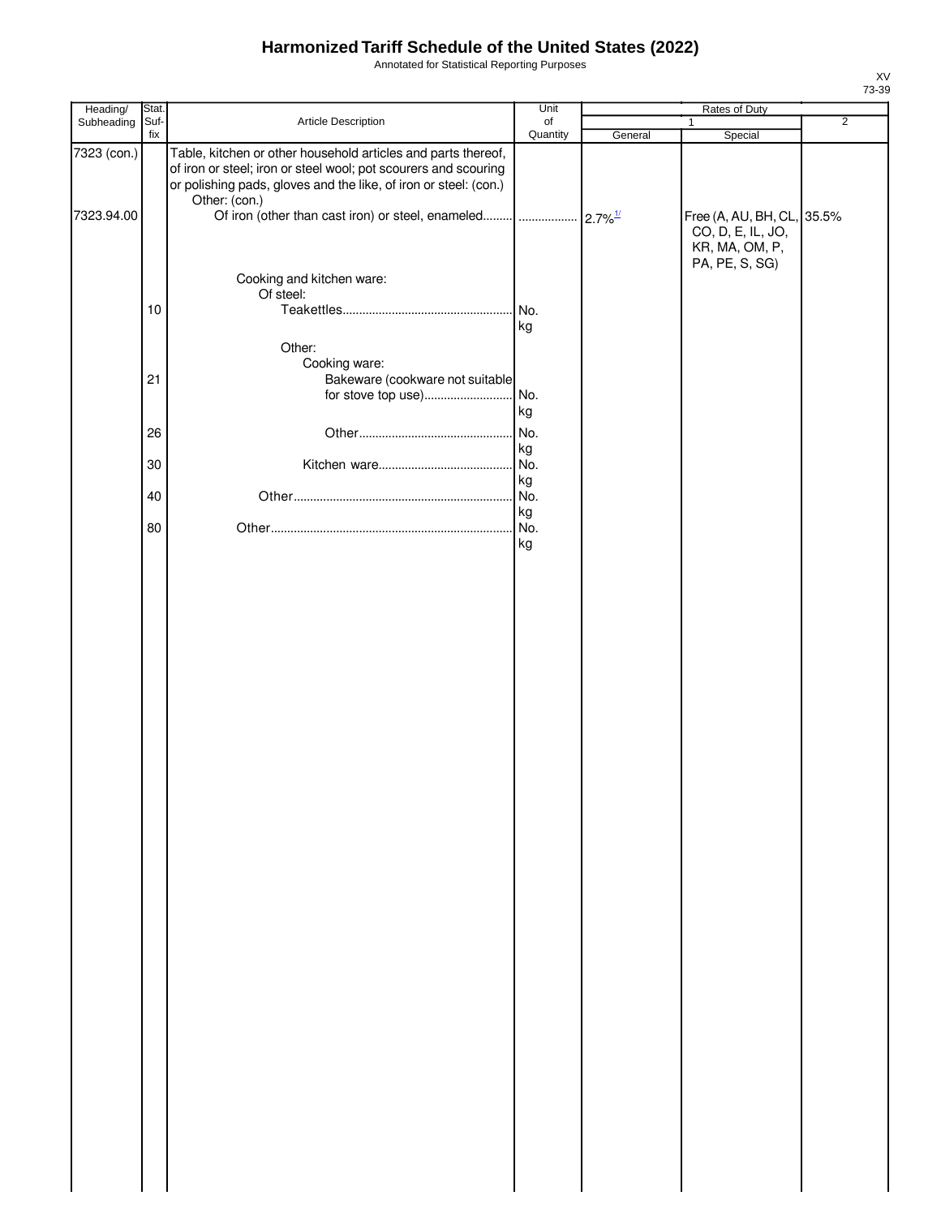# Harmonized Tariff Schedule of the United States (2022)

Annotated for Statistical Reporting Purposes

XV
73-39

| Heading/ Subheading | Stat. Suf- fix | Article Description | Unit of Quantity | Rates of Duty 1 General | Rates of Duty 1 Special | Rates of Duty 2 |
|---|---|---|---|---|---|---|
| 7323 (con.) | | Table, kitchen or other household articles and parts thereof, of iron or steel; iron or steel wool; pot scourers and scouring or polishing pads, gloves and the like, of iron or steel: (con.) | | | | |
| | | Other: (con.) | | | | |
| 7323.94.00 | | Of iron (other than cast iron) or steel, enameled | | 2.7%[1/] | Free (A, AU, BH, CL, CO, D, E, IL, JO, KR, MA, OM, P, PA, PE, S, SG) | 35.5% |
| | | Cooking and kitchen ware: | | | | |
| | | Of steel: | | | | |
| | 10 | Teakettles | No. kg | | | |
| | | Other: | | | | |
| | | Cooking ware: | | | | |
| | 21 | Bakeware (cookware not suitable for stove top use) | No. kg | | | |
| | 26 | Other | No. kg | | | |
| | 30 | Kitchen ware | No. kg | | | |
| | 40 | Other | No. kg | | | |
| | 80 | Other | No. kg | | | |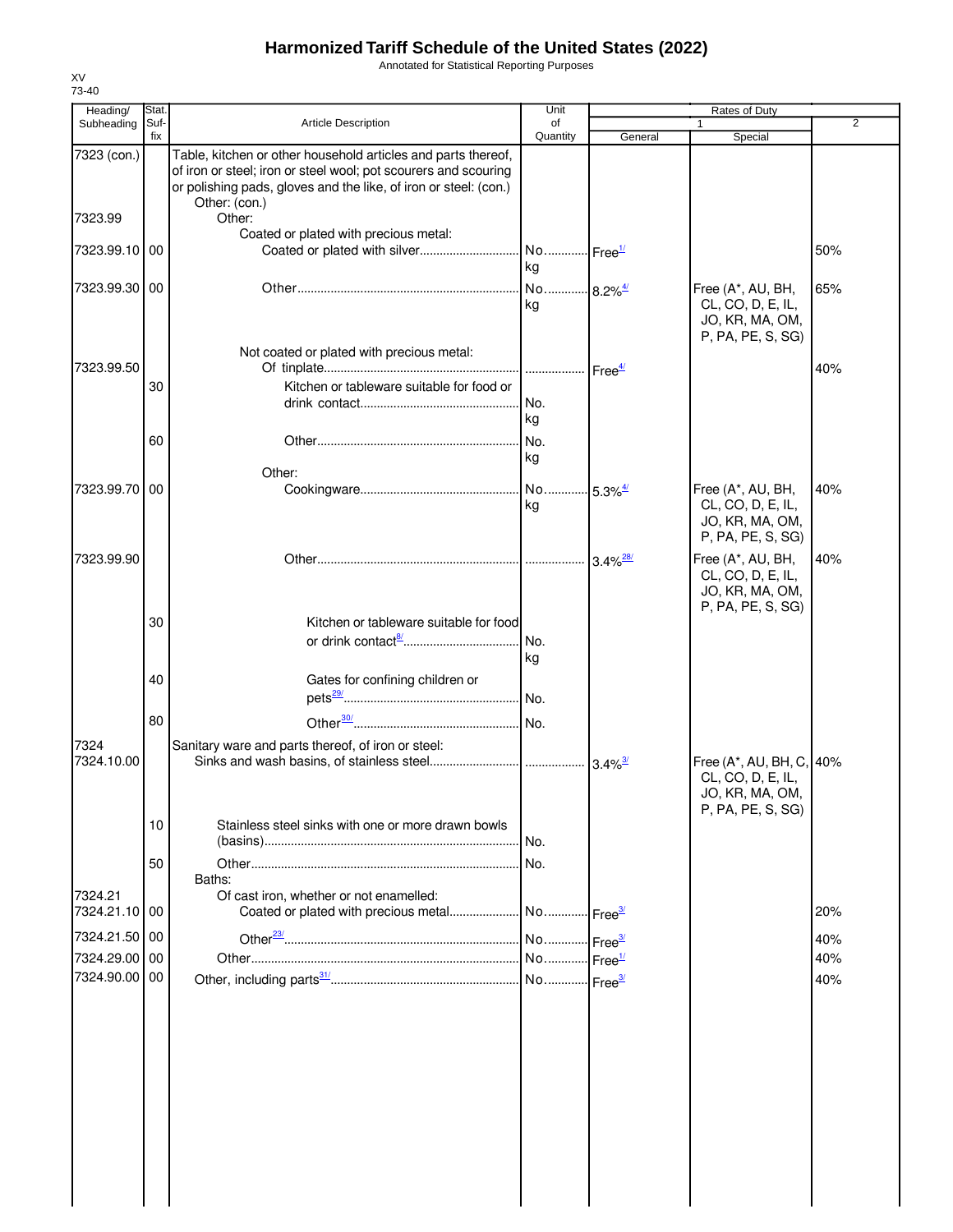# Harmonized Tariff Schedule of the United States (2022)

Annotated for Statistical Reporting Purposes

XV
73-40

| Heading/ Subheading | Stat. Suf- fix | Article Description | Unit of Quantity | Rates of Duty 1 General | Special | 2 |
|---|---|---|---|---|---|---|
| 7323 (con.) | | Table, kitchen or other household articles and parts thereof, of iron or steel; iron or steel wool; pot scourers and scouring or polishing pads, gloves and the like, of iron or steel: (con.) | | | | |
| | | Other: (con.) | | | | |
| 7323.99 | | Other: | | | | |
| | | Coated or plated with precious metal: | | | | |
| 7323.99.10 | 00 | Coated or plated with silver | No. kg | Free[1/] | | 50% |
| 7323.99.30 | 00 | Other | No. kg | 8.2%[4/] | Free (A*, AU, BH, CL, CO, D, E, IL, JO, KR, MA, OM, P, PA, PE, S, SG) | 65% |
| | | Not coated or plated with precious metal: | | | | |
| 7323.99.50 | | Of tinplate | | Free[4/] | | 40% |
| | 30 | Kitchen or tableware suitable for food or drink contact | No. kg | | | |
| | 60 | Other | No. kg | | | |
| | | Other: | | | | |
| 7323.99.70 | 00 | Cookingware | No. kg | 5.3%[4/] | Free (A*, AU, BH, CL, CO, D, E, IL, JO, KR, MA, OM, P, PA, PE, S, SG) | 40% |
| 7323.99.90 | | Other | | 3.4%[28/] | Free (A*, AU, BH, CL, CO, D, E, IL, JO, KR, MA, OM, P, PA, PE, S, SG) | 40% |
| | 30 | Kitchen or tableware suitable for food or drink contact[8/] | No. kg | | | |
| | 40 | Gates for confining children or pets[29/] | No. | | | |
| | 80 | Other[30/] | No. | | | |
| 7324 | | Sanitary ware and parts thereof, of iron or steel: | | | | |
| 7324.10.00 | | Sinks and wash basins, of stainless steel | | 3.4%[3/] | Free (A*, AU, BH, C, CL, CO, D, E, IL, JO, KR, MA, OM, P, PA, PE, S, SG) | 40% |
| | 10 | Stainless steel sinks with one or more drawn bowls (basins) | No. | | | |
| | 50 | Other | No. | | | |
| | | Baths: | | | | |
| 7324.21 | | Of cast iron, whether or not enamelled: | | | | |
| 7324.21.10 | 00 | Coated or plated with precious metal | No. | Free[3/] | | 20% |
| 7324.21.50 | 00 | Other[23/] | No. | Free[3/] | | 40% |
| 7324.29.00 | 00 | Other | No. | Free[1/] | | 40% |
| 7324.90.00 | 00 | Other, including parts[31/] | No. | Free[3/] | | 40% |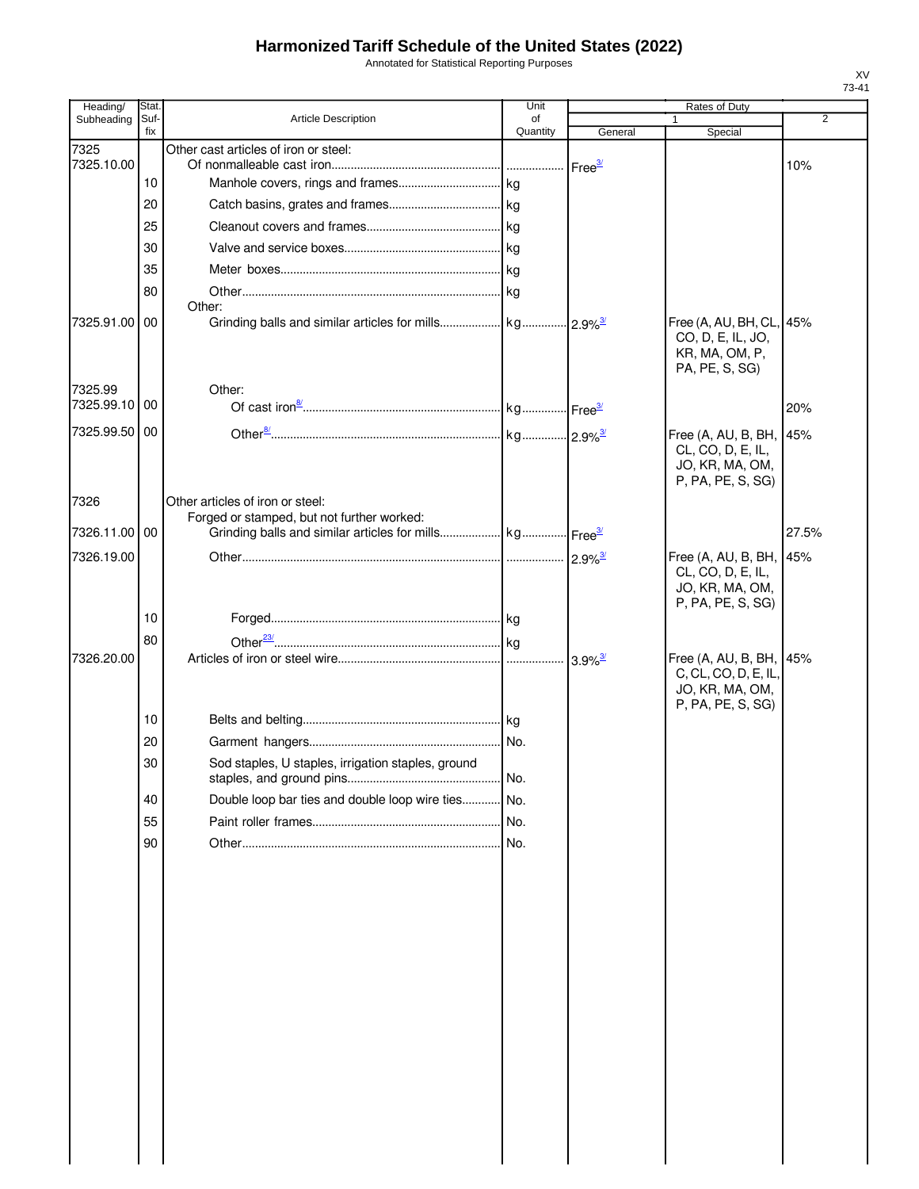# Harmonized Tariff Schedule of the United States (2022)

Annotated for Statistical Reporting Purposes

XV
73-41

| Heading/ Subheading | Stat. Suf- fix | Article Description | Unit of Quantity | Rates of Duty 1 General | Rates of Duty 1 Special | Rates of Duty 2 |
|---|---|---|---|---|---|---|
| 7325 | | Other cast articles of iron or steel: | | | | |
| 7325.10.00 | | Of nonmalleable cast iron | | Free[3/] | | 10% |
| | 10 | Manhole covers, rings and frames | kg | | | |
| | 20 | Catch basins, grates and frames | kg | | | |
| | 25 | Cleanout covers and frames | kg | | | |
| | 30 | Valve and service boxes | kg | | | |
| | 35 | Meter boxes | kg | | | |
| | 80 | Other | kg | | | |
| | | Other: | | | | |
| 7325.91.00 | 00 | Grinding balls and similar articles for mills | kg | 2.9%[3/] | Free (A, AU, BH, CL, CO, D, E, IL, JO, KR, MA, OM, P, PA, PE, S, SG) | 45% |
| 7325.99 | | Other: | | | | |
| 7325.99.10 | 00 | Of cast iron[8/] | kg | Free[3/] | | 20% |
| 7325.99.50 | 00 | Other[8/] | kg | 2.9%[3/] | Free (A, AU, B, BH, CL, CO, D, E, IL, JO, KR, MA, OM, P, PA, PE, S, SG) | 45% |
| 7326 | | Other articles of iron or steel: | | | | |
| | | Forged or stamped, but not further worked: | | | | |
| 7326.11.00 | 00 | Grinding balls and similar articles for mills | kg | Free[3/] | | 27.5% |
| 7326.19.00 | | Other | | 2.9%[3/] | Free (A, AU, B, BH, CL, CO, D, E, IL, JO, KR, MA, OM, P, PA, PE, S, SG) | 45% |
| | 10 | Forged | kg | | | |
| | 80 | Other[23/] | kg | | | |
| 7326.20.00 | | Articles of iron or steel wire | | 3.9%[3/] | Free (A, AU, B, BH, C, CL, CO, D, E, IL, JO, KR, MA, OM, P, PA, PE, S, SG) | 45% |
| | 10 | Belts and belting | kg | | | |
| | 20 | Garment hangers | No. | | | |
| | 30 | Sod staples, U staples, irrigation staples, ground staples, and ground pins | No. | | | |
| | 40 | Double loop bar ties and double loop wire ties | No. | | | |
| | 55 | Paint roller frames | No. | | | |
| | 90 | Other | No. | | | |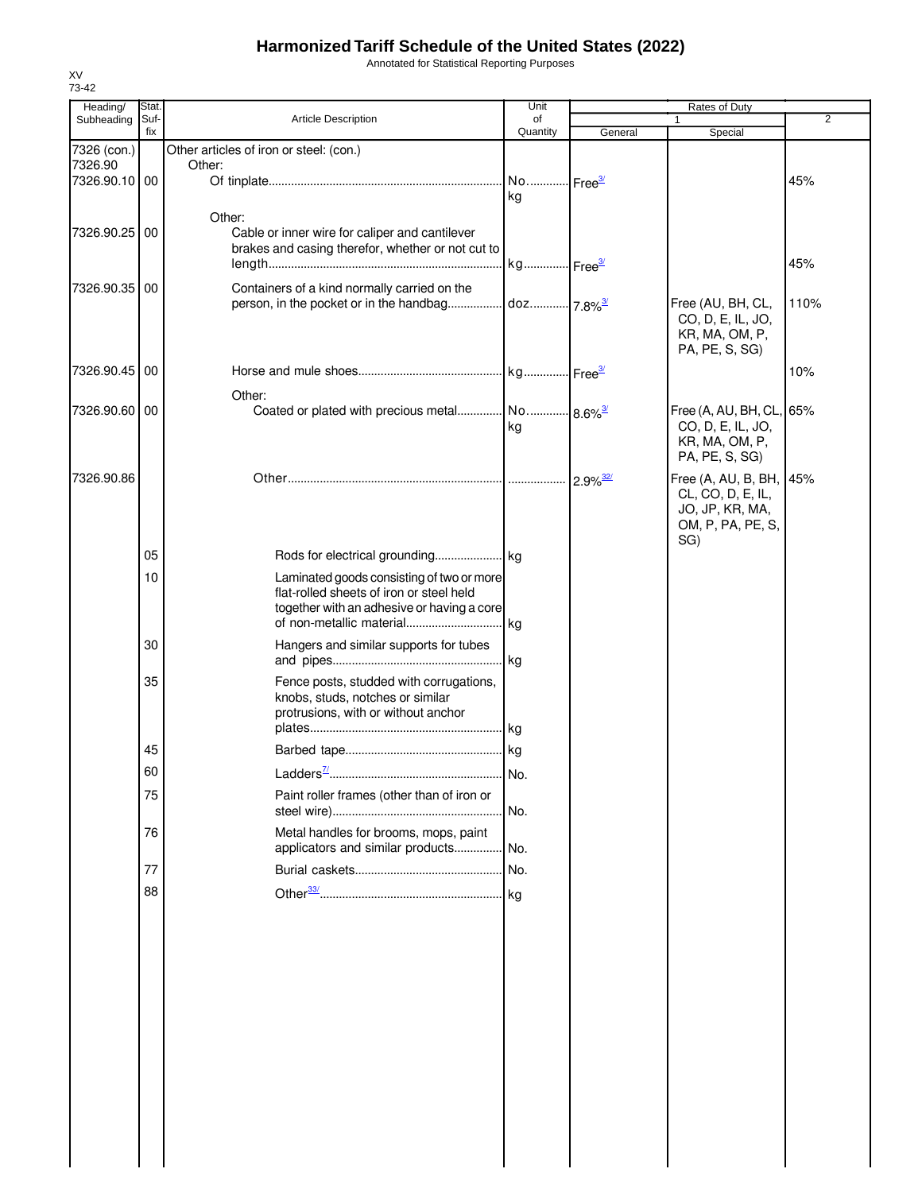# Harmonized Tariff Schedule of the United States (2022)

Annotated for Statistical Reporting Purposes

XV
73-42

| Heading/ Subheading | Stat. Suf-fix | Article Description | Unit of Quantity | Rates of Duty 1 General | Special | 2 |
|---|---|---|---|---|---|---|
| 7326 (con.) | | Other articles of iron or steel: (con.) | | | | |
| 7326.90 | | Other: | | | | |
| 7326.90.10 | 00 | Of tinplate | No. kg | Free[3/] | | 45% |
| | | Other: | | | | |
| 7326.90.25 | 00 | Cable or inner wire for caliper and cantilever brakes and casing therefor, whether or not cut to length | kg | Free[3/] | | 45% |
| 7326.90.35 | 00 | Containers of a kind normally carried on the person, in the pocket or in the handbag | doz. | 7.8%[3/] | Free (AU, BH, CL, CO, D, E, IL, JO, KR, MA, OM, P, PA, PE, S, SG) | 110% |
| 7326.90.45 | 00 | Horse and mule shoes | kg | Free[3/] | | 10% |
| | | Other: | | | | |
| 7326.90.60 | 00 | Coated or plated with precious metal | No. kg | 8.6%[3/] | Free (A, AU, BH, CL, CO, D, E, IL, JO, KR, MA, OM, P, PA, PE, S, SG) | 65% |
| 7326.90.86 | | Other | | 2.9%[32/] | Free (A, AU, B, BH, CL, CO, D, E, IL, JO, JP, KR, MA, OM, P, PA, PE, S, SG) | 45% |
| | 05 | Rods for electrical grounding | kg | | | |
| | 10 | Laminated goods consisting of two or more flat-rolled sheets of iron or steel held together with an adhesive or having a core of non-metallic material | kg | | | |
| | 30 | Hangers and similar supports for tubes and pipes | kg | | | |
| | 35 | Fence posts, studded with corrugations, knobs, studs, notches or similar protrusions, with or without anchor plates | kg | | | |
| | 45 | Barbed tape | kg | | | |
| | 60 | Ladders[7/] | No. | | | |
| | 75 | Paint roller frames (other than of iron or steel wire) | No. | | | |
| | 76 | Metal handles for brooms, mops, paint applicators and similar products | No. | | | |
| | 77 | Burial caskets | No. | | | |
| | 88 | Other[33/] | kg | | | |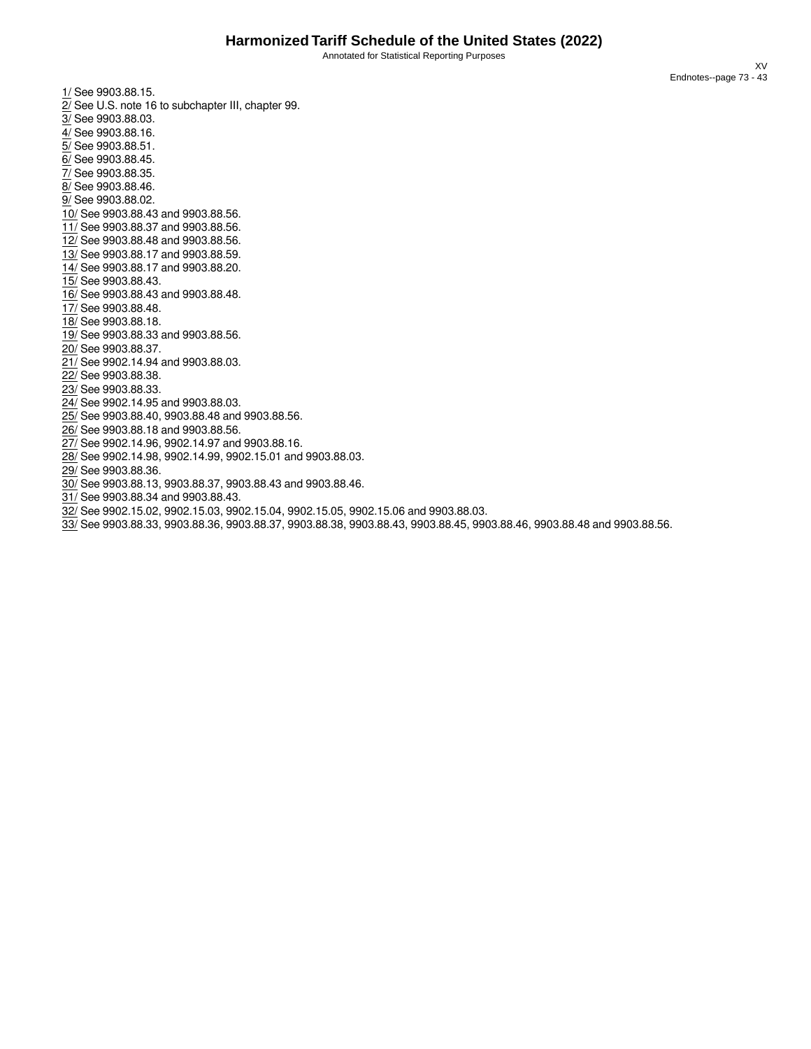1/ See 9903.88.15.
2/ See U.S. note 16 to subchapter III, chapter 99.
3/ See 9903.88.03.
4/ See 9903.88.16.
5/ See 9903.88.51.
6/ See 9903.88.45.
7/ See 9903.88.35.
8/ See 9903.88.46.
9/ See 9903.88.02.
10/ See 9903.88.43 and 9903.88.56.
11/ See 9903.88.37 and 9903.88.56.
12/ See 9903.88.48 and 9903.88.56.
13/ See 9903.88.17 and 9903.88.59.
14/ See 9903.88.17 and 9903.88.20.
15/ See 9903.88.43.
16/ See 9903.88.43 and 9903.88.48.
17/ See 9903.88.48.
18/ See 9903.88.18.
19/ See 9903.88.33 and 9903.88.56.
20/ See 9903.88.37.
21/ See 9902.14.94 and 9903.88.03.
22/ See 9903.88.38.
23/ See 9903.88.33.
24/ See 9902.14.95 and 9903.88.03.
25/ See 9903.88.40, 9903.88.48 and 9903.88.56.
26/ See 9903.88.18 and 9903.88.56.
27/ See 9902.14.96, 9902.14.97 and 9903.88.16.
28/ See 9902.14.98, 9902.14.99, 9902.15.01 and 9903.88.03.
29/ See 9903.88.36.
30/ See 9903.88.13, 9903.88.37, 9903.88.43 and 9903.88.46.
31/ See 9903.88.34 and 9903.88.43.
32/ See 9902.15.02, 9902.15.03, 9902.15.04, 9902.15.05, 9902.15.06 and 9903.88.03.
33/ See 9903.88.33, 9903.88.36, 9903.88.37, 9903.88.38, 9903.88.43, 9903.88.45, 9903.88.46, 9903.88.48 and 9903.88.56.